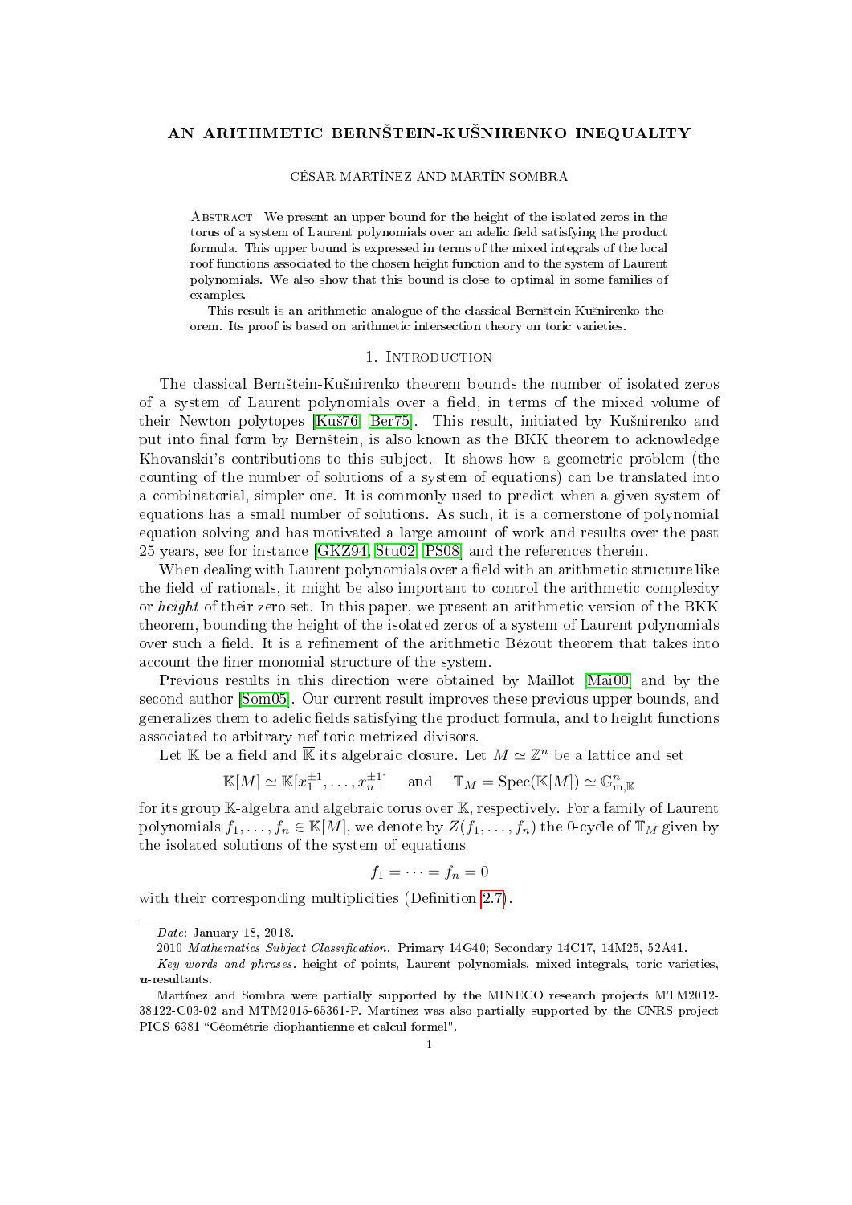# AN ARITHMETIC BERNŠTEIN-KUŠNIRENKO INEQUALITY

CÉSAR MARTÍNEZ AND MARTÍN SOMBRA

Abstract. We present an upper bound for the height of the isolated zeros in the torus of a system of Laurent polynomials over an adelic field satisfying the product formula. This upper bound is expressed in terms of the mixed integrals of the local roof functions associated to the chosen height function and to the system of Laurent polynomials. We also show that this bound is close to optimal in some families of examples.

This result is an arithmetic analogue of the classical Bernštein-Kušnirenko theorem. Its proof is based on arithmetic intersection theory on toric varieties.

## 1. Introduction

The classical Bernštein-Kušnirenko theorem bounds the number of isolated zeros of a system of Laurent polynomials over a field, in terms of the mixed volume of their Newton polytopes [Kuš76, Ber75]. This result, initiated by Kušnirenko and put into final form by Bernštein, is also known as the BKK theorem to acknowledge Khovanskiĭ's contributions to this subject. It shows how a geometric problem (the counting of the number of solutions of a system of equations) can be translated into a combinatorial, simpler one. It is commonly used to predict when a given system of equations has a small number of solutions. As such, it is a cornerstone of polynomial equation solving and has motivated a large amount of work and results over the past 25 years, see for instance [GKZ94, Stu02, PS08] and the references therein.

When dealing with Laurent polynomials over a field with an arithmetic structure like the field of rationals, it might be also important to control the arithmetic complexity or *height* of their zero set. In this paper, we present an arithmetic version of the BKK theorem, bounding the height of the isolated zeros of a system of Laurent polynomials over such a field. It is a refinement of the arithmetic Bézout theorem that takes into account the finer monomial structure of the system.

Previous results in this direction were obtained by Maillot [Mai00] and by the second author [Som05]. Our current result improves these previous upper bounds, and generalizes them to adelic fields satisfying the product formula, and to height functions associated to arbitrary nef toric metrized divisors.

Let $\mathbb{K}$ be a field and $\overline{\mathbb{K}}$ its algebraic closure. Let $M \simeq \mathbb{Z}^n$ be a lattice and set

$$\mathbb{K}[M] \simeq \mathbb{K}[x_1^{\pm 1}, \dots, x_n^{\pm 1}] \quad \text{and} \quad \mathbb{T}_M = \mathrm{Spec}(\mathbb{K}[M]) \simeq \mathbb{G}_{\mathrm{m},\mathbb{K}}^n$$

for its group $\mathbb{K}$-algebra and algebraic torus over $\mathbb{K}$, respectively. For a family of Laurent polynomials $f_1, \dots, f_n \in \mathbb{K}[M]$, we denote by $Z(f_1, \dots, f_n)$ the 0-cycle of $\mathbb{T}_M$ given by the isolated solutions of the system of equations

$$f_1 = \dots = f_n = 0$$

with their corresponding multiplicities (Definition 2.7).

---

*Date*: January 18, 2018.

2010 *Mathematics Subject Classification*. Primary 14G40; Secondary 14C17, 14M25, 52A41.

*Key words and phrases*. height of points, Laurent polynomials, mixed integrals, toric varieties, $\boldsymbol{u}$-resultants.

Martínez and Sombra were partially supported by the MINECO research projects MTM2012-38122-C03-02 and MTM2015-65361-P. Martínez was also partially supported by the CNRS project PICS 6381 "Géométrie diophantienne et calcul formel".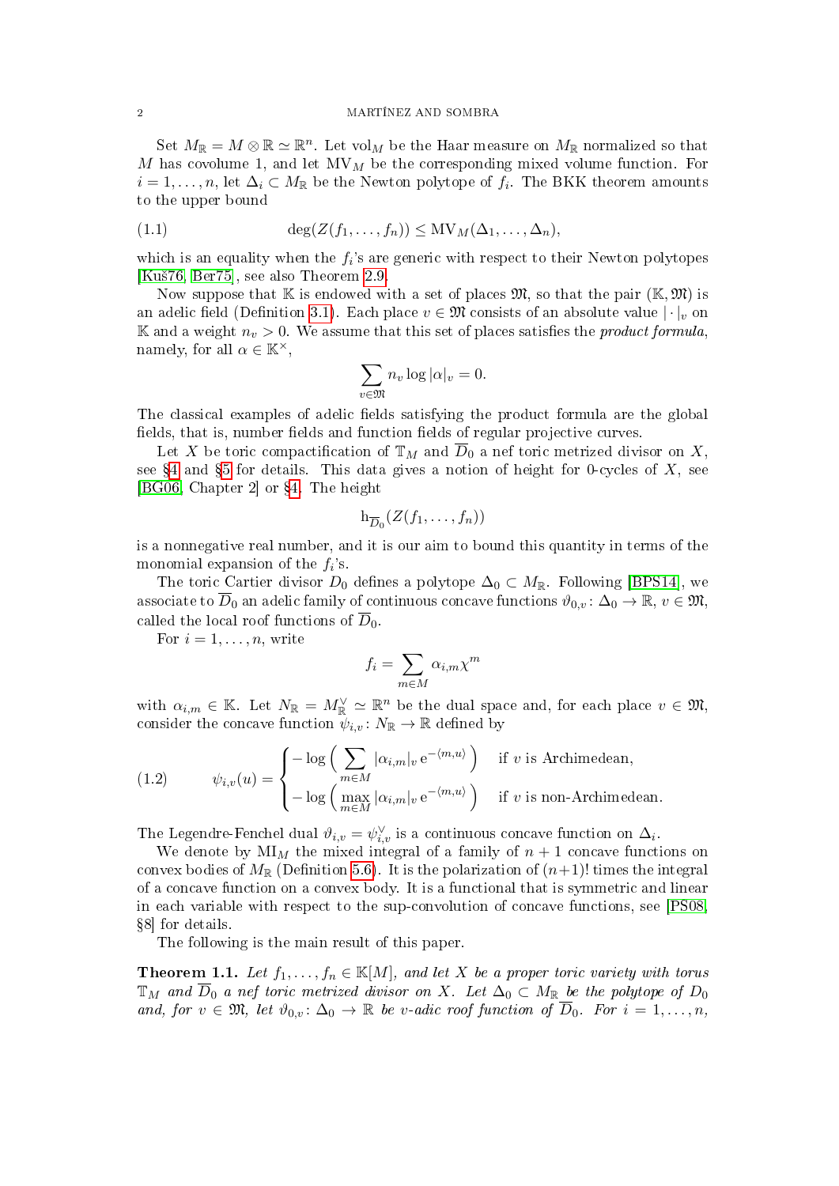Set $M_{\mathbb{R}} = M \otimes \mathbb{R} \simeq \mathbb{R}^n$. Let $\mathrm{vol}_M$ be the Haar measure on $M_{\mathbb{R}}$ normalized so that $M$ has covolume 1, and let $\mathrm{MV}_M$ be the corresponding mixed volume function. For $i = 1, \dots, n$, let $\Delta_i \subset M_{\mathbb{R}}$ be the Newton polytope of $f_i$. The BKK theorem amounts to the upper bound

$$\deg(Z(f_1, \dots, f_n)) \leq \mathrm{MV}_M(\Delta_1, \dots, \Delta_n), \tag{1.1}$$

which is an equality when the $f_i$'s are generic with respect to their Newton polytopes [Kuš76, Ber75], see also Theorem 2.9.

Now suppose that $\mathbb{K}$ is endowed with a set of places $\mathfrak{M}$, so that the pair $(\mathbb{K}, \mathfrak{M})$ is an adelic field (Definition 3.1). Each place $v \in \mathfrak{M}$ consists of an absolute value $|\cdot|_v$ on $\mathbb{K}$ and a weight $n_v > 0$. We assume that this set of places satisfies the *product formula*, namely, for all $\alpha \in \mathbb{K}^\times$,

$$\sum_{v \in \mathfrak{M}} n_v \log |\alpha|_v = 0.$$

The classical examples of adelic fields satisfying the product formula are the global fields, that is, number fields and function fields of regular projective curves.

Let $X$ be toric compactification of $\mathbb{T}_M$ and $\overline{D}_0$ a nef toric metrized divisor on $X$, see §4 and §5 for details. This data gives a notion of height for 0-cycles of $X$, see [BG06, Chapter 2] or §4. The height

$$\mathrm{h}_{\overline{D}_0}(Z(f_1, \dots, f_n))$$

is a nonnegative real number, and it is our aim to bound this quantity in terms of the monomial expansion of the $f_i$'s.

The toric Cartier divisor $D_0$ defines a polytope $\Delta_0 \subset M_{\mathbb{R}}$. Following [BPS14], we associate to $\overline{D}_0$ an adelic family of continuous concave functions $\vartheta_{0,v} \colon \Delta_0 \to \mathbb{R}$, $v \in \mathfrak{M}$, called the local roof functions of $\overline{D}_0$.

For $i = 1, \dots, n$, write

$$f_i = \sum_{m \in M} \alpha_{i,m} \chi^m$$

with $\alpha_{i,m} \in \mathbb{K}$. Let $N_{\mathbb{R}} = M_{\mathbb{R}}^\vee \simeq \mathbb{R}^n$ be the dual space and, for each place $v \in \mathfrak{M}$, consider the concave function $\psi_{i,v} \colon N_{\mathbb{R}} \to \mathbb{R}$ defined by

$$\psi_{i,v}(u) = \begin{cases} -\log \Big( \displaystyle\sum_{m \in M} |\alpha_{i,m}|_v \, \mathrm{e}^{-\langle m, u \rangle} \Big) & \text{if } v \text{ is Archimedean,} \\ -\log \Big( \displaystyle\max_{m \in M} |\alpha_{i,m}|_v \, \mathrm{e}^{-\langle m, u \rangle} \Big) & \text{if } v \text{ is non-Archimedean.} \end{cases} \tag{1.2}$$

The Legendre-Fenchel dual $\vartheta_{i,v} = \psi_{i,v}^\vee$ is a continuous concave function on $\Delta_i$.

We denote by $\mathrm{MI}_M$ the mixed integral of a family of $n+1$ concave functions on convex bodies of $M_{\mathbb{R}}$ (Definition 5.6). It is the polarization of $(n+1)!$ times the integral of a concave function on a convex body. It is a functional that is symmetric and linear in each variable with respect to the sup-convolution of concave functions, see [PS08, §8] for details.

The following is the main result of this paper.

**Theorem 1.1.** *Let $f_1, \dots, f_n \in \mathbb{K}[M]$, and let $X$ be a proper toric variety with torus $\mathbb{T}_M$ and $\overline{D}_0$ a nef toric metrized divisor on $X$. Let $\Delta_0 \subset M_{\mathbb{R}}$ be the polytope of $D_0$ and, for $v \in \mathfrak{M}$, let $\vartheta_{0,v} \colon \Delta_0 \to \mathbb{R}$ be $v$-adic roof function of $\overline{D}_0$. For $i = 1, \dots, n$,*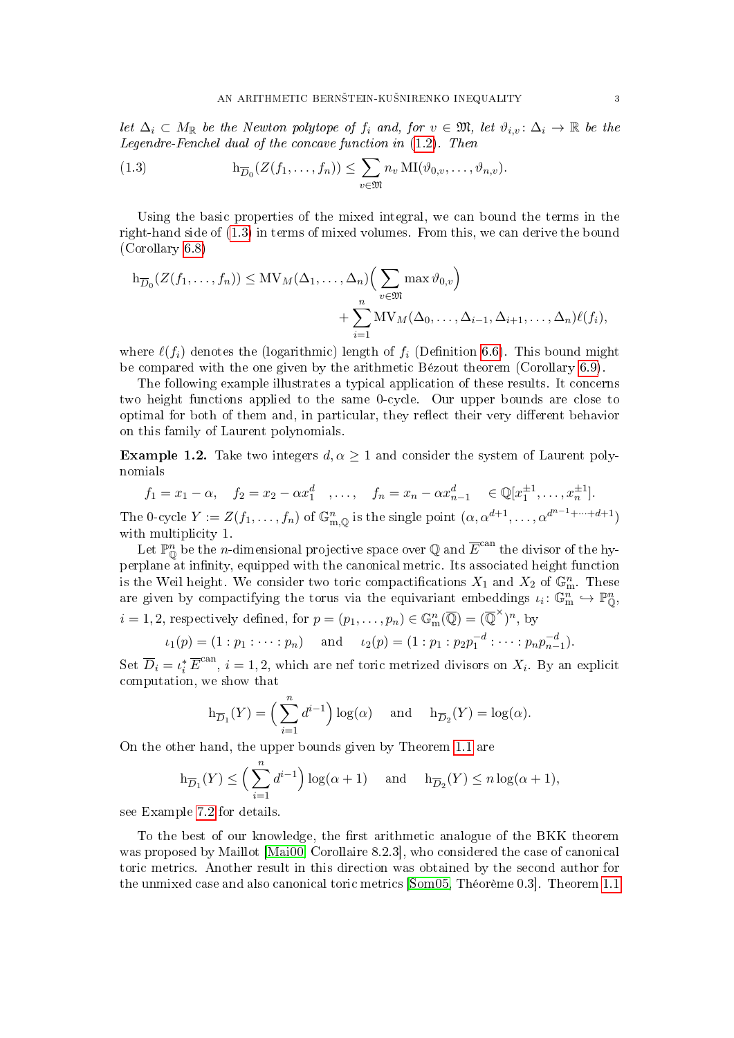*let $\Delta_i \subset M_{\mathbb{R}}$ be the Newton polytope of $f_i$ and, for $v \in \mathfrak{M}$, let $\vartheta_{i,v} \colon \Delta_i \to \mathbb{R}$ be the Legendre-Fenchel dual of the concave function in (1.2). Then*

$$\mathrm{h}_{\overline{D}_0}(Z(f_1,\dots,f_n)) \leq \sum_{v\in\mathfrak{M}} n_v \, \mathrm{MI}(\vartheta_{0,v},\dots,\vartheta_{n,v}). \tag{1.3}$$

Using the basic properties of the mixed integral, we can bound the terms in the right-hand side of (1.3) in terms of mixed volumes. From this, we can derive the bound (Corollary 6.8)

$$\mathrm{h}_{\overline{D}_0}(Z(f_1,\dots,f_n)) \leq \mathrm{MV}_M(\Delta_1,\dots,\Delta_n)\Big(\sum_{v\in\mathfrak{M}} \max \vartheta_{0,v}\Big) + \sum_{i=1}^{n} \mathrm{MV}_M(\Delta_0,\dots,\Delta_{i-1},\Delta_{i+1},\dots,\Delta_n)\ell(f_i),$$

where $\ell(f_i)$ denotes the (logarithmic) length of $f_i$ (Definition 6.6). This bound might be compared with the one given by the arithmetic Bézout theorem (Corollary 6.9).

The following example illustrates a typical application of these results. It concerns two height functions applied to the same 0-cycle. Our upper bounds are close to optimal for both of them and, in particular, they reflect their very different behavior on this family of Laurent polynomials.

**Example 1.2.** Take two integers $d,\alpha \geq 1$ and consider the system of Laurent polynomials

$$f_1 = x_1 - \alpha, \quad f_2 = x_2 - \alpha x_1^d \quad ,\dots, \quad f_n = x_n - \alpha x_{n-1}^d \quad \in \mathbb{Q}[x_1^{\pm1},\dots,x_n^{\pm1}].$$

The 0-cycle $Y := Z(f_1,\dots,f_n)$ of $\mathbb{G}_{\mathrm{m},\mathbb{Q}}^n$ is the single point $(\alpha, \alpha^{d+1},\dots,\alpha^{d^{n-1}+\dots+d+1})$ with multiplicity 1.

Let $\mathbb{P}^n_{\mathbb{Q}}$ be the $n$-dimensional projective space over $\mathbb{Q}$ and $\overline{E}^{\mathrm{can}}$ the divisor of the hyperplane at infinity, equipped with the canonical metric. Its associated height function is the Weil height. We consider two toric compactifications $X_1$ and $X_2$ of $\mathbb{G}^n_{\mathrm{m}}$. These are given by compactifying the torus via the equivariant embeddings $\iota_i \colon \mathbb{G}^n_{\mathrm{m}} \hookrightarrow \mathbb{P}^n_{\mathbb{Q}}$, $i=1,2$, respectively defined, for $p=(p_1,\dots,p_n) \in \mathbb{G}^n_{\mathrm{m}}(\overline{\mathbb{Q}}) = (\overline{\mathbb{Q}}^{\times})^n$, by

$$\iota_1(p) = (1 : p_1 : \dots : p_n) \quad \text{ and } \quad \iota_2(p) = (1 : p_1 : p_2 p_1^{-d} : \dots : p_n p_{n-1}^{-d}).$$

Set $\overline{D}_i = \iota_i^* \overline{E}^{\mathrm{can}}$, $i=1,2$, which are nef toric metrized divisors on $X_i$. By an explicit computation, we show that

$$\mathrm{h}_{\overline{D}_1}(Y) = \Big(\sum_{i=1}^{n} d^{i-1}\Big)\log(\alpha) \quad \text{ and } \quad \mathrm{h}_{\overline{D}_2}(Y) = \log(\alpha).$$

On the other hand, the upper bounds given by Theorem 1.1 are

$$\mathrm{h}_{\overline{D}_1}(Y) \leq \Big(\sum_{i=1}^{n} d^{i-1}\Big)\log(\alpha+1) \quad \text{ and } \quad \mathrm{h}_{\overline{D}_2}(Y) \leq n\log(\alpha+1),$$

see Example 7.2 for details.

To the best of our knowledge, the first arithmetic analogue of the BKK theorem was proposed by Maillot [Mai00, Corollaire 8.2.3], who considered the case of canonical toric metrics. Another result in this direction was obtained by the second author for the unmixed case and also canonical toric metrics [Som05, Théorème 0.3]. Theorem 1.1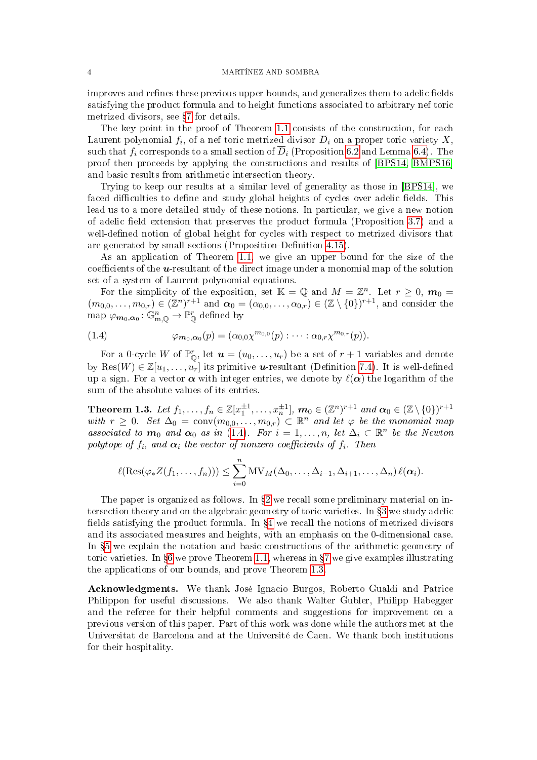improves and refines these previous upper bounds, and generalizes them to adelic fields satisfying the product formula and to height functions associated to arbitrary nef toric metrized divisors, see §7 for details.

The key point in the proof of Theorem 1.1 consists of the construction, for each Laurent polynomial $f_i$, of a nef toric metrized divisor $\overline{D}_i$ on a proper toric variety $X$, such that $f_i$ corresponds to a small section of $\overline{D}_i$ (Proposition 6.2 and Lemma 6.4). The proof then proceeds by applying the constructions and results of [BPS14, BMPS16] and basic results from arithmetic intersection theory.

Trying to keep our results at a similar level of generality as those in [BPS14], we faced difficulties to define and study global heights of cycles over adelic fields. This lead us to a more detailed study of these notions. In particular, we give a new notion of adelic field extension that preserves the product formula (Proposition 3.7) and a well-defined notion of global height for cycles with respect to metrized divisors that are generated by small sections (Proposition-Definition 4.15).

As an application of Theorem 1.1, we give an upper bound for the size of the coefficients of the $\boldsymbol{u}$-resultant of the direct image under a monomial map of the solution set of a system of Laurent polynomial equations.

For the simplicity of the exposition, set $\mathbb{K} = \mathbb{Q}$ and $M = \mathbb{Z}^n$. Let $r \geq 0$, $\boldsymbol{m}_0 = (m_{0,0}, \dots, m_{0,r}) \in (\mathbb{Z}^n)^{r+1}$ and $\boldsymbol{\alpha}_0 = (\alpha_{0,0}, \dots, \alpha_{0,r}) \in (\mathbb{Z} \setminus \{0\})^{r+1}$, and consider the map $\varphi_{\boldsymbol{m}_0, \boldsymbol{\alpha}_0} \colon \mathbb{G}_{\mathrm{m},\mathbb{Q}}^n \to \mathbb{P}_{\mathbb{Q}}^r$ defined by

$$\varphi_{\boldsymbol{m}_0, \boldsymbol{\alpha}_0}(p) = (\alpha_{0,0}\chi^{m_{0,0}}(p) : \dots : \alpha_{0,r}\chi^{m_{0,r}}(p)). \tag{1.4}$$

For a 0-cycle $W$ of $\mathbb{P}_{\mathbb{Q}}^r$, let $\boldsymbol{u} = (u_0, \dots, u_r)$ be a set of $r+1$ variables and denote by $\mathrm{Res}(W) \in \mathbb{Z}[u_1, \dots, u_r]$ its primitive $\boldsymbol{u}$-resultant (Definition 7.4). It is well-defined up a sign. For a vector $\boldsymbol{\alpha}$ with integer entries, we denote by $\ell(\boldsymbol{\alpha})$ the logarithm of the sum of the absolute values of its entries.

**Theorem 1.3.** *Let $f_1, \dots, f_n \in \mathbb{Z}[x_1^{\pm 1}, \dots, x_n^{\pm 1}]$, $\boldsymbol{m}_0 \in (\mathbb{Z}^n)^{r+1}$ and $\boldsymbol{\alpha}_0 \in (\mathbb{Z} \setminus \{0\})^{r+1}$ with $r \geq 0$. Set $\Delta_0 = \mathrm{conv}(m_{0,0}, \dots, m_{0,r}) \subset \mathbb{R}^n$ and let $\varphi$ be the monomial map associated to $\boldsymbol{m}_0$ and $\boldsymbol{\alpha}_0$ as in (1.4). For $i = 1, \dots, n$, let $\Delta_i \subset \mathbb{R}^n$ be the Newton polytope of $f_i$, and $\boldsymbol{\alpha}_i$ the vector of nonzero coefficients of $f_i$. Then*

$$\ell(\mathrm{Res}(\varphi_* Z(f_1, \dots, f_n))) \leq \sum_{i=0}^{n} \mathrm{MV}_M(\Delta_0, \dots, \Delta_{i-1}, \Delta_{i+1}, \dots, \Delta_n)\, \ell(\boldsymbol{\alpha}_i).$$

The paper is organized as follows. In §2 we recall some preliminary material on intersection theory and on the algebraic geometry of toric varieties. In §3 we study adelic fields satisfying the product formula. In §4 we recall the notions of metrized divisors and its associated measures and heights, with an emphasis on the 0-dimensional case. In §5 we explain the notation and basic constructions of the arithmetic geometry of toric varieties. In §6 we prove Theorem 1.1, whereas in §7 we give examples illustrating the applications of our bounds, and prove Theorem 1.3.

**Acknowledgments.** We thank José Ignacio Burgos, Roberto Gualdi and Patrice Philippon for useful discussions. We also thank Walter Gubler, Philipp Habegger and the referee for their helpful comments and suggestions for improvement on a previous version of this paper. Part of this work was done while the authors met at the Universitat de Barcelona and at the Université de Caen. We thank both institutions for their hospitality.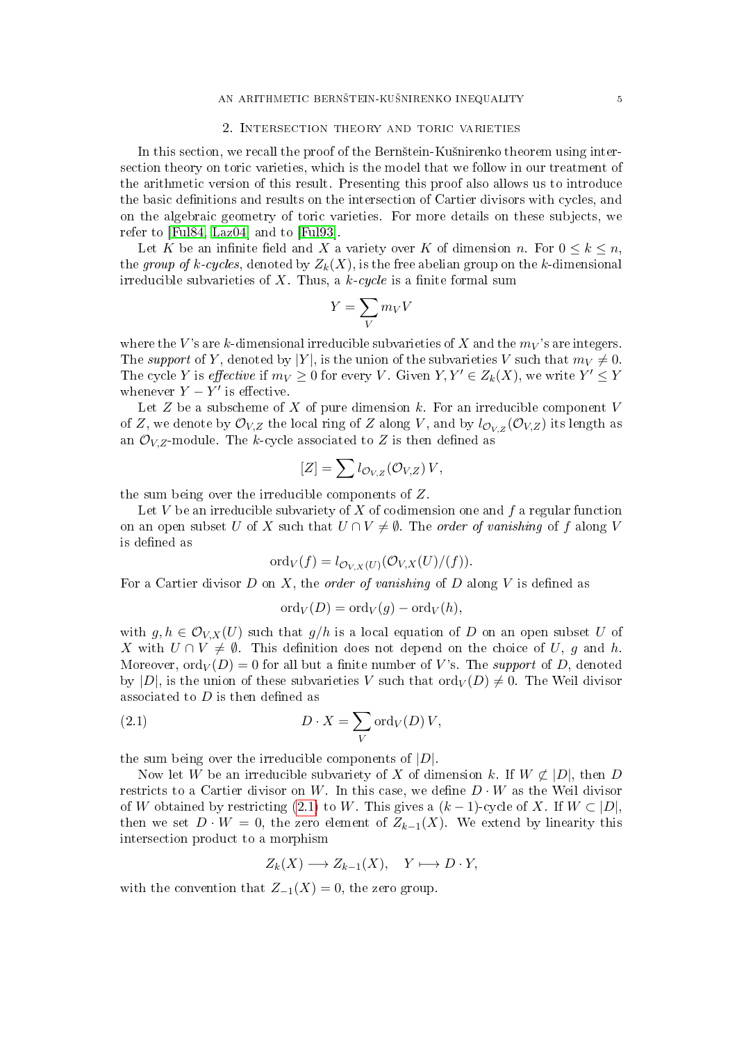## 2. Intersection theory and toric varieties

In this section, we recall the proof of the Bernštein-Kušnirenko theorem using intersection theory on toric varieties, which is the model that we follow in our treatment of the arithmetic version of this result. Presenting this proof also allows us to introduce the basic definitions and results on the intersection of Cartier divisors with cycles, and on the algebraic geometry of toric varieties. For more details on these subjects, we refer to [Ful84, Laz04] and to [Ful93].

Let $K$ be an infinite field and $X$ a variety over $K$ of dimension $n$. For $0 \leq k \leq n$, the *group of k-cycles*, denoted by $Z_k(X)$, is the free abelian group on the $k$-dimensional irreducible subvarieties of $X$. Thus, a *k-cycle* is a finite formal sum

$$Y = \sum_V m_V V$$

where the $V$'s are $k$-dimensional irreducible subvarieties of $X$ and the $m_V$'s are integers. The *support* of $Y$, denoted by $|Y|$, is the union of the subvarieties $V$ such that $m_V \neq 0$. The cycle $Y$ is *effective* if $m_V \geq 0$ for every $V$. Given $Y, Y' \in Z_k(X)$, we write $Y' \leq Y$ whenever $Y - Y'$ is effective.

Let $Z$ be a subscheme of $X$ of pure dimension $k$. For an irreducible component $V$ of $Z$, we denote by $\mathcal{O}_{V,Z}$ the local ring of $Z$ along $V$, and by $l_{\mathcal{O}_{V,Z}}(\mathcal{O}_{V,Z})$ its length as an $\mathcal{O}_{V,Z}$-module. The $k$-cycle associated to $Z$ is then defined as

$$[Z] = \sum l_{\mathcal{O}_{V,Z}}(\mathcal{O}_{V,Z})\, V,$$

the sum being over the irreducible components of $Z$.

Let $V$ be an irreducible subvariety of $X$ of codimension one and $f$ a regular function on an open subset $U$ of $X$ such that $U \cap V \neq \emptyset$. The *order of vanishing* of $f$ along $V$ is defined as

$$\operatorname{ord}_V(f) = l_{\mathcal{O}_{V,X}(U)}(\mathcal{O}_{V,X}(U)/(f)).$$

For a Cartier divisor $D$ on $X$, the *order of vanishing* of $D$ along $V$ is defined as

$$\operatorname{ord}_V(D) = \operatorname{ord}_V(g) - \operatorname{ord}_V(h),$$

with $g, h \in \mathcal{O}_{V,X}(U)$ such that $g/h$ is a local equation of $D$ on an open subset $U$ of $X$ with $U \cap V \neq \emptyset$. This definition does not depend on the choice of $U$, $g$ and $h$. Moreover, $\operatorname{ord}_V(D) = 0$ for all but a finite number of $V$'s. The *support* of $D$, denoted by $|D|$, is the union of these subvarieties $V$ such that $\operatorname{ord}_V(D) \neq 0$. The Weil divisor associated to $D$ is then defined as

$$D \cdot X = \sum_V \operatorname{ord}_V(D)\, V, \tag{2.1}$$

the sum being over the irreducible components of $|D|$.

Now let $W$ be an irreducible subvariety of $X$ of dimension $k$. If $W \not\subset |D|$, then $D$ restricts to a Cartier divisor on $W$. In this case, we define $D \cdot W$ as the Weil divisor of $W$ obtained by restricting (2.1) to $W$. This gives a $(k-1)$-cycle of $X$. If $W \subset |D|$, then we set $D \cdot W = 0$, the zero element of $Z_{k-1}(X)$. We extend by linearity this intersection product to a morphism

$$Z_k(X) \longrightarrow Z_{k-1}(X), \quad Y \longmapsto D \cdot Y,$$

with the convention that $Z_{-1}(X) = 0$, the zero group.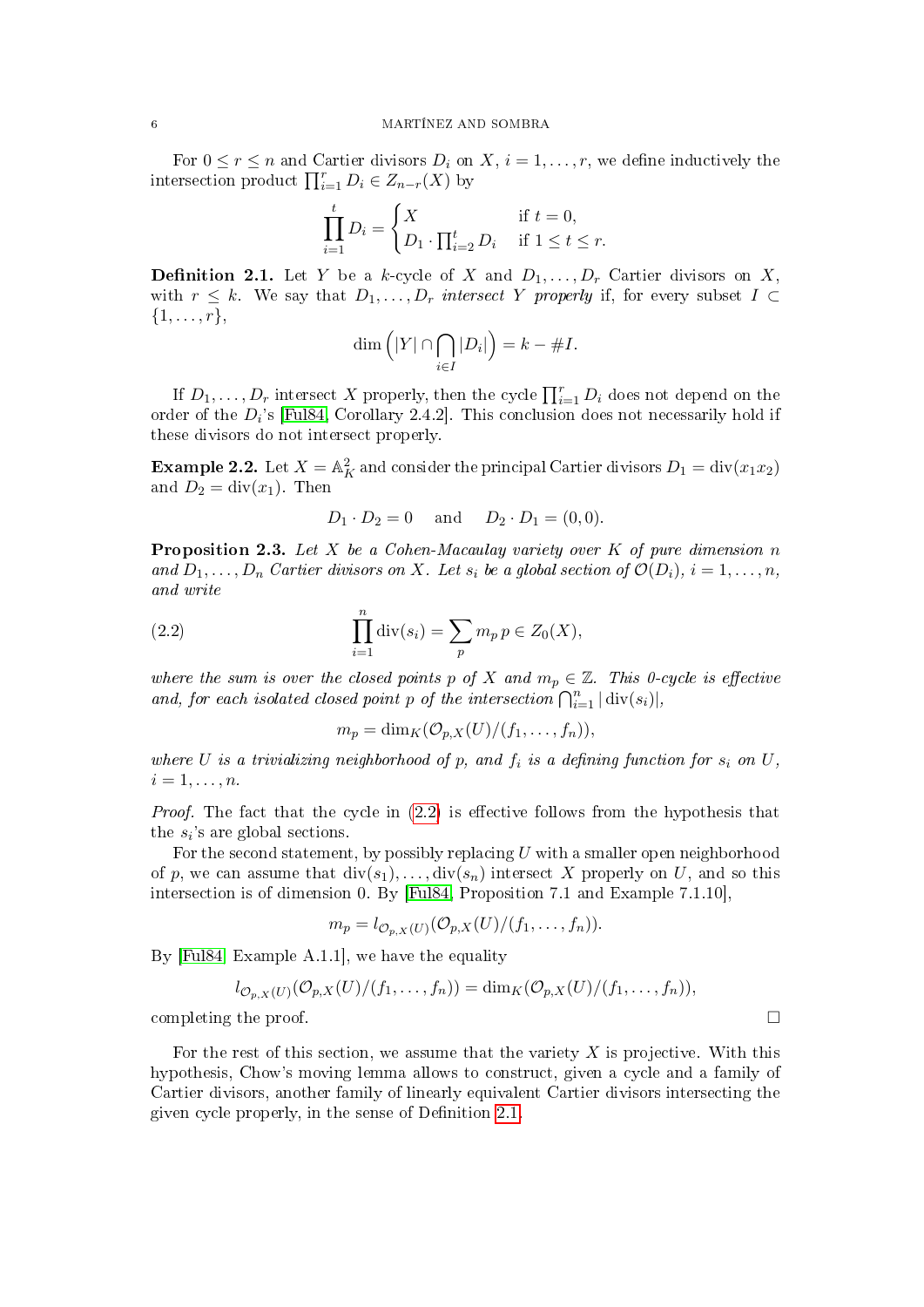For $0 \leq r \leq n$ and Cartier divisors $D_i$ on $X$, $i = 1, \dots, r$, we define inductively the intersection product $\prod_{i=1}^{r} D_i \in Z_{n-r}(X)$ by

$$\prod_{i=1}^{t} D_i = \begin{cases} X & \text{if } t = 0, \\ D_1 \cdot \prod_{i=2}^{t} D_i & \text{if } 1 \leq t \leq r. \end{cases}$$

**Definition 2.1.** Let $Y$ be a $k$-cycle of $X$ and $D_1, \dots, D_r$ Cartier divisors on $X$, with $r \leq k$. We say that $D_1, \dots, D_r$ *intersect* $Y$ *properly* if, for every subset $I \subset \{1, \dots, r\}$,

$$\dim\Big(|Y| \cap \bigcap_{i \in I} |D_i|\Big) = k - \#I.$$

If $D_1, \dots, D_r$ intersect $X$ properly, then the cycle $\prod_{i=1}^{r} D_i$ does not depend on the order of the $D_i$'s [Ful84, Corollary 2.4.2]. This conclusion does not necessarily hold if these divisors do not intersect properly.

**Example 2.2.** Let $X = \mathbb{A}^2_K$ and consider the principal Cartier divisors $D_1 = \mathrm{div}(x_1 x_2)$ and $D_2 = \mathrm{div}(x_1)$. Then

$$D_1 \cdot D_2 = 0 \quad \text{and} \quad D_2 \cdot D_1 = (0, 0).$$

**Proposition 2.3.** *Let $X$ be a Cohen-Macaulay variety over $K$ of pure dimension $n$ and $D_1, \dots, D_n$ Cartier divisors on $X$. Let $s_i$ be a global section of $\mathcal{O}(D_i)$, $i = 1, \dots, n$, and write*

$$\prod_{i=1}^{n} \mathrm{div}(s_i) = \sum_{p} m_p \, p \in Z_0(X), \tag{2.2}$$

*where the sum is over the closed points $p$ of $X$ and $m_p \in \mathbb{Z}$. This 0-cycle is effective and, for each isolated closed point $p$ of the intersection $\bigcap_{i=1}^{n} |\mathrm{div}(s_i)|$,*

$$m_p = \dim_K(\mathcal{O}_{p,X}(U)/(f_1, \dots, f_n)),$$

*where $U$ is a trivializing neighborhood of $p$, and $f_i$ is a defining function for $s_i$ on $U$, $i = 1, \dots, n$.*

*Proof.* The fact that the cycle in (2.2) is effective follows from the hypothesis that the $s_i$'s are global sections.

For the second statement, by possibly replacing $U$ with a smaller open neighborhood of $p$, we can assume that $\mathrm{div}(s_1), \dots, \mathrm{div}(s_n)$ intersect $X$ properly on $U$, and so this intersection is of dimension 0. By [Ful84, Proposition 7.1 and Example 7.1.10],

$$m_p = l_{\mathcal{O}_{p,X}(U)}(\mathcal{O}_{p,X}(U)/(f_1, \dots, f_n)).$$

By [Ful84, Example A.1.1], we have the equality

$$l_{\mathcal{O}_{p,X}(U)}(\mathcal{O}_{p,X}(U)/(f_1, \dots, f_n)) = \dim_K(\mathcal{O}_{p,X}(U)/(f_1, \dots, f_n)),$$

completing the proof. $\square$

For the rest of this section, we assume that the variety $X$ is projective. With this hypothesis, Chow's moving lemma allows to construct, given a cycle and a family of Cartier divisors, another family of linearly equivalent Cartier divisors intersecting the given cycle properly, in the sense of Definition 2.1.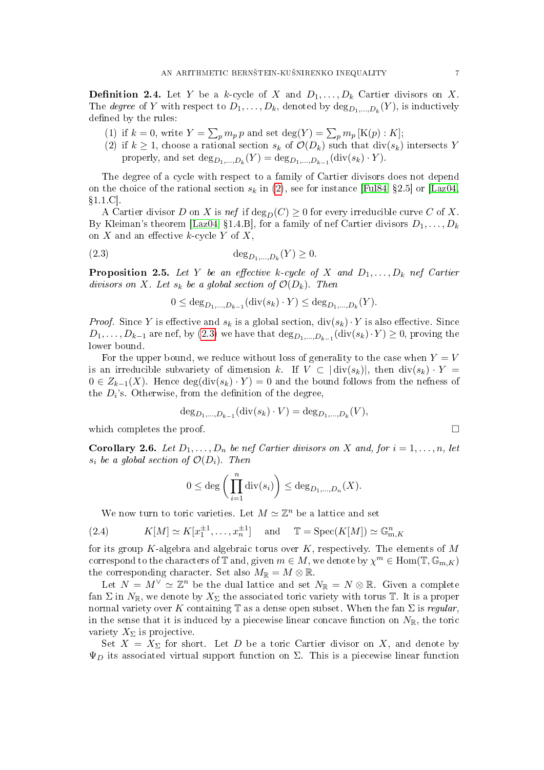**Definition 2.4.** Let $Y$ be a $k$-cycle of $X$ and $D_1, \dots, D_k$ Cartier divisors on $X$. The *degree* of $Y$ with respect to $D_1, \dots, D_k$, denoted by $\deg_{D_1,\dots,D_k}(Y)$, is inductively defined by the rules:

1. if $k = 0$, write $Y = \sum_p m_p \, p$ and set $\deg(Y) = \sum_p m_p \, [\mathrm{K}(p) : K]$;
2. if $k \geq 1$, choose a rational section $s_k$ of $\mathcal{O}(D_k)$ such that $\mathrm{div}(s_k)$ intersects $Y$ properly, and set $\deg_{D_1,\dots,D_k}(Y) = \deg_{D_1,\dots,D_{k-1}}(\mathrm{div}(s_k) \cdot Y)$.

The degree of a cycle with respect to a family of Cartier divisors does not depend on the choice of the rational section $s_k$ in (2), see for instance [Ful84, §2.5] or [Laz04, §1.1.C].

A Cartier divisor $D$ on $X$ is *nef* if $\deg_D(C) \geq 0$ for every irreducible curve $C$ of $X$. By Kleiman's theorem [Laz04, §1.4.B], for a family of nef Cartier divisors $D_1, \dots, D_k$ on $X$ and an effective $k$-cycle $Y$ of $X$,

$$\deg_{D_1,\dots,D_k}(Y) \geq 0. \tag{2.3}$$

**Proposition 2.5.** *Let $Y$ be an effective $k$-cycle of $X$ and $D_1, \dots, D_k$ nef Cartier divisors on $X$. Let $s_k$ be a global section of $\mathcal{O}(D_k)$. Then*

$$0 \leq \deg_{D_1,\dots,D_{k-1}}(\mathrm{div}(s_k) \cdot Y) \leq \deg_{D_1,\dots,D_k}(Y).$$

*Proof.* Since $Y$ is effective and $s_k$ is a global section, $\mathrm{div}(s_k) \cdot Y$ is also effective. Since $D_1, \dots, D_{k-1}$ are nef, by (2.3) we have that $\deg_{D_1,\dots,D_{k-1}}(\mathrm{div}(s_k) \cdot Y) \geq 0$, proving the lower bound.

For the upper bound, we reduce without loss of generality to the case when $Y = V$ is an irreducible subvariety of dimension $k$. If $V \subset |\mathrm{div}(s_k)|$, then $\mathrm{div}(s_k) \cdot Y = 0 \in Z_{k-1}(X)$. Hence $\deg(\mathrm{div}(s_k) \cdot Y) = 0$ and the bound follows from the nefness of the $D_i$'s. Otherwise, from the definition of the degree,

$$\deg_{D_1,\dots,D_{k-1}}(\mathrm{div}(s_k) \cdot V) = \deg_{D_1,\dots,D_k}(V),$$

which completes the proof. $\square$

**Corollary 2.6.** *Let $D_1, \dots, D_n$ be nef Cartier divisors on $X$ and, for $i = 1, \dots, n$, let $s_i$ be a global section of $\mathcal{O}(D_i)$. Then*

$$0 \leq \deg\left(\prod_{i=1}^{n} \mathrm{div}(s_i)\right) \leq \deg_{D_1,\dots,D_n}(X).$$

We now turn to toric varieties. Let $M \simeq \mathbb{Z}^n$ be a lattice and set

$$K[M] \simeq K[x_1^{\pm 1}, \dots, x_n^{\pm 1}] \quad \text{and} \quad \mathbb{T} = \mathrm{Spec}(K[M]) \simeq \mathbb{G}_{\mathrm{m},K}^n \tag{2.4}$$

for its group $K$-algebra and algebraic torus over $K$, respectively. The elements of $M$ correspond to the characters of $\mathbb{T}$ and, given $m \in M$, we denote by $\chi^m \in \mathrm{Hom}(\mathbb{T}, \mathbb{G}_{\mathrm{m},K})$ the corresponding character. Set also $M_{\mathbb{R}} = M \otimes \mathbb{R}$.

Let $N = M^\vee \simeq \mathbb{Z}^n$ be the dual lattice and set $N_{\mathbb{R}} = N \otimes \mathbb{R}$. Given a complete fan $\Sigma$ in $N_{\mathbb{R}}$, we denote by $X_\Sigma$ the associated toric variety with torus $\mathbb{T}$. It is a proper normal variety over $K$ containing $\mathbb{T}$ as a dense open subset. When the fan $\Sigma$ is *regular*, in the sense that it is induced by a piecewise linear concave function on $N_{\mathbb{R}}$, the toric variety $X_\Sigma$ is projective.

Set $X = X_\Sigma$ for short. Let $D$ be a toric Cartier divisor on $X$, and denote by $\Psi_D$ its associated virtual support function on $\Sigma$. This is a piecewise linear function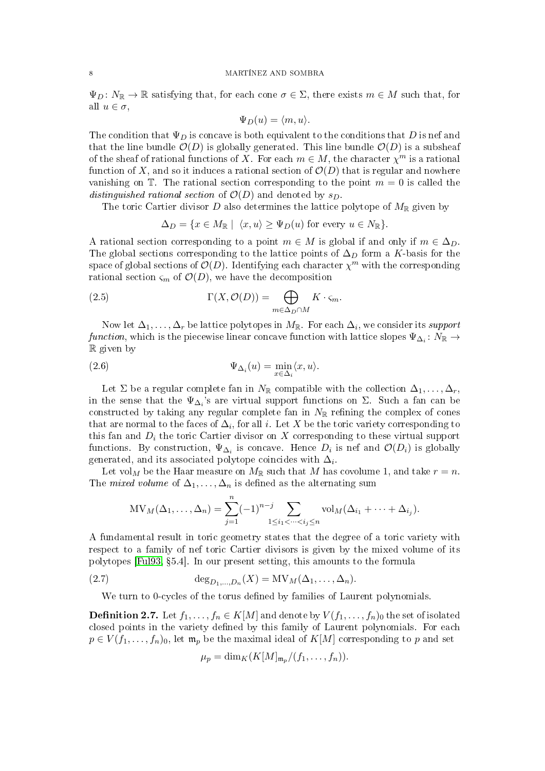$\Psi_D \colon N_{\mathbb{R}} \to \mathbb{R}$ satisfying that, for each cone $\sigma \in \Sigma$, there exists $m \in M$ such that, for all $u \in \sigma$,

$$\Psi_D(u) = \langle m, u\rangle.$$

The condition that $\Psi_D$ is concave is both equivalent to the conditions that $D$ is nef and that the line bundle $\mathcal{O}(D)$ is globally generated. This line bundle $\mathcal{O}(D)$ is a subsheaf of the sheaf of rational functions of $X$. For each $m \in M$, the character $\chi^m$ is a rational function of $X$, and so it induces a rational section of $\mathcal{O}(D)$ that is regular and nowhere vanishing on $\mathbb{T}$. The rational section corresponding to the point $m = 0$ is called the *distinguished rational section* of $\mathcal{O}(D)$ and denoted by $s_D$.

The toric Cartier divisor $D$ also determines the lattice polytope of $M_{\mathbb{R}}$ given by

$$\Delta_D = \{x \in M_{\mathbb{R}} \mid \langle x, u\rangle \geq \Psi_D(u) \text{ for every } u \in N_{\mathbb{R}}\}.$$

A rational section corresponding to a point $m \in M$ is global if and only if $m \in \Delta_D$. The global sections corresponding to the lattice points of $\Delta_D$ form a $K$-basis for the space of global sections of $\mathcal{O}(D)$. Identifying each character $\chi^m$ with the corresponding rational section $\varsigma_m$ of $\mathcal{O}(D)$, we have the decomposition

$$\Gamma(X, \mathcal{O}(D)) = \bigoplus_{m \in \Delta_D \cap M} K \cdot \varsigma_m. \tag{2.5}$$

Now let $\Delta_1, \dots, \Delta_r$ be lattice polytopes in $M_{\mathbb{R}}$. For each $\Delta_i$, we consider its *support function*, which is the piecewise linear concave function with lattice slopes $\Psi_{\Delta_i} \colon N_{\mathbb{R}} \to \mathbb{R}$ given by

$$\Psi_{\Delta_i}(u) = \min_{x \in \Delta_i} \langle x, u\rangle. \tag{2.6}$$

Let $\Sigma$ be a regular complete fan in $N_{\mathbb{R}}$ compatible with the collection $\Delta_1, \dots, \Delta_r$, in the sense that the $\Psi_{\Delta_i}$'s are virtual support functions on $\Sigma$. Such a fan can be constructed by taking any regular complete fan in $N_{\mathbb{R}}$ refining the complex of cones that are normal to the faces of $\Delta_i$, for all $i$. Let $X$ be the toric variety corresponding to this fan and $D_i$ the toric Cartier divisor on $X$ corresponding to these virtual support functions. By construction, $\Psi_{\Delta_i}$ is concave. Hence $D_i$ is nef and $\mathcal{O}(D_i)$ is globally generated, and its associated polytope coincides with $\Delta_i$.

Let $\mathrm{vol}_M$ be the Haar measure on $M_{\mathbb{R}}$ such that $M$ has covolume 1, and take $r = n$. The *mixed volume* of $\Delta_1, \dots, \Delta_n$ is defined as the alternating sum

$$\mathrm{MV}_M(\Delta_1, \dots, \Delta_n) = \sum_{j=1}^{n} (-1)^{n-j} \sum_{1 \leq i_1 < \dots < i_j \leq n} \mathrm{vol}_M(\Delta_{i_1} + \dots + \Delta_{i_j}).$$

A fundamental result in toric geometry states that the degree of a toric variety with respect to a family of nef toric Cartier divisors is given by the mixed volume of its polytopes [Ful93, §5.4]. In our present setting, this amounts to the formula

$$\deg_{D_1, \dots, D_n}(X) = \mathrm{MV}_M(\Delta_1, \dots, \Delta_n). \tag{2.7}$$

We turn to 0-cycles of the torus defined by families of Laurent polynomials.

**Definition 2.7.** Let $f_1, \dots, f_n \in K[M]$ and denote by $V(f_1, \dots, f_n)_0$ the set of isolated closed points in the variety defined by this family of Laurent polynomials. For each $p \in V(f_1, \dots, f_n)_0$, let $\mathfrak{m}_p$ be the maximal ideal of $K[M]$ corresponding to $p$ and set

$$\mu_p = \dim_K(K[M]_{\mathfrak{m}_p}/(f_1, \dots, f_n)).$$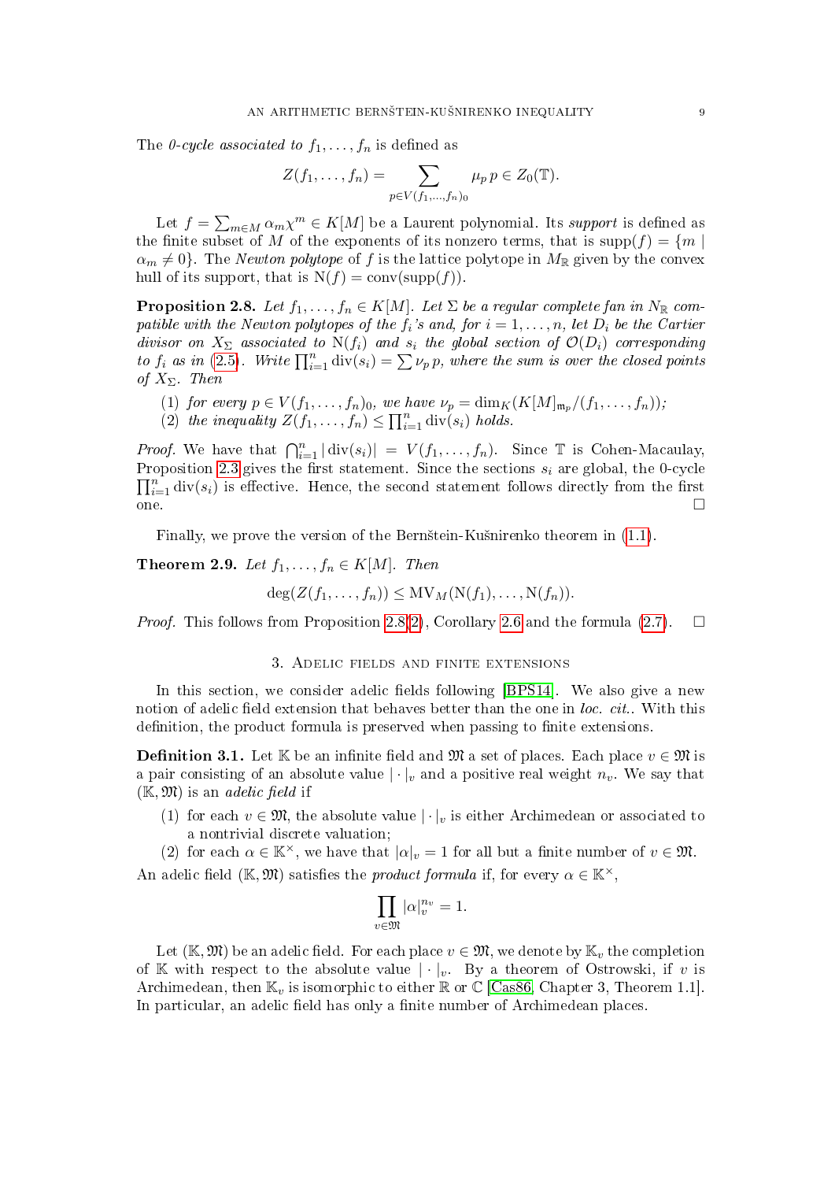The *0-cycle associated to* $f_1, \dots, f_n$ is defined as

$$Z(f_1, \dots, f_n) = \sum_{p \in V(f_1,\dots,f_n)_0} \mu_p \, p \in Z_0(\mathbb{T}).$$

Let $f = \sum_{m \in M} \alpha_m \chi^m \in K[M]$ be a Laurent polynomial. Its *support* is defined as the finite subset of $M$ of the exponents of its nonzero terms, that is $\mathrm{supp}(f) = \{m \mid \alpha_m \neq 0\}$. The *Newton polytope* of $f$ is the lattice polytope in $M_\mathbb{R}$ given by the convex hull of its support, that is $\mathrm{N}(f) = \mathrm{conv}(\mathrm{supp}(f))$.

**Proposition 2.8.** *Let $f_1, \dots, f_n \in K[M]$. Let $\Sigma$ be a regular complete fan in $N_\mathbb{R}$ compatible with the Newton polytopes of the $f_i$'s and, for $i = 1, \dots, n$, let $D_i$ be the Cartier divisor on $X_\Sigma$ associated to $\mathrm{N}(f_i)$ and $s_i$ the global section of $\mathcal{O}(D_i)$ corresponding to $f_i$ as in (2.5). Write $\prod_{i=1}^n \mathrm{div}(s_i) = \sum \nu_p \, p$, where the sum is over the closed points of $X_\Sigma$. Then*

1. *for every $p \in V(f_1, \dots, f_n)_0$, we have $\nu_p = \dim_K(K[M]_{\mathfrak{m}_p}/(f_1, \dots, f_n))$;*
2. *the inequality $Z(f_1, \dots, f_n) \leq \prod_{i=1}^n \mathrm{div}(s_i)$ holds.*

*Proof.* We have that $\bigcap_{i=1}^n |\mathrm{div}(s_i)| = V(f_1, \dots, f_n)$. Since $\mathbb{T}$ is Cohen-Macaulay, Proposition 2.3 gives the first statement. Since the sections $s_i$ are global, the 0-cycle $\prod_{i=1}^n \mathrm{div}(s_i)$ is effective. Hence, the second statement follows directly from the first one. □

Finally, we prove the version of the Bernštein-Kušnirenko theorem in (1.1).

**Theorem 2.9.** *Let $f_1, \dots, f_n \in K[M]$. Then*

$$\deg(Z(f_1, \dots, f_n)) \leq \mathrm{MV}_M(\mathrm{N}(f_1), \dots, \mathrm{N}(f_n)).$$

*Proof.* This follows from Proposition 2.8(2), Corollary 2.6 and the formula (2.7). □

## 3. Adelic fields and finite extensions

In this section, we consider adelic fields following [BPS14]. We also give a new notion of adelic field extension that behaves better than the one in *loc. cit.*. With this definition, the product formula is preserved when passing to finite extensions.

**Definition 3.1.** Let $\mathbb{K}$ be an infinite field and $\mathfrak{M}$ a set of places. Each place $v \in \mathfrak{M}$ is a pair consisting of an absolute value $|\cdot|_v$ and a positive real weight $n_v$. We say that $(\mathbb{K}, \mathfrak{M})$ is an *adelic field* if

1. for each $v \in \mathfrak{M}$, the absolute value $|\cdot|_v$ is either Archimedean or associated to a nontrivial discrete valuation;
2. for each $\alpha \in \mathbb{K}^\times$, we have that $|\alpha|_v = 1$ for all but a finite number of $v \in \mathfrak{M}$.

An adelic field $(\mathbb{K}, \mathfrak{M})$ satisfies the *product formula* if, for every $\alpha \in \mathbb{K}^\times$,

$$\prod_{v \in \mathfrak{M}} |\alpha|_v^{n_v} = 1.$$

Let $(\mathbb{K}, \mathfrak{M})$ be an adelic field. For each place $v \in \mathfrak{M}$, we denote by $\mathbb{K}_v$ the completion of $\mathbb{K}$ with respect to the absolute value $|\cdot|_v$. By a theorem of Ostrowski, if $v$ is Archimedean, then $\mathbb{K}_v$ is isomorphic to either $\mathbb{R}$ or $\mathbb{C}$ [Cas86, Chapter 3, Theorem 1.1]. In particular, an adelic field has only a finite number of Archimedean places.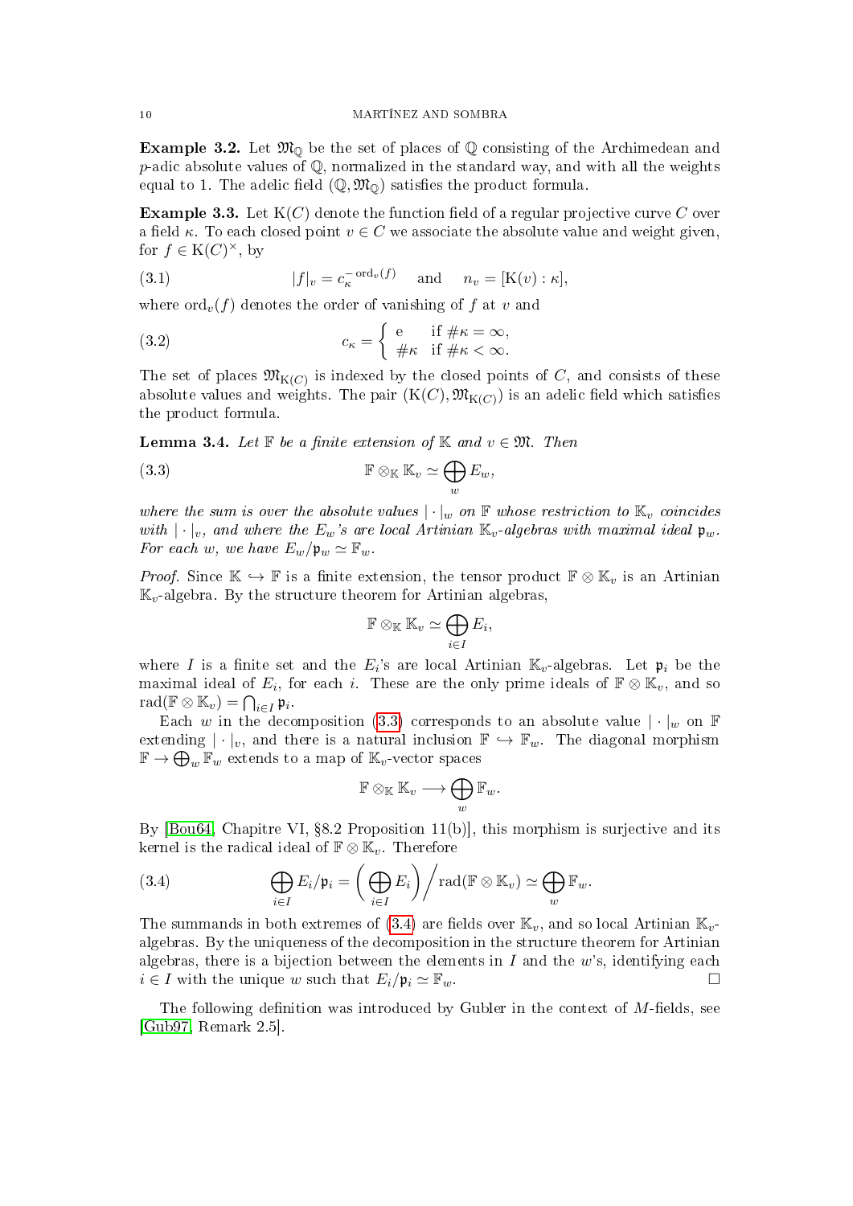**Example 3.2.** Let $\mathfrak{M}_{\mathbb{Q}}$ be the set of places of $\mathbb{Q}$ consisting of the Archimedean and $p$-adic absolute values of $\mathbb{Q}$, normalized in the standard way, and with all the weights equal to 1. The adelic field $(\mathbb{Q}, \mathfrak{M}_{\mathbb{Q}})$ satisfies the product formula.

**Example 3.3.** Let $\mathrm{K}(C)$ denote the function field of a regular projective curve $C$ over a field $\kappa$. To each closed point $v \in C$ we associate the absolute value and weight given, for $f \in \mathrm{K}(C)^{\times}$, by

$$|f|_v = c_\kappa^{-\operatorname{ord}_v(f)} \quad \text{and} \quad n_v = [\mathrm{K}(v) : \kappa], \tag{3.1}$$

where $\operatorname{ord}_v(f)$ denotes the order of vanishing of $f$ at $v$ and

$$c_\kappa = \begin{cases} \mathrm{e} & \text{if } \#\kappa = \infty, \\ \#\kappa & \text{if } \#\kappa < \infty. \end{cases} \tag{3.2}$$

The set of places $\mathfrak{M}_{\mathrm{K}(C)}$ is indexed by the closed points of $C$, and consists of these absolute values and weights. The pair $(\mathrm{K}(C), \mathfrak{M}_{\mathrm{K}(C)})$ is an adelic field which satisfies the product formula.

**Lemma 3.4.** *Let $\mathbb{F}$ be a finite extension of $\mathbb{K}$ and $v \in \mathfrak{M}$. Then*

$$\mathbb{F} \otimes_{\mathbb{K}} \mathbb{K}_v \simeq \bigoplus_w E_w, \tag{3.3}$$

*where the sum is over the absolute values $|\cdot|_w$ on $\mathbb{F}$ whose restriction to $\mathbb{K}_v$ coincides with $|\cdot|_v$, and where the $E_w$'s are local Artinian $\mathbb{K}_v$-algebras with maximal ideal $\mathfrak{p}_w$. For each $w$, we have $E_w/\mathfrak{p}_w \simeq \mathbb{F}_w$.*

*Proof.* Since $\mathbb{K} \hookrightarrow \mathbb{F}$ is a finite extension, the tensor product $\mathbb{F} \otimes \mathbb{K}_v$ is an Artinian $\mathbb{K}_v$-algebra. By the structure theorem for Artinian algebras,

$$\mathbb{F} \otimes_{\mathbb{K}} \mathbb{K}_v \simeq \bigoplus_{i \in I} E_i,$$

where $I$ is a finite set and the $E_i$'s are local Artinian $\mathbb{K}_v$-algebras. Let $\mathfrak{p}_i$ be the maximal ideal of $E_i$, for each $i$. These are the only prime ideals of $\mathbb{F} \otimes \mathbb{K}_v$, and so $\operatorname{rad}(\mathbb{F} \otimes \mathbb{K}_v) = \bigcap_{i \in I} \mathfrak{p}_i$.

Each $w$ in the decomposition (3.3) corresponds to an absolute value $|\cdot|_w$ on $\mathbb{F}$ extending $|\cdot|_v$, and there is a natural inclusion $\mathbb{F} \hookrightarrow \mathbb{F}_w$. The diagonal morphism $\mathbb{F} \to \bigoplus_w \mathbb{F}_w$ extends to a map of $\mathbb{K}_v$-vector spaces

$$\mathbb{F} \otimes_{\mathbb{K}} \mathbb{K}_v \longrightarrow \bigoplus_w \mathbb{F}_w.$$

By [Bou64, Chapitre VI, §8.2 Proposition 11(b)], this morphism is surjective and its kernel is the radical ideal of $\mathbb{F} \otimes \mathbb{K}_v$. Therefore

$$\bigoplus_{i \in I} E_i/\mathfrak{p}_i = \bigg( \bigoplus_{i \in I} E_i \bigg) \bigg/ \operatorname{rad}(\mathbb{F} \otimes \mathbb{K}_v) \simeq \bigoplus_w \mathbb{F}_w. \tag{3.4}$$

The summands in both extremes of (3.4) are fields over $\mathbb{K}_v$, and so local Artinian $\mathbb{K}_v$-algebras. By the uniqueness of the decomposition in the structure theorem for Artinian algebras, there is a bijection between the elements in $I$ and the $w$'s, identifying each $i \in I$ with the unique $w$ such that $E_i/\mathfrak{p}_i \simeq \mathbb{F}_w$. $\square$

The following definition was introduced by Gubler in the context of $M$-fields, see [Gub97, Remark 2.5].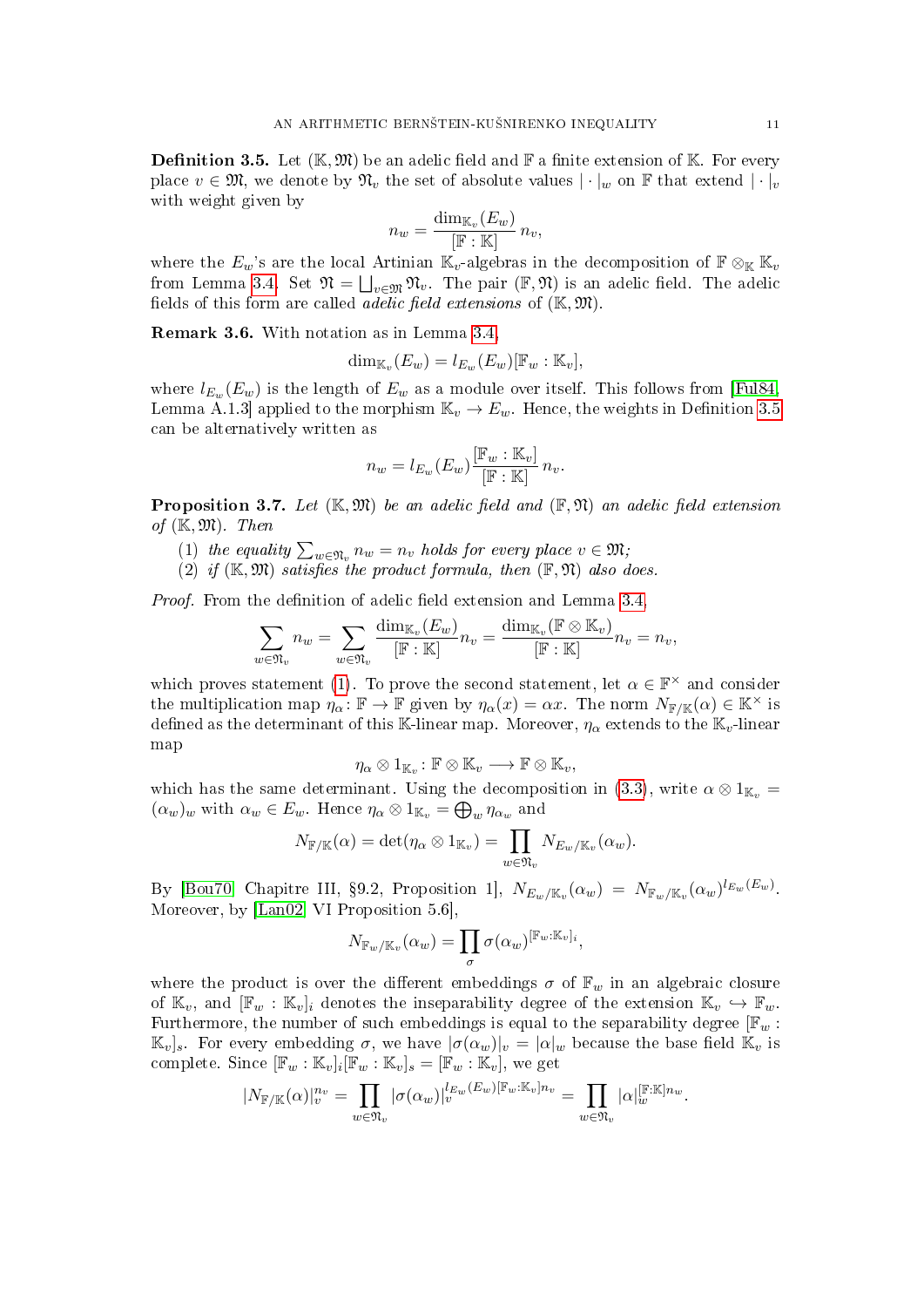**Definition 3.5.** Let $(\mathbb{K}, \mathfrak{M})$ be an adelic field and $\mathbb{F}$ a finite extension of $\mathbb{K}$. For every place $v \in \mathfrak{M}$, we denote by $\mathfrak{N}_v$ the set of absolute values $|\cdot|_w$ on $\mathbb{F}$ that extend $|\cdot|_v$ with weight given by

$$n_w = \frac{\dim_{\mathbb{K}_v}(E_w)}{[\mathbb{F} : \mathbb{K}]} \, n_v,$$

where the $E_w$'s are the local Artinian $\mathbb{K}_v$-algebras in the decomposition of $\mathbb{F} \otimes_{\mathbb{K}} \mathbb{K}_v$ from Lemma 3.4. Set $\mathfrak{N} = \bigsqcup_{v \in \mathfrak{M}} \mathfrak{N}_v$. The pair $(\mathbb{F}, \mathfrak{N})$ is an adelic field. The adelic fields of this form are called *adelic field extensions* of $(\mathbb{K}, \mathfrak{M})$.

**Remark 3.6.** With notation as in Lemma 3.4,

$$\dim_{\mathbb{K}_v}(E_w) = l_{E_w}(E_w)[\mathbb{F}_w : \mathbb{K}_v],$$

where $l_{E_w}(E_w)$ is the length of $E_w$ as a module over itself. This follows from [Ful84, Lemma A.1.3] applied to the morphism $\mathbb{K}_v \to E_w$. Hence, the weights in Definition 3.5 can be alternatively written as

$$n_w = l_{E_w}(E_w) \frac{[\mathbb{F}_w : \mathbb{K}_v]}{[\mathbb{F} : \mathbb{K}]} \, n_v.$$

**Proposition 3.7.** *Let $(\mathbb{K}, \mathfrak{M})$ be an adelic field and $(\mathbb{F}, \mathfrak{N})$ an adelic field extension of $(\mathbb{K}, \mathfrak{M})$. Then*

1. *the equality $\sum_{w \in \mathfrak{N}_v} n_w = n_v$ holds for every place $v \in \mathfrak{M}$;*
2. *if $(\mathbb{K}, \mathfrak{M})$ satisfies the product formula, then $(\mathbb{F}, \mathfrak{N})$ also does.*

*Proof.* From the definition of adelic field extension and Lemma 3.4,

$$\sum_{w \in \mathfrak{N}_v} n_w = \sum_{w \in \mathfrak{N}_v} \frac{\dim_{\mathbb{K}_v}(E_w)}{[\mathbb{F} : \mathbb{K}]} n_v = \frac{\dim_{\mathbb{K}_v}(\mathbb{F} \otimes \mathbb{K}_v)}{[\mathbb{F} : \mathbb{K}]} n_v = n_v,$$

which proves statement (1). To prove the second statement, let $\alpha \in \mathbb{F}^\times$ and consider the multiplication map $\eta_\alpha \colon \mathbb{F} \to \mathbb{F}$ given by $\eta_\alpha(x) = \alpha x$. The norm $N_{\mathbb{F}/\mathbb{K}}(\alpha) \in \mathbb{K}^\times$ is defined as the determinant of this $\mathbb{K}$-linear map. Moreover, $\eta_\alpha$ extends to the $\mathbb{K}_v$-linear map

$$\eta_\alpha \otimes 1_{\mathbb{K}_v} \colon \mathbb{F} \otimes \mathbb{K}_v \longrightarrow \mathbb{F} \otimes \mathbb{K}_v,$$

which has the same determinant. Using the decomposition in (3.3), write $\alpha \otimes 1_{\mathbb{K}_v} = (\alpha_w)_w$ with $\alpha_w \in E_w$. Hence $\eta_\alpha \otimes 1_{\mathbb{K}_v} = \bigoplus_w \eta_{\alpha_w}$ and

$$N_{\mathbb{F}/\mathbb{K}}(\alpha) = \det(\eta_\alpha \otimes 1_{\mathbb{K}_v}) = \prod_{w \in \mathfrak{N}_v} N_{E_w/\mathbb{K}_v}(\alpha_w).$$

By [Bou70, Chapitre III, §9.2, Proposition 1], $N_{E_w/\mathbb{K}_v}(\alpha_w) = N_{\mathbb{F}_w/\mathbb{K}_v}(\alpha_w)^{l_{E_w}(E_w)}$. Moreover, by [Lan02, VI Proposition 5.6],

$$N_{\mathbb{F}_w/\mathbb{K}_v}(\alpha_w) = \prod_{\sigma} \sigma(\alpha_w)^{[\mathbb{F}_w : \mathbb{K}_v]_i},$$

where the product is over the different embeddings $\sigma$ of $\mathbb{F}_w$ in an algebraic closure of $\mathbb{K}_v$, and $[\mathbb{F}_w : \mathbb{K}_v]_i$ denotes the inseparability degree of the extension $\mathbb{K}_v \hookrightarrow \mathbb{F}_w$. Furthermore, the number of such embeddings is equal to the separability degree $[\mathbb{F}_w : \mathbb{K}_v]_s$. For every embedding $\sigma$, we have $|\sigma(\alpha_w)|_v = |\alpha|_w$ because the base field $\mathbb{K}_v$ is complete. Since $[\mathbb{F}_w : \mathbb{K}_v]_i [\mathbb{F}_w : \mathbb{K}_v]_s = [\mathbb{F}_w : \mathbb{K}_v]$, we get

$$|N_{\mathbb{F}/\mathbb{K}}(\alpha)|_v^{n_v} = \prod_{w \in \mathfrak{N}_v} |\sigma(\alpha_w)|_v^{l_{E_w}(E_w)[\mathbb{F}_w : \mathbb{K}_v] n_v} = \prod_{w \in \mathfrak{N}_v} |\alpha|_w^{[\mathbb{F}:\mathbb{K}] n_w}.$$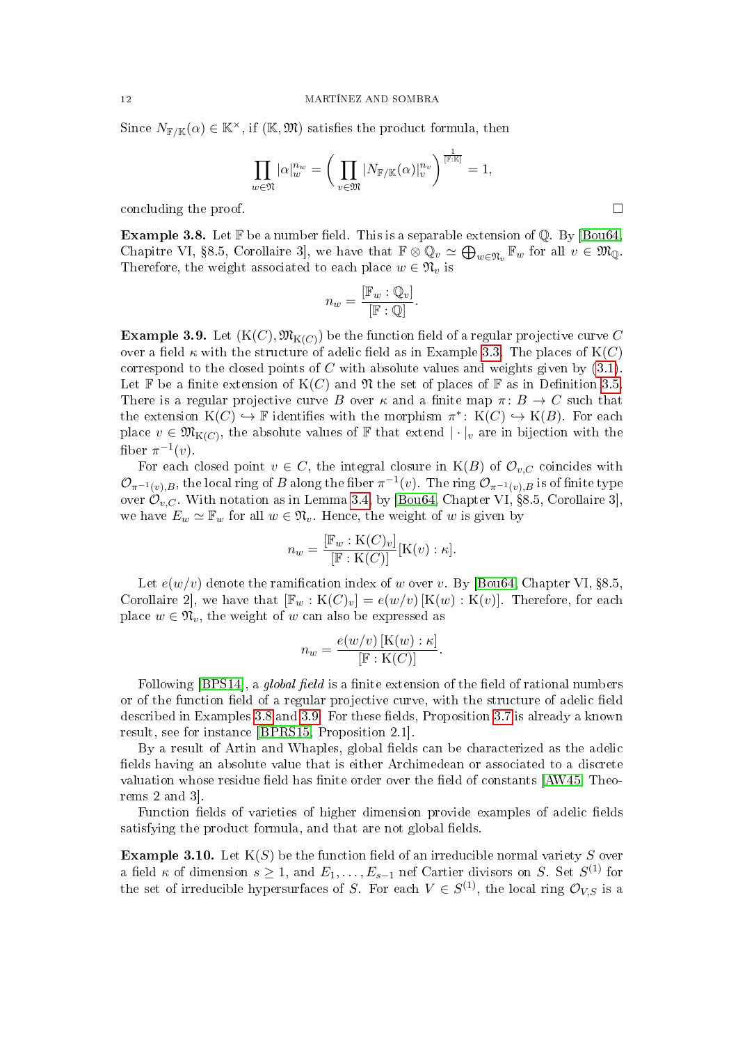Since $N_{\mathbb{F}/\mathbb{K}}(\alpha) \in \mathbb{K}^\times$, if $(\mathbb{K}, \mathfrak{M})$ satisfies the product formula, then

$$\prod_{w\in\mathfrak{N}} |\alpha|_w^{n_w} = \bigg(\prod_{v\in\mathfrak{M}} |N_{\mathbb{F}/\mathbb{K}}(\alpha)|_v^{n_v}\bigg)^{\frac{1}{[\mathbb{F}:\mathbb{K}]}} = 1,$$

concluding the proof. □

**Example 3.8.** Let $\mathbb{F}$ be a number field. This is a separable extension of $\mathbb{Q}$. By [Bou64, Chapitre VI, §8.5, Corollaire 3], we have that $\mathbb{F} \otimes \mathbb{Q}_v \simeq \bigoplus_{w\in\mathfrak{N}_v} \mathbb{F}_w$ for all $v \in \mathfrak{M}_\mathbb{Q}$. Therefore, the weight associated to each place $w \in \mathfrak{N}_v$ is

$$n_w = \frac{[\mathbb{F}_w : \mathbb{Q}_v]}{[\mathbb{F} : \mathbb{Q}]}.$$

**Example 3.9.** Let $(\mathrm{K}(C), \mathfrak{M}_{\mathrm{K}(C)})$ be the function field of a regular projective curve $C$ over a field $\kappa$ with the structure of adelic field as in Example 3.3. The places of $\mathrm{K}(C)$ correspond to the closed points of $C$ with absolute values and weights given by (3.1). Let $\mathbb{F}$ be a finite extension of $\mathrm{K}(C)$ and $\mathfrak{N}$ the set of places of $\mathbb{F}$ as in Definition 3.5. There is a regular projective curve $B$ over $\kappa$ and a finite map $\pi\colon B \to C$ such that the extension $\mathrm{K}(C) \hookrightarrow \mathbb{F}$ identifies with the morphism $\pi^*\colon \mathrm{K}(C) \hookrightarrow \mathrm{K}(B)$. For each place $v \in \mathfrak{M}_{\mathrm{K}(C)}$, the absolute values of $\mathbb{F}$ that extend $|\cdot|_v$ are in bijection with the fiber $\pi^{-1}(v)$.

For each closed point $v \in C$, the integral closure in $\mathrm{K}(B)$ of $\mathcal{O}_{v,C}$ coincides with $\mathcal{O}_{\pi^{-1}(v),B}$, the local ring of $B$ along the fiber $\pi^{-1}(v)$. The ring $\mathcal{O}_{\pi^{-1}(v),B}$ is of finite type over $\mathcal{O}_{v,C}$. With notation as in Lemma 3.4, by [Bou64, Chapter VI, §8.5, Corollaire 3], we have $E_w \simeq \mathbb{F}_w$ for all $w \in \mathfrak{N}_v$. Hence, the weight of $w$ is given by

$$n_w = \frac{[\mathbb{F}_w : \mathrm{K}(C)_v]}{[\mathbb{F} : \mathrm{K}(C)]}[\mathrm{K}(v) : \kappa].$$

Let $e(w/v)$ denote the ramification index of $w$ over $v$. By [Bou64, Chapter VI, §8.5, Corollaire 2], we have that $[\mathbb{F}_w : \mathrm{K}(C)_v] = e(w/v)\,[\mathrm{K}(w) : \mathrm{K}(v)]$. Therefore, for each place $w \in \mathfrak{N}_v$, the weight of $w$ can also be expressed as

$$n_w = \frac{e(w/v)\,[\mathrm{K}(w) : \kappa]}{[\mathbb{F} : \mathrm{K}(C)]}.$$

Following [BPS14], a *global field* is a finite extension of the field of rational numbers or of the function field of a regular projective curve, with the structure of adelic field described in Examples 3.8 and 3.9. For these fields, Proposition 3.7 is already a known result, see for instance [BPRS15, Proposition 2.1].

By a result of Artin and Whaples, global fields can be characterized as the adelic fields having an absolute value that is either Archimedean or associated to a discrete valuation whose residue field has finite order over the field of constants [AW45, Theorems 2 and 3].

Function fields of varieties of higher dimension provide examples of adelic fields satisfying the product formula, and that are not global fields.

**Example 3.10.** Let $\mathrm{K}(S)$ be the function field of an irreducible normal variety $S$ over a field $\kappa$ of dimension $s \geq 1$, and $E_1, \dots, E_{s-1}$ nef Cartier divisors on $S$. Set $S^{(1)}$ for the set of irreducible hypersurfaces of $S$. For each $V \in S^{(1)}$, the local ring $\mathcal{O}_{V,S}$ is a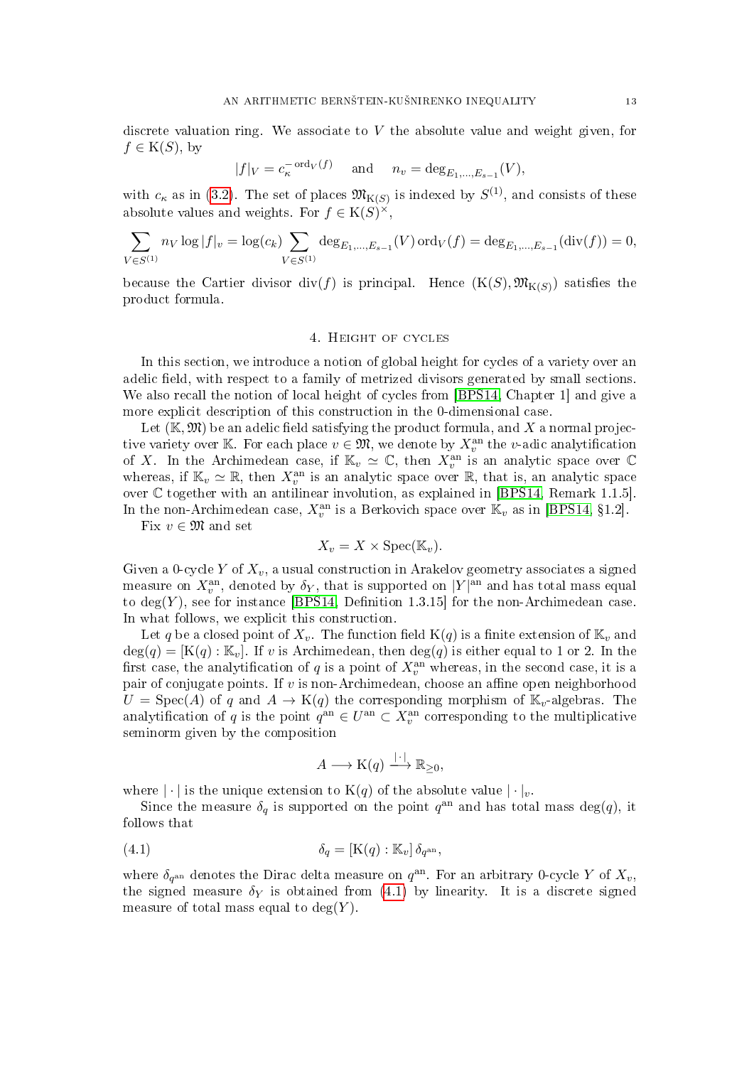discrete valuation ring. We associate to $V$ the absolute value and weight given, for $f \in \mathrm{K}(S)$, by

$$|f|_V = c_\kappa^{-\mathrm{ord}_V(f)} \quad \text{and} \quad n_v = \deg_{E_1,\dots,E_{s-1}}(V),$$

with $c_\kappa$ as in (3.2). The set of places $\mathfrak{M}_{\mathrm{K}(S)}$ is indexed by $S^{(1)}$, and consists of these absolute values and weights. For $f \in \mathrm{K}(S)^\times$,

$$\sum_{V \in S^{(1)}} n_V \log|f|_v = \log(c_k) \sum_{V \in S^{(1)}} \deg_{E_1,\dots,E_{s-1}}(V)\,\mathrm{ord}_V(f) = \deg_{E_1,\dots,E_{s-1}}(\mathrm{div}(f)) = 0,$$

because the Cartier divisor $\mathrm{div}(f)$ is principal. Hence $(\mathrm{K}(S), \mathfrak{M}_{\mathrm{K}(S)})$ satisfies the product formula.

## 4. Height of cycles

In this section, we introduce a notion of global height for cycles of a variety over an adelic field, with respect to a family of metrized divisors generated by small sections. We also recall the notion of local height of cycles from [BPS14, Chapter 1] and give a more explicit description of this construction in the 0-dimensional case.

Let $(\mathbb{K}, \mathfrak{M})$ be an adelic field satisfying the product formula, and $X$ a normal projective variety over $\mathbb{K}$. For each place $v \in \mathfrak{M}$, we denote by $X_v^{\mathrm{an}}$ the $v$-adic analytification of $X$. In the Archimedean case, if $\mathbb{K}_v \simeq \mathbb{C}$, then $X_v^{\mathrm{an}}$ is an analytic space over $\mathbb{C}$ whereas, if $\mathbb{K}_v \simeq \mathbb{R}$, then $X_v^{\mathrm{an}}$ is an analytic space over $\mathbb{R}$, that is, an analytic space over $\mathbb{C}$ together with an antilinear involution, as explained in [BPS14, Remark 1.1.5]. In the non-Archimedean case, $X_v^{\mathrm{an}}$ is a Berkovich space over $\mathbb{K}_v$ as in [BPS14, §1.2].

Fix $v \in \mathfrak{M}$ and set

$$X_v = X \times \mathrm{Spec}(\mathbb{K}_v).$$

Given a 0-cycle $Y$ of $X_v$, a usual construction in Arakelov geometry associates a signed measure on $X_v^{\mathrm{an}}$, denoted by $\delta_Y$, that is supported on $|Y|^{\mathrm{an}}$ and has total mass equal to $\deg(Y)$, see for instance [BPS14, Definition 1.3.15] for the non-Archimedean case. In what follows, we explicit this construction.

Let $q$ be a closed point of $X_v$. The function field $\mathrm{K}(q)$ is a finite extension of $\mathbb{K}_v$ and $\deg(q) = [\mathrm{K}(q) : \mathbb{K}_v]$. If $v$ is Archimedean, then $\deg(q)$ is either equal to 1 or 2. In the first case, the analytification of $q$ is a point of $X_v^{\mathrm{an}}$ whereas, in the second case, it is a pair of conjugate points. If $v$ is non-Archimedean, choose an affine open neighborhood $U = \mathrm{Spec}(A)$ of $q$ and $A \to \mathrm{K}(q)$ the corresponding morphism of $\mathbb{K}_v$-algebras. The analytification of $q$ is the point $q^{\mathrm{an}} \in U^{\mathrm{an}} \subset X_v^{\mathrm{an}}$ corresponding to the multiplicative seminorm given by the composition

$$A \longrightarrow \mathrm{K}(q) \xrightarrow{|\cdot|} \mathbb{R}_{\geq 0},$$

where $|\cdot|$ is the unique extension to $\mathrm{K}(q)$ of the absolute value $|\cdot|_v$.

Since the measure $\delta_q$ is supported on the point $q^{\mathrm{an}}$ and has total mass $\deg(q)$, it follows that

$$\delta_q = [\mathrm{K}(q) : \mathbb{K}_v]\,\delta_{q^{\mathrm{an}}}, \tag{4.1}$$

where $\delta_{q^{\mathrm{an}}}$ denotes the Dirac delta measure on $q^{\mathrm{an}}$. For an arbitrary 0-cycle $Y$ of $X_v$, the signed measure $\delta_Y$ is obtained from (4.1) by linearity. It is a discrete signed measure of total mass equal to $\deg(Y)$.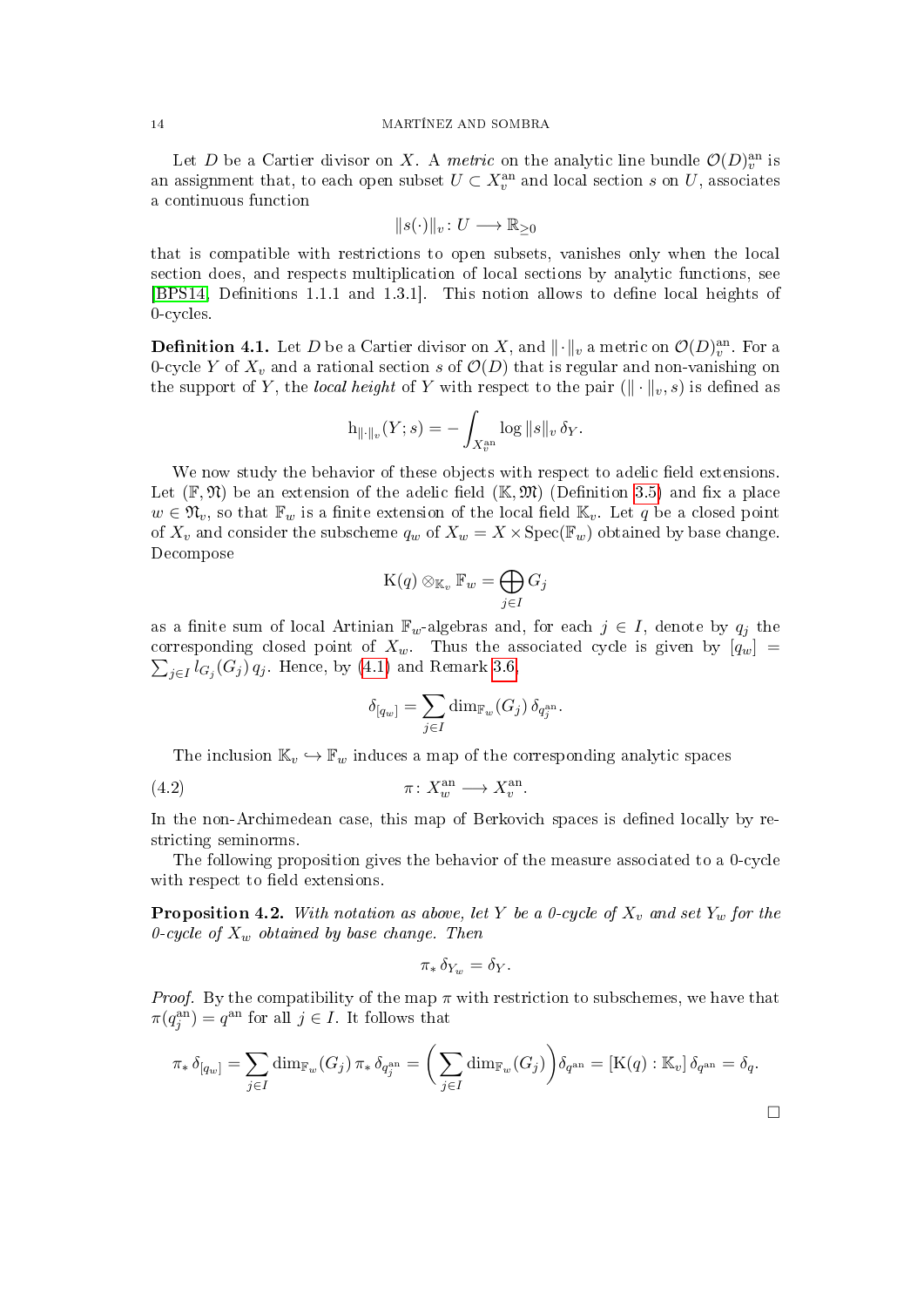Let $D$ be a Cartier divisor on $X$. A *metric* on the analytic line bundle $\mathcal{O}(D)_v^{\mathrm{an}}$ is an assignment that, to each open subset $U \subset X_v^{\mathrm{an}}$ and local section $s$ on $U$, associates a continuous function

$$\|s(\cdot)\|_v \colon U \longrightarrow \mathbb{R}_{\geq 0}$$

that is compatible with restrictions to open subsets, vanishes only when the local section does, and respects multiplication of local sections by analytic functions, see [BPS14, Definitions 1.1.1 and 1.3.1]. This notion allows to define local heights of 0-cycles.

**Definition 4.1.** Let $D$ be a Cartier divisor on $X$, and $\|\cdot\|_v$ a metric on $\mathcal{O}(D)_v^{\mathrm{an}}$. For a 0-cycle $Y$ of $X_v$ and a rational section $s$ of $\mathcal{O}(D)$ that is regular and non-vanishing on the support of $Y$, the *local height* of $Y$ with respect to the pair $(\|\cdot\|_v, s)$ is defined as

$$\mathrm{h}_{\|\cdot\|_v}(Y; s) = -\int_{X_v^{\mathrm{an}}} \log \|s\|_v \, \delta_Y.$$

We now study the behavior of these objects with respect to adelic field extensions. Let $(\mathbb{F}, \mathfrak{N})$ be an extension of the adelic field $(\mathbb{K}, \mathfrak{M})$ (Definition 3.5) and fix a place $w \in \mathfrak{N}_v$, so that $\mathbb{F}_w$ is a finite extension of the local field $\mathbb{K}_v$. Let $q$ be a closed point of $X_v$ and consider the subscheme $q_w$ of $X_w = X \times \mathrm{Spec}(\mathbb{F}_w)$ obtained by base change. Decompose

$$\mathrm{K}(q) \otimes_{\mathbb{K}_v} \mathbb{F}_w = \bigoplus_{j \in I} G_j$$

as a finite sum of local Artinian $\mathbb{F}_w$-algebras and, for each $j \in I$, denote by $q_j$ the corresponding closed point of $X_w$. Thus the associated cycle is given by $[q_w] = \sum_{j \in I} l_{G_j}(G_j)\, q_j$. Hence, by (4.1) and Remark 3.6,

$$\delta_{[q_w]} = \sum_{j \in I} \dim_{\mathbb{F}_w}(G_j)\, \delta_{q_j^{\mathrm{an}}}.$$

The inclusion $\mathbb{K}_v \hookrightarrow \mathbb{F}_w$ induces a map of the corresponding analytic spaces

$$\pi \colon X_w^{\mathrm{an}} \longrightarrow X_v^{\mathrm{an}}. \tag{4.2}$$

In the non-Archimedean case, this map of Berkovich spaces is defined locally by restricting seminorms.

The following proposition gives the behavior of the measure associated to a 0-cycle with respect to field extensions.

**Proposition 4.2.** *With notation as above, let $Y$ be a 0-cycle of $X_v$ and set $Y_w$ for the 0-cycle of $X_w$ obtained by base change. Then*

$$\pi_* \, \delta_{Y_w} = \delta_Y.$$

*Proof.* By the compatibility of the map $\pi$ with restriction to subschemes, we have that $\pi(q_j^{\mathrm{an}}) = q^{\mathrm{an}}$ for all $j \in I$. It follows that

$$\pi_* \, \delta_{[q_w]} = \sum_{j \in I} \dim_{\mathbb{F}_w}(G_j)\, \pi_* \, \delta_{q_j^{\mathrm{an}}} = \bigg( \sum_{j \in I} \dim_{\mathbb{F}_w}(G_j) \bigg) \delta_{q^{\mathrm{an}}} = [\mathrm{K}(q) : \mathbb{K}_v]\, \delta_{q^{\mathrm{an}}} = \delta_q.$$

$\square$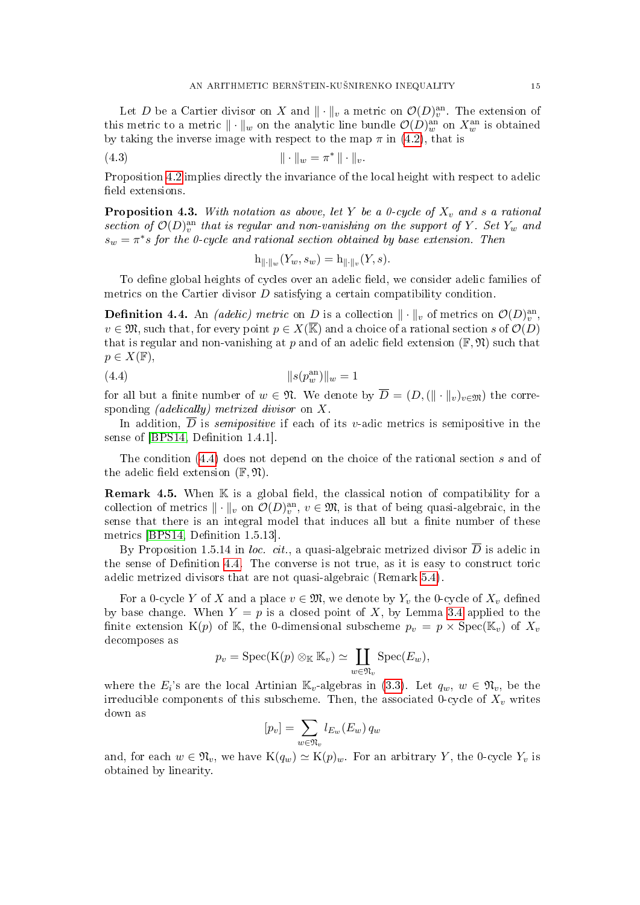Let $D$ be a Cartier divisor on $X$ and $\|\cdot\|_v$ a metric on $\mathcal{O}(D)_v^{\mathrm{an}}$. The extension of this metric to a metric $\|\cdot\|_w$ on the analytic line bundle $\mathcal{O}(D)_w^{\mathrm{an}}$ on $X_w^{\mathrm{an}}$ is obtained by taking the inverse image with respect to the map $\pi$ in (4.2), that is

$$\|\cdot\|_w = \pi^* \|\cdot\|_v. \tag{4.3}$$

Proposition 4.2 implies directly the invariance of the local height with respect to adelic field extensions.

**Proposition 4.3.** *With notation as above, let $Y$ be a 0-cycle of $X_v$ and $s$ a rational section of $\mathcal{O}(D)_v^{\mathrm{an}}$ that is regular and non-vanishing on the support of $Y$. Set $Y_w$ and $s_w = \pi^* s$ for the 0-cycle and rational section obtained by base extension. Then*

$$\mathrm{h}_{\|\cdot\|_w}(Y_w, s_w) = \mathrm{h}_{\|\cdot\|_v}(Y, s).$$

To define global heights of cycles over an adelic field, we consider adelic families of metrics on the Cartier divisor $D$ satisfying a certain compatibility condition.

**Definition 4.4.** An *(adelic) metric* on $D$ is a collection $\|\cdot\|_v$ of metrics on $\mathcal{O}(D)_v^{\mathrm{an}}$, $v \in \mathfrak{M}$, such that, for every point $p \in X(\overline{\mathbb{K}})$ and a choice of a rational section $s$ of $\mathcal{O}(D)$ that is regular and non-vanishing at $p$ and of an adelic field extension $(\mathbb{F}, \mathfrak{N})$ such that $p \in X(\mathbb{F})$,

$$\|s(p_w^{\mathrm{an}})\|_w = 1 \tag{4.4}$$

for all but a finite number of $w \in \mathfrak{N}$. We denote by $\overline{D} = (D, (\|\cdot\|_v)_{v\in\mathfrak{M}})$ the corresponding *(adelically) metrized divisor* on $X$.

In addition, $\overline{D}$ is *semipositive* if each of its $v$-adic metrics is semipositive in the sense of [BPS14, Definition 1.4.1].

The condition (4.4) does not depend on the choice of the rational section $s$ and of the adelic field extension $(\mathbb{F}, \mathfrak{N})$.

**Remark 4.5.** When $\mathbb{K}$ is a global field, the classical notion of compatibility for a collection of metrics $\|\cdot\|_v$ on $\mathcal{O}(D)_v^{\mathrm{an}}$, $v \in \mathfrak{M}$, is that of being quasi-algebraic, in the sense that there is an integral model that induces all but a finite number of these metrics [BPS14, Definition 1.5.13].

By Proposition 1.5.14 in *loc. cit.*, a quasi-algebraic metrized divisor $\overline{D}$ is adelic in the sense of Definition 4.4. The converse is not true, as it is easy to construct toric adelic metrized divisors that are not quasi-algebraic (Remark 5.4).

For a 0-cycle $Y$ of $X$ and a place $v \in \mathfrak{M}$, we denote by $Y_v$ the 0-cycle of $X_v$ defined by base change. When $Y = p$ is a closed point of $X$, by Lemma 3.4 applied to the finite extension $\mathrm{K}(p)$ of $\mathbb{K}$, the 0-dimensional subscheme $p_v = p \times \mathrm{Spec}(\mathbb{K}_v)$ of $X_v$ decomposes as

$$p_v = \mathrm{Spec}(\mathrm{K}(p) \otimes_{\mathbb{K}} \mathbb{K}_v) \simeq \coprod_{w\in\mathfrak{N}_v} \mathrm{Spec}(E_w),$$

where the $E_i$'s are the local Artinian $\mathbb{K}_v$-algebras in (3.3). Let $q_w$, $w \in \mathfrak{N}_v$, be the irreducible components of this subscheme. Then, the associated 0-cycle of $X_v$ writes down as

$$[p_v] = \sum_{w\in\mathfrak{N}_v} l_{E_w}(E_w)\, q_w$$

and, for each $w \in \mathfrak{N}_v$, we have $\mathrm{K}(q_w) \simeq \mathrm{K}(p)_w$. For an arbitrary $Y$, the 0-cycle $Y_v$ is obtained by linearity.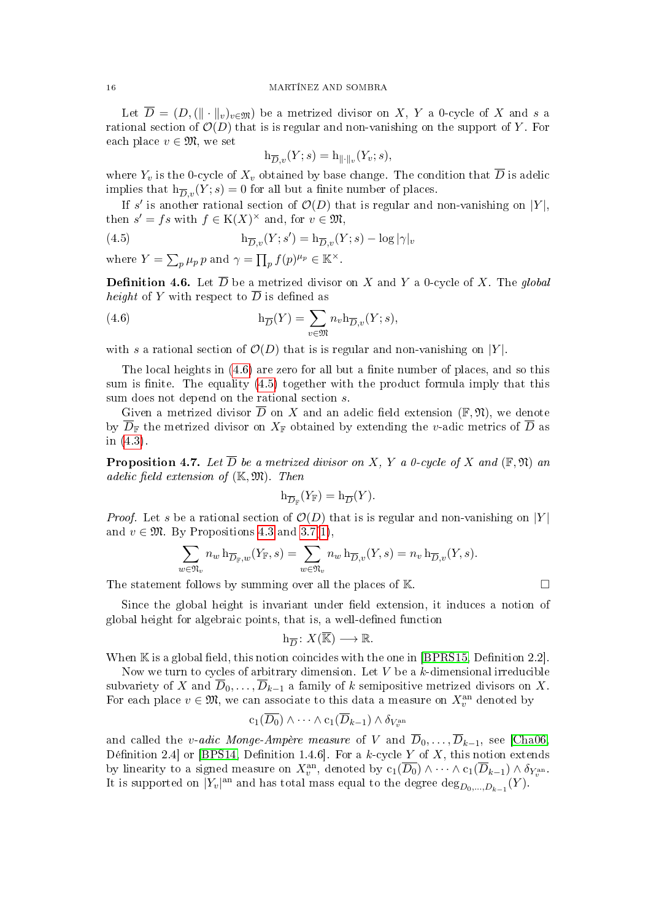Let $\overline{D} = (D, (\|\cdot\|_v)_{v\in\mathfrak{M}})$ be a metrized divisor on $X$, $Y$ a 0-cycle of $X$ and $s$ a rational section of $\mathcal{O}(D)$ that is is regular and non-vanishing on the support of $Y$. For each place $v \in \mathfrak{M}$, we set

$$\mathrm{h}_{\overline{D},v}(Y;s) = \mathrm{h}_{\|\cdot\|_v}(Y_v;s),$$

where $Y_v$ is the 0-cycle of $X_v$ obtained by base change. The condition that $\overline{D}$ is adelic implies that $\mathrm{h}_{\overline{D},v}(Y;s) = 0$ for all but a finite number of places.

If $s'$ is another rational section of $\mathcal{O}(D)$ that is regular and non-vanishing on $|Y|$, then $s' = fs$ with $f \in \mathrm{K}(X)^\times$ and, for $v \in \mathfrak{M}$,

$$\mathrm{h}_{\overline{D},v}(Y;s') = \mathrm{h}_{\overline{D},v}(Y;s) - \log|\gamma|_v \tag{4.5}$$

where $Y = \sum_p \mu_p\, p$ and $\gamma = \prod_p f(p)^{\mu_p} \in \mathbb{K}^\times$.

**Definition 4.6.** Let $\overline{D}$ be a metrized divisor on $X$ and $Y$ a 0-cycle of $X$. The *global height* of $Y$ with respect to $\overline{D}$ is defined as

$$\mathrm{h}_{\overline{D}}(Y) = \sum_{v\in\mathfrak{M}} n_v \mathrm{h}_{\overline{D},v}(Y;s), \tag{4.6}$$

with $s$ a rational section of $\mathcal{O}(D)$ that is is regular and non-vanishing on $|Y|$.

The local heights in (4.6) are zero for all but a finite number of places, and so this sum is finite. The equality (4.5) together with the product formula imply that this sum does not depend on the rational section $s$.

Given a metrized divisor $\overline{D}$ on $X$ and an adelic field extension $(\mathbb{F},\mathfrak{N})$, we denote by $\overline{D}_{\mathbb{F}}$ the metrized divisor on $X_{\mathbb{F}}$ obtained by extending the $v$-adic metrics of $\overline{D}$ as in (4.3).

**Proposition 4.7.** *Let $\overline{D}$ be a metrized divisor on $X$, $Y$ a 0-cycle of $X$ and $(\mathbb{F},\mathfrak{N})$ an adelic field extension of $(\mathbb{K},\mathfrak{M})$. Then*

$$\mathrm{h}_{\overline{D}_{\mathbb{F}}}(Y_{\mathbb{F}}) = \mathrm{h}_{\overline{D}}(Y).$$

*Proof.* Let $s$ be a rational section of $\mathcal{O}(D)$ that is is regular and non-vanishing on $|Y|$ and $v \in \mathfrak{M}$. By Propositions 4.3 and 3.7(1),

$$\sum_{w\in\mathfrak{N}_v} n_w\, \mathrm{h}_{\overline{D}_{\mathbb{F}},w}(Y_{\mathbb{F}},s) = \sum_{w\in\mathfrak{N}_v} n_w\, \mathrm{h}_{\overline{D},v}(Y,s) = n_v\, \mathrm{h}_{\overline{D},v}(Y,s).$$

The statement follows by summing over all the places of $\mathbb{K}$. $\square$

Since the global height is invariant under field extension, it induces a notion of global height for algebraic points, that is, a well-defined function

$$\mathrm{h}_{\overline{D}}\colon X(\overline{\mathbb{K}}) \longrightarrow \mathbb{R}.$$

When $\mathbb{K}$ is a global field, this notion coincides with the one in [BPRS15, Definition 2.2].

Now we turn to cycles of arbitrary dimension. Let $V$ be a $k$-dimensional irreducible subvariety of $X$ and $\overline{D}_0,\dots,\overline{D}_{k-1}$ a family of $k$ semipositive metrized divisors on $X$. For each place $v \in \mathfrak{M}$, we can associate to this data a measure on $X_v^{\mathrm{an}}$ denoted by

$$\mathrm{c}_1(\overline{D_0}) \wedge \dots \wedge \mathrm{c}_1(\overline{D}_{k-1}) \wedge \delta_{V_v^{\mathrm{an}}}$$

and called the *$v$-adic Monge-Ampère measure* of $V$ and $\overline{D}_0,\dots,\overline{D}_{k-1}$, see [Cha06, Définition 2.4] or [BPS14, Definition 1.4.6]. For a $k$-cycle $Y$ of $X$, this notion extends by linearity to a signed measure on $X_v^{\mathrm{an}}$, denoted by $\mathrm{c}_1(\overline{D_0}) \wedge \dots \wedge \mathrm{c}_1(\overline{D}_{k-1}) \wedge \delta_{Y_v^{\mathrm{an}}}$. It is supported on $|Y_v|^{\mathrm{an}}$ and has total mass equal to the degree $\deg_{D_0,\dots,D_{k-1}}(Y)$.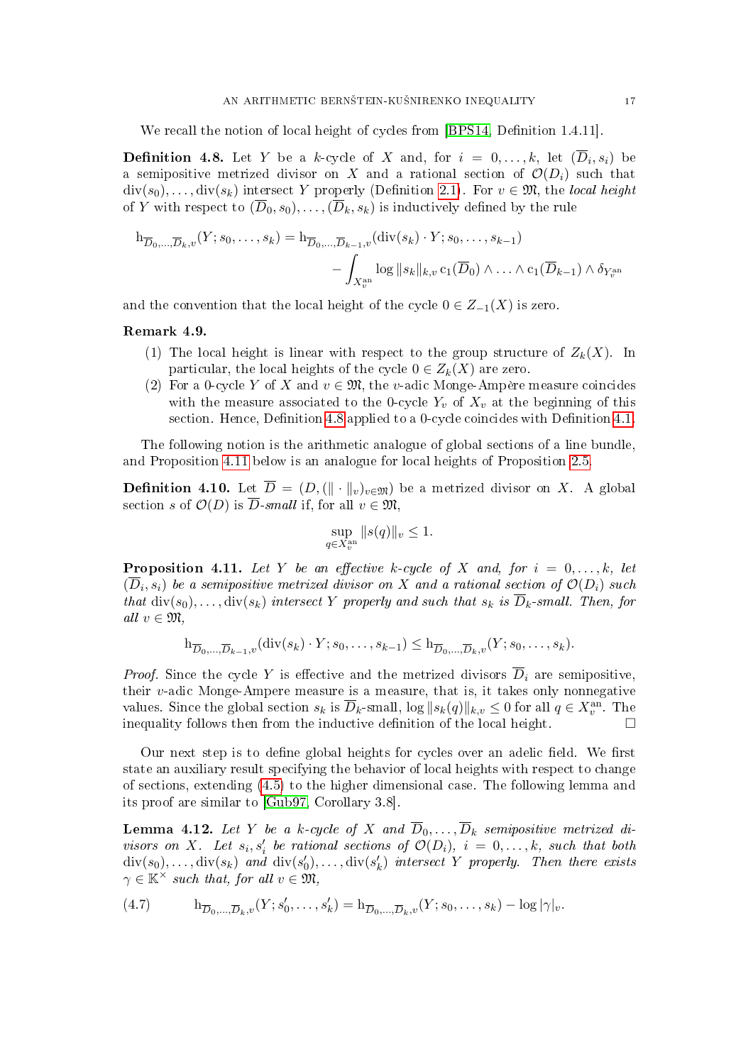We recall the notion of local height of cycles from [BPS14, Definition 1.4.11].

**Definition 4.8.** Let $Y$ be a $k$-cycle of $X$ and, for $i = 0, \dots, k$, let $(\overline{D}_i, s_i)$ be a semipositive metrized divisor on $X$ and a rational section of $\mathcal{O}(D_i)$ such that $\operatorname{div}(s_0), \dots, \operatorname{div}(s_k)$ intersect $Y$ properly (Definition 2.1). For $v \in \mathfrak{M}$, the *local height* of $Y$ with respect to $(\overline{D}_0, s_0), \dots, (\overline{D}_k, s_k)$ is inductively defined by the rule

$$\mathrm{h}_{\overline{D}_0,\dots,\overline{D}_k,v}(Y; s_0, \dots, s_k) = \mathrm{h}_{\overline{D}_0,\dots,\overline{D}_{k-1},v}(\operatorname{div}(s_k) \cdot Y; s_0, \dots, s_{k-1}) \\ - \int_{X_v^{\mathrm{an}}} \log \|s_k\|_{k,v} \, \mathrm{c}_1(\overline{D}_0) \wedge \dots \wedge \mathrm{c}_1(\overline{D}_{k-1}) \wedge \delta_{Y_v^{\mathrm{an}}}$$

and the convention that the local height of the cycle $0 \in Z_{-1}(X)$ is zero.

**Remark 4.9.**

(1) The local height is linear with respect to the group structure of $Z_k(X)$. In particular, the local heights of the cycle $0 \in Z_k(X)$ are zero.

(2) For a 0-cycle $Y$ of $X$ and $v \in \mathfrak{M}$, the $v$-adic Monge-Ampère measure coincides with the measure associated to the 0-cycle $Y_v$ of $X_v$ at the beginning of this section. Hence, Definition 4.8 applied to a 0-cycle coincides with Definition 4.1.

The following notion is the arithmetic analogue of global sections of a line bundle, and Proposition 4.11 below is an analogue for local heights of Proposition 2.5.

**Definition 4.10.** Let $\overline{D} = (D, (\|\cdot\|_v)_{v\in\mathfrak{M}})$ be a metrized divisor on $X$. A global section $s$ of $\mathcal{O}(D)$ is $\overline{D}$-*small* if, for all $v \in \mathfrak{M}$,

$$\sup_{q \in X_v^{\mathrm{an}}} \|s(q)\|_v \leq 1.$$

**Proposition 4.11.** *Let $Y$ be an effective $k$-cycle of $X$ and, for $i = 0, \dots, k$, let $(\overline{D}_i, s_i)$ be a semipositive metrized divisor on $X$ and a rational section of $\mathcal{O}(D_i)$ such that $\operatorname{div}(s_0), \dots, \operatorname{div}(s_k)$ intersect $Y$ properly and such that $s_k$ is $\overline{D}_k$-small. Then, for all $v \in \mathfrak{M}$,*

$$\mathrm{h}_{\overline{D}_0,\dots,\overline{D}_{k-1},v}(\operatorname{div}(s_k) \cdot Y; s_0, \dots, s_{k-1}) \leq \mathrm{h}_{\overline{D}_0,\dots,\overline{D}_k,v}(Y; s_0, \dots, s_k).$$

*Proof.* Since the cycle $Y$ is effective and the metrized divisors $\overline{D}_i$ are semipositive, their $v$-adic Monge-Ampere measure is a measure, that is, it takes only nonnegative values. Since the global section $s_k$ is $\overline{D}_k$-small, $\log \|s_k(q)\|_{k,v} \leq 0$ for all $q \in X_v^{\mathrm{an}}$. The inequality follows then from the inductive definition of the local height. $\square$

Our next step is to define global heights for cycles over an adelic field. We first state an auxiliary result specifying the behavior of local heights with respect to change of sections, extending (4.5) to the higher dimensional case. The following lemma and its proof are similar to [Gub97, Corollary 3.8].

**Lemma 4.12.** *Let $Y$ be a $k$-cycle of $X$ and $\overline{D}_0, \dots, \overline{D}_k$ semipositive metrized divisors on $X$. Let $s_i, s_i'$ be rational sections of $\mathcal{O}(D_i)$, $i = 0, \dots, k$, such that both $\operatorname{div}(s_0), \dots, \operatorname{div}(s_k)$ and $\operatorname{div}(s_0'), \dots, \operatorname{div}(s_k')$ intersect $Y$ properly. Then there exists $\gamma \in \mathbb{K}^\times$ such that, for all $v \in \mathfrak{M}$,*

$$\mathrm{h}_{\overline{D}_0,\dots,\overline{D}_k,v}(Y; s_0', \dots, s_k') = \mathrm{h}_{\overline{D}_0,\dots,\overline{D}_k,v}(Y; s_0, \dots, s_k) - \log|\gamma|_v. \tag{4.7}$$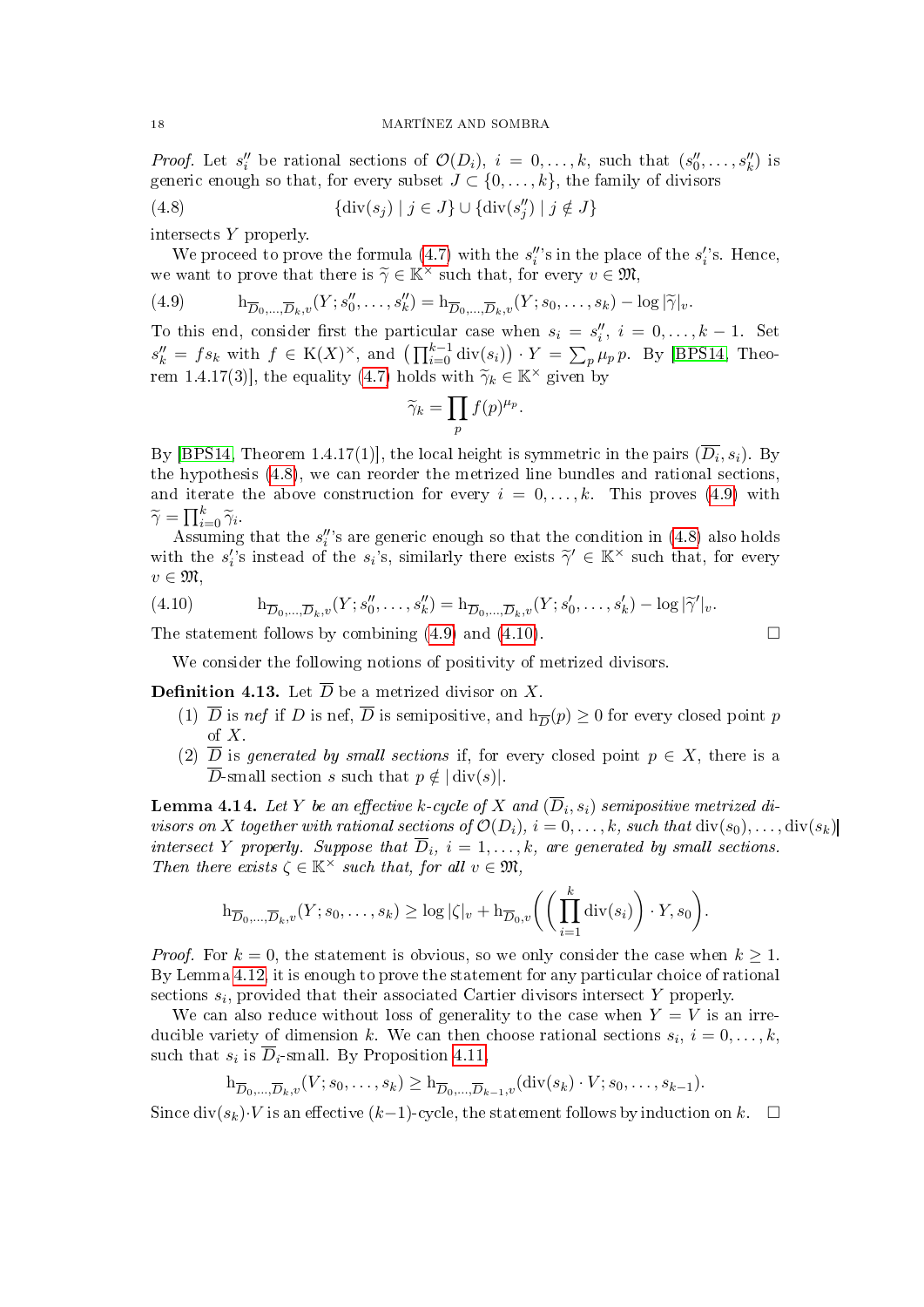*Proof.* Let $s_i''$ be rational sections of $\mathcal{O}(D_i)$, $i = 0, \dots, k$, such that $(s_0'', \dots, s_k'')$ is generic enough so that, for every subset $J \subset \{0, \dots, k\}$, the family of divisors

$$\{\mathrm{div}(s_j) \mid j \in J\} \cup \{\mathrm{div}(s_j'') \mid j \notin J\} \tag{4.8}$$

intersects $Y$ properly.

We proceed to prove the formula (4.7) with the $s_i''$'s in the place of the $s_i'$'s. Hence, we want to prove that there is $\widetilde{\gamma} \in \mathbb{K}^\times$ such that, for every $v \in \mathfrak{M}$,

$$\mathrm{h}_{\overline{D}_0,\dots,\overline{D}_k,v}(Y; s_0'', \dots, s_k'') = \mathrm{h}_{\overline{D}_0,\dots,\overline{D}_k,v}(Y; s_0, \dots, s_k) - \log|\widetilde{\gamma}|_v. \tag{4.9}$$

To this end, consider first the particular case when $s_i = s_i''$, $i = 0, \dots, k-1$. Set $s_k'' = f s_k$ with $f \in \mathrm{K}(X)^\times$, and $\left(\prod_{i=0}^{k-1} \mathrm{div}(s_i)\right) \cdot Y = \sum_p \mu_p p$. By [BPS14, Theorem 1.4.17(3)], the equality (4.7) holds with $\widetilde{\gamma}_k \in \mathbb{K}^\times$ given by

$$\widetilde{\gamma}_k = \prod_p f(p)^{\mu_p}.$$

By [BPS14, Theorem 1.4.17(1)], the local height is symmetric in the pairs $(\overline{D}_i, s_i)$. By the hypothesis (4.8), we can reorder the metrized line bundles and rational sections, and iterate the above construction for every $i = 0, \dots, k$. This proves (4.9) with $\widetilde{\gamma} = \prod_{i=0}^k \widetilde{\gamma}_i$.

Assuming that the $s_i''$'s are generic enough so that the condition in (4.8) also holds with the $s_i'$'s instead of the $s_i$'s, similarly there exists $\widetilde{\gamma}' \in \mathbb{K}^\times$ such that, for every $v \in \mathfrak{M}$,

$$\mathrm{h}_{\overline{D}_0,\dots,\overline{D}_k,v}(Y; s_0'', \dots, s_k'') = \mathrm{h}_{\overline{D}_0,\dots,\overline{D}_k,v}(Y; s_0', \dots, s_k') - \log|\widetilde{\gamma}'|_v. \tag{4.10}$$

The statement follows by combining (4.9) and (4.10). $\square$

We consider the following notions of positivity of metrized divisors.

**Definition 4.13.** Let $\overline{D}$ be a metrized divisor on $X$.

1. $\overline{D}$ is *nef* if $D$ is nef, $\overline{D}$ is semipositive, and $\mathrm{h}_{\overline{D}}(p) \geq 0$ for every closed point $p$ of $X$.
2. $\overline{D}$ is *generated by small sections* if, for every closed point $p \in X$, there is a $\overline{D}$-small section $s$ such that $p \notin |\mathrm{div}(s)|$.

**Lemma 4.14.** *Let $Y$ be an effective $k$-cycle of $X$ and $(\overline{D}_i, s_i)$ semipositive metrized divisors on $X$ together with rational sections of $\mathcal{O}(D_i)$, $i = 0, \dots, k$, such that $\mathrm{div}(s_0), \dots, \mathrm{div}(s_k)$ intersect $Y$ properly. Suppose that $\overline{D}_i$, $i = 1, \dots, k$, are generated by small sections. Then there exists $\zeta \in \mathbb{K}^\times$ such that, for all $v \in \mathfrak{M}$,*

$$\mathrm{h}_{\overline{D}_0,\dots,\overline{D}_k,v}(Y; s_0, \dots, s_k) \geq \log|\zeta|_v + \mathrm{h}_{\overline{D}_0,v}\left(\left(\prod_{i=1}^k \mathrm{div}(s_i)\right) \cdot Y, s_0\right).$$

*Proof.* For $k = 0$, the statement is obvious, so we only consider the case when $k \geq 1$. By Lemma 4.12, it is enough to prove the statement for any particular choice of rational sections $s_i$, provided that their associated Cartier divisors intersect $Y$ properly.

We can also reduce without loss of generality to the case when $Y = V$ is an irreducible variety of dimension $k$. We can then choose rational sections $s_i$, $i = 0, \dots, k$, such that $s_i$ is $\overline{D}_i$-small. By Proposition 4.11,

$$\mathrm{h}_{\overline{D}_0,\dots,\overline{D}_k,v}(V; s_0, \dots, s_k) \geq \mathrm{h}_{\overline{D}_0,\dots,\overline{D}_{k-1},v}(\mathrm{div}(s_k) \cdot V; s_0, \dots, s_{k-1}).$$

Since $\mathrm{div}(s_k) \cdot V$ is an effective $(k-1)$-cycle, the statement follows by induction on $k$. $\square$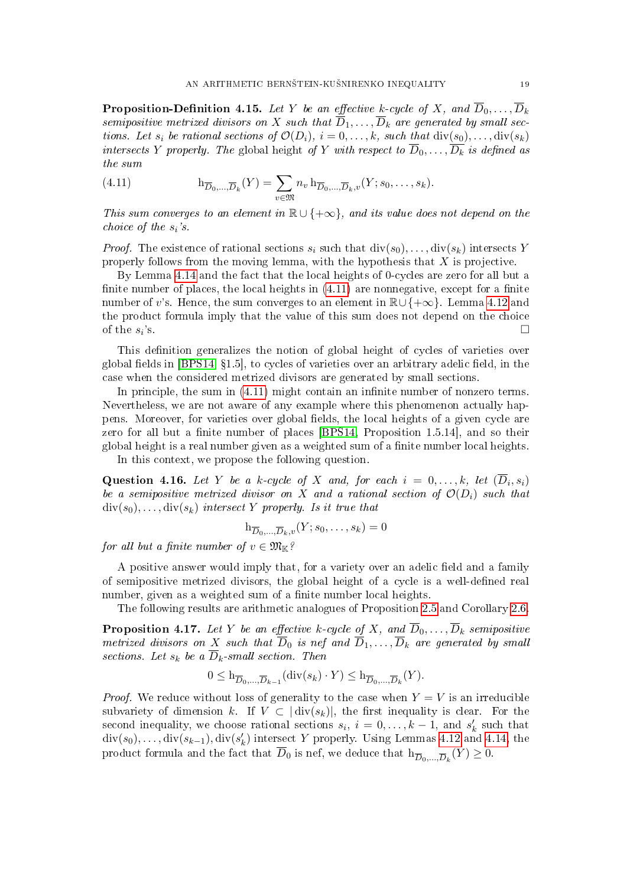**Proposition-Definition 4.15.** *Let $Y$ be an effective $k$-cycle of $X$, and $\overline{D}_0, \dots, \overline{D}_k$ semipositive metrized divisors on $X$ such that $\overline{D}_1, \dots, \overline{D}_k$ are generated by small sections. Let $s_i$ be rational sections of $\mathcal{O}(D_i)$, $i = 0, \dots, k$, such that $\operatorname{div}(s_0), \dots, \operatorname{div}(s_k)$ intersects $Y$ properly. The* global height *of $Y$ with respect to $\overline{D}_0, \dots, \overline{D}_k$ is defined as the sum*

$$\mathrm{h}_{\overline{D}_0,\dots,\overline{D}_k}(Y) = \sum_{v \in \mathfrak{M}} n_v \, \mathrm{h}_{\overline{D}_0,\dots,\overline{D}_k,v}(Y; s_0, \dots, s_k). \tag{4.11}$$

*This sum converges to an element in $\mathbb{R} \cup \{+\infty\}$, and its value does not depend on the choice of the $s_i$'s.*

*Proof.* The existence of rational sections $s_i$ such that $\operatorname{div}(s_0), \dots, \operatorname{div}(s_k)$ intersects $Y$ properly follows from the moving lemma, with the hypothesis that $X$ is projective.

By Lemma 4.14 and the fact that the local heights of 0-cycles are zero for all but a finite number of places, the local heights in (4.11) are nonnegative, except for a finite number of $v$'s. Hence, the sum converges to an element in $\mathbb{R} \cup \{+\infty\}$. Lemma 4.12 and the product formula imply that the value of this sum does not depend on the choice of the $s_i$'s. □

This definition generalizes the notion of global height of cycles of varieties over global fields in [BPS14, §1.5], to cycles of varieties over an arbitrary adelic field, in the case when the considered metrized divisors are generated by small sections.

In principle, the sum in (4.11) might contain an infinite number of nonzero terms. Nevertheless, we are not aware of any example where this phenomenon actually happens. Moreover, for varieties over global fields, the local heights of a given cycle are zero for all but a finite number of places [BPS14, Proposition 1.5.14], and so their global height is a real number given as a weighted sum of a finite number local heights.

In this context, we propose the following question.

**Question 4.16.** *Let $Y$ be a $k$-cycle of $X$ and, for each $i = 0, \dots, k$, let $(\overline{D}_i, s_i)$ be a semipositive metrized divisor on $X$ and a rational section of $\mathcal{O}(D_i)$ such that $\operatorname{div}(s_0), \dots, \operatorname{div}(s_k)$ intersect $Y$ properly. Is it true that*

$$\mathrm{h}_{\overline{D}_0,\dots,\overline{D}_k,v}(Y; s_0, \dots, s_k) = 0$$

*for all but a finite number of $v \in \mathfrak{M}_{\mathbb{K}}$?*

A positive answer would imply that, for a variety over an adelic field and a family of semipositive metrized divisors, the global height of a cycle is a well-defined real number, given as a weighted sum of a finite number local heights.

The following results are arithmetic analogues of Proposition 2.5 and Corollary 2.6.

**Proposition 4.17.** *Let $Y$ be an effective $k$-cycle of $X$, and $\overline{D}_0, \dots, \overline{D}_k$ semipositive metrized divisors on $X$ such that $\overline{D}_0$ is nef and $\overline{D}_1, \dots, \overline{D}_k$ are generated by small sections. Let $s_k$ be a $\overline{D}_k$-small section. Then*

$$0 \le \mathrm{h}_{\overline{D}_0,\dots,\overline{D}_{k-1}}(\operatorname{div}(s_k) \cdot Y) \le \mathrm{h}_{\overline{D}_0,\dots,\overline{D}_k}(Y).$$

*Proof.* We reduce without loss of generality to the case when $Y = V$ is an irreducible subvariety of dimension $k$. If $V \subset |\operatorname{div}(s_k)|$, the first inequality is clear. For the second inequality, we choose rational sections $s_i$, $i = 0, \dots, k-1$, and $s'_k$ such that $\operatorname{div}(s_0), \dots, \operatorname{div}(s_{k-1}), \operatorname{div}(s'_k)$ intersect $Y$ properly. Using Lemmas 4.12 and 4.14, the product formula and the fact that $\overline{D}_0$ is nef, we deduce that $\mathrm{h}_{\overline{D}_0,\dots,\overline{D}_k}(Y) \ge 0$.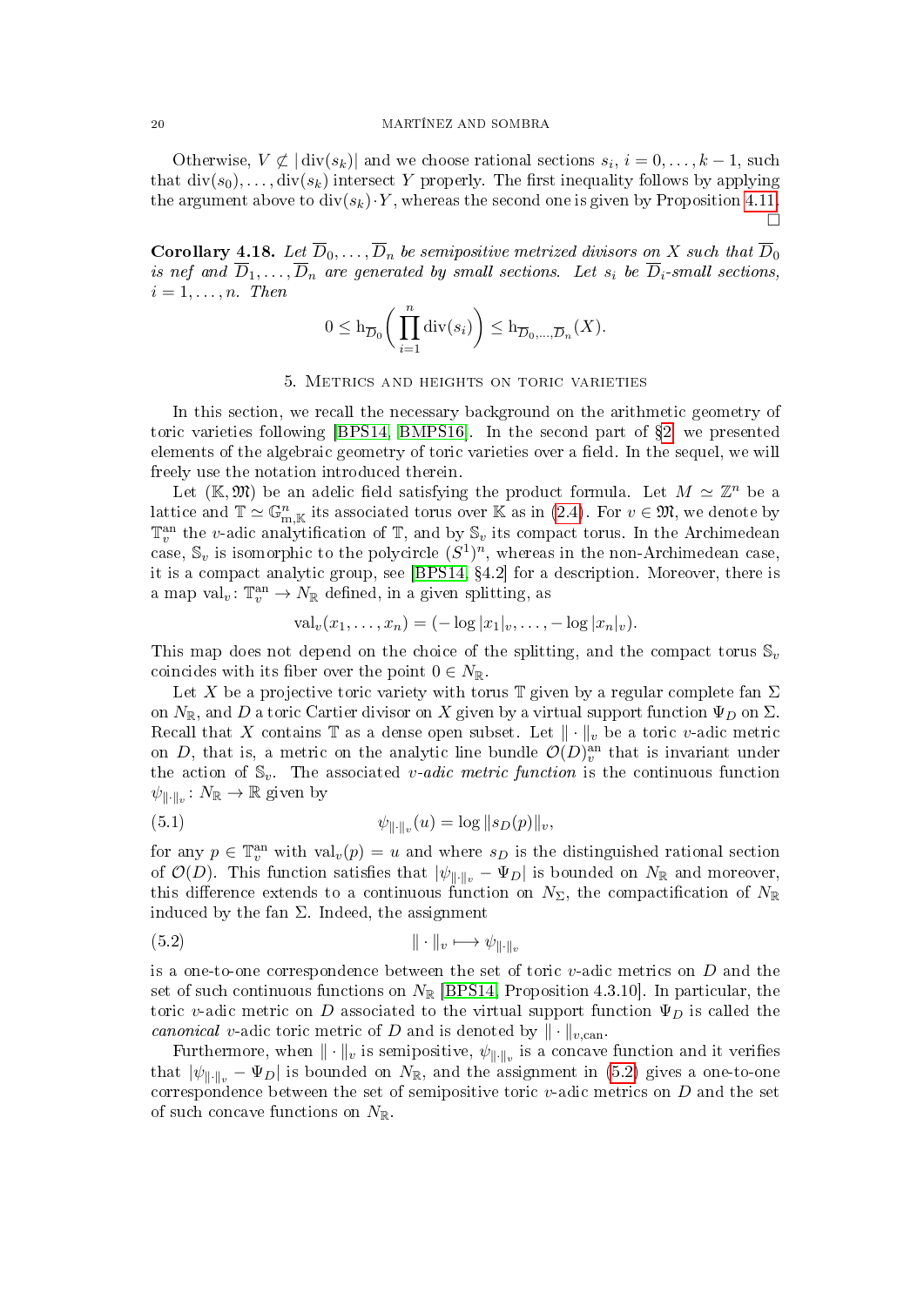Otherwise, $V \not\subset |\operatorname{div}(s_k)|$ and we choose rational sections $s_i$, $i = 0, \dots, k-1$, such that $\operatorname{div}(s_0), \dots, \operatorname{div}(s_k)$ intersect $Y$ properly. The first inequality follows by applying the argument above to $\operatorname{div}(s_k) \cdot Y$, whereas the second one is given by Proposition 4.11. □

**Corollary 4.18.** *Let $\overline{D}_0, \dots, \overline{D}_n$ be semipositive metrized divisors on $X$ such that $\overline{D}_0$ is nef and $\overline{D}_1, \dots, \overline{D}_n$ are generated by small sections. Let $s_i$ be $\overline{D}_i$-small sections, $i = 1, \dots, n$. Then*

$$0 \le \mathrm{h}_{\overline{D}_0}\bigg(\prod_{i=1}^{n} \operatorname{div}(s_i)\bigg) \le \mathrm{h}_{\overline{D}_0, \dots, \overline{D}_n}(X).$$

## 5. Metrics and heights on toric varieties

In this section, we recall the necessary background on the arithmetic geometry of toric varieties following [BPS14, BMPS16]. In the second part of §2, we presented elements of the algebraic geometry of toric varieties over a field. In the sequel, we will freely use the notation introduced therein.

Let $(\mathbb{K}, \mathfrak{M})$ be an adelic field satisfying the product formula. Let $M \simeq \mathbb{Z}^n$ be a lattice and $\mathbb{T} \simeq \mathbb{G}_{\mathrm{m},\mathbb{K}}^n$ its associated torus over $\mathbb{K}$ as in (2.4). For $v \in \mathfrak{M}$, we denote by $\mathbb{T}_v^{\mathrm{an}}$ the $v$-adic analytification of $\mathbb{T}$, and by $\mathbb{S}_v$ its compact torus. In the Archimedean case, $\mathbb{S}_v$ is isomorphic to the polycircle $(S^1)^n$, whereas in the non-Archimedean case, it is a compact analytic group, see [BPS14, §4.2] for a description. Moreover, there is a map $\operatorname{val}_v \colon \mathbb{T}_v^{\mathrm{an}} \to N_{\mathbb{R}}$ defined, in a given splitting, as

$$\operatorname{val}_v(x_1, \dots, x_n) = (-\log|x_1|_v, \dots, -\log|x_n|_v).$$

This map does not depend on the choice of the splitting, and the compact torus $\mathbb{S}_v$ coincides with its fiber over the point $0 \in N_{\mathbb{R}}$.

Let $X$ be a projective toric variety with torus $\mathbb{T}$ given by a regular complete fan $\Sigma$ on $N_{\mathbb{R}}$, and $D$ a toric Cartier divisor on $X$ given by a virtual support function $\Psi_D$ on $\Sigma$. Recall that $X$ contains $\mathbb{T}$ as a dense open subset. Let $\|\cdot\|_v$ be a toric $v$-adic metric on $D$, that is, a metric on the analytic line bundle $\mathcal{O}(D)_v^{\mathrm{an}}$ that is invariant under the action of $\mathbb{S}_v$. The associated *$v$-adic metric function* is the continuous function $\psi_{\|\cdot\|_v} \colon N_{\mathbb{R}} \to \mathbb{R}$ given by

$$\psi_{\|\cdot\|_v}(u) = \log\|s_D(p)\|_v, \tag{5.1}$$

for any $p \in \mathbb{T}_v^{\mathrm{an}}$ with $\operatorname{val}_v(p) = u$ and where $s_D$ is the distinguished rational section of $\mathcal{O}(D)$. This function satisfies that $|\psi_{\|\cdot\|_v} - \Psi_D|$ is bounded on $N_{\mathbb{R}}$ and moreover, this difference extends to a continuous function on $N_\Sigma$, the compactification of $N_{\mathbb{R}}$ induced by the fan $\Sigma$. Indeed, the assignment

$$\|\cdot\|_v \longmapsto \psi_{\|\cdot\|_v} \tag{5.2}$$

is a one-to-one correspondence between the set of toric $v$-adic metrics on $D$ and the set of such continuous functions on $N_{\mathbb{R}}$ [BPS14, Proposition 4.3.10]. In particular, the toric $v$-adic metric on $D$ associated to the virtual support function $\Psi_D$ is called the *canonical* $v$-adic toric metric of $D$ and is denoted by $\|\cdot\|_{v,\mathrm{can}}$.

Furthermore, when $\|\cdot\|_v$ is semipositive, $\psi_{\|\cdot\|_v}$ is a concave function and it verifies that $|\psi_{\|\cdot\|_v} - \Psi_D|$ is bounded on $N_{\mathbb{R}}$, and the assignment in (5.2) gives a one-to-one correspondence between the set of semipositive toric $v$-adic metrics on $D$ and the set of such concave functions on $N_{\mathbb{R}}$.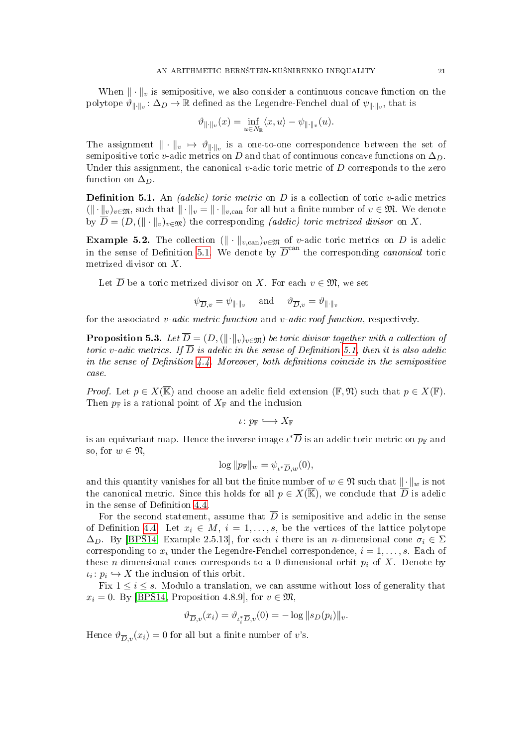When $\|\cdot\|_v$ is semipositive, we also consider a continuous concave function on the polytope $\vartheta_{\|\cdot\|_v} \colon \Delta_D \to \mathbb{R}$ defined as the Legendre-Fenchel dual of $\psi_{\|\cdot\|_v}$, that is

$$\vartheta_{\|\cdot\|_v}(x) = \inf_{u \in N_{\mathbb{R}}} \langle x, u \rangle - \psi_{\|\cdot\|_v}(u).$$

The assignment $\|\cdot\|_v \mapsto \vartheta_{\|\cdot\|_v}$ is a one-to-one correspondence between the set of semipositive toric $v$-adic metrics on $D$ and that of continuous concave functions on $\Delta_D$. Under this assignment, the canonical $v$-adic toric metric of $D$ corresponds to the zero function on $\Delta_D$.

**Definition 5.1.** An *(adelic) toric metric* on $D$ is a collection of toric $v$-adic metrics $(\|\cdot\|_v)_{v\in\mathfrak{M}}$, such that $\|\cdot\|_v = \|\cdot\|_{v,\mathrm{can}}$ for all but a finite number of $v \in \mathfrak{M}$. We denote by $\overline{D} = (D, (\|\cdot\|_v)_{v\in\mathfrak{M}})$ the corresponding *(adelic) toric metrized divisor* on $X$.

**Example 5.2.** The collection $(\|\cdot\|_{v,\mathrm{can}})_{v\in\mathfrak{M}}$ of $v$-adic toric metrics on $D$ is adelic in the sense of Definition 5.1. We denote by $\overline{D}^{\mathrm{can}}$ the corresponding *canonical* toric metrized divisor on $X$.

Let $\overline{D}$ be a toric metrized divisor on $X$. For each $v \in \mathfrak{M}$, we set

$$\psi_{\overline{D},v} = \psi_{\|\cdot\|_v} \quad \text{and} \quad \vartheta_{\overline{D},v} = \vartheta_{\|\cdot\|_v}$$

for the associated *$v$-adic metric function* and *$v$-adic roof function*, respectively.

**Proposition 5.3.** *Let $\overline{D} = (D, (\|\cdot\|_v)_{v\in\mathfrak{M}})$ be toric divisor together with a collection of toric $v$-adic metrics. If $\overline{D}$ is adelic in the sense of Definition 5.1, then it is also adelic in the sense of Definition 4.4. Moreover, both definitions coincide in the semipositive case.*

*Proof.* Let $p \in X(\overline{\mathbb{K}})$ and choose an adelic field extension $(\mathbb{F}, \mathfrak{N})$ such that $p \in X(\mathbb{F})$. Then $p_{\mathbb{F}}$ is a rational point of $X_{\mathbb{F}}$ and the inclusion

$$\iota \colon p_{\mathbb{F}} \hookrightarrow X_{\mathbb{F}}$$

is an equivariant map. Hence the inverse image $\iota^*\overline{D}$ is an adelic toric metric on $p_{\mathbb{F}}$ and so, for $w \in \mathfrak{N}$,

$$\log \|p_{\mathbb{F}}\|_w = \psi_{\iota^*\overline{D},w}(0),$$

and this quantity vanishes for all but the finite number of $w \in \mathfrak{N}$ such that $\|\cdot\|_w$ is not the canonical metric. Since this holds for all $p \in X(\overline{\mathbb{K}})$, we conclude that $\overline{D}$ is adelic in the sense of Definition 4.4.

For the second statement, assume that $\overline{D}$ is semipositive and adelic in the sense of Definition 4.4. Let $x_i \in M$, $i = 1, \dots, s$, be the vertices of the lattice polytope $\Delta_D$. By [BPS14, Example 2.5.13], for each $i$ there is an $n$-dimensional cone $\sigma_i \in \Sigma$ corresponding to $x_i$ under the Legendre-Fenchel correspondence, $i = 1, \dots, s$. Each of these $n$-dimensional cones corresponds to a 0-dimensional orbit $p_i$ of $X$. Denote by $\iota_i \colon p_i \hookrightarrow X$ the inclusion of this orbit.

Fix $1 \le i \le s$. Modulo a translation, we can assume without loss of generality that $x_i = 0$. By [BPS14, Proposition 4.8.9], for $v \in \mathfrak{M}$,

$$\vartheta_{\overline{D},v}(x_i) = \vartheta_{\iota_i^*\overline{D},v}(0) = -\log \|s_D(p_i)\|_v.$$

Hence $\vartheta_{\overline{D},v}(x_i) = 0$ for all but a finite number of $v$'s.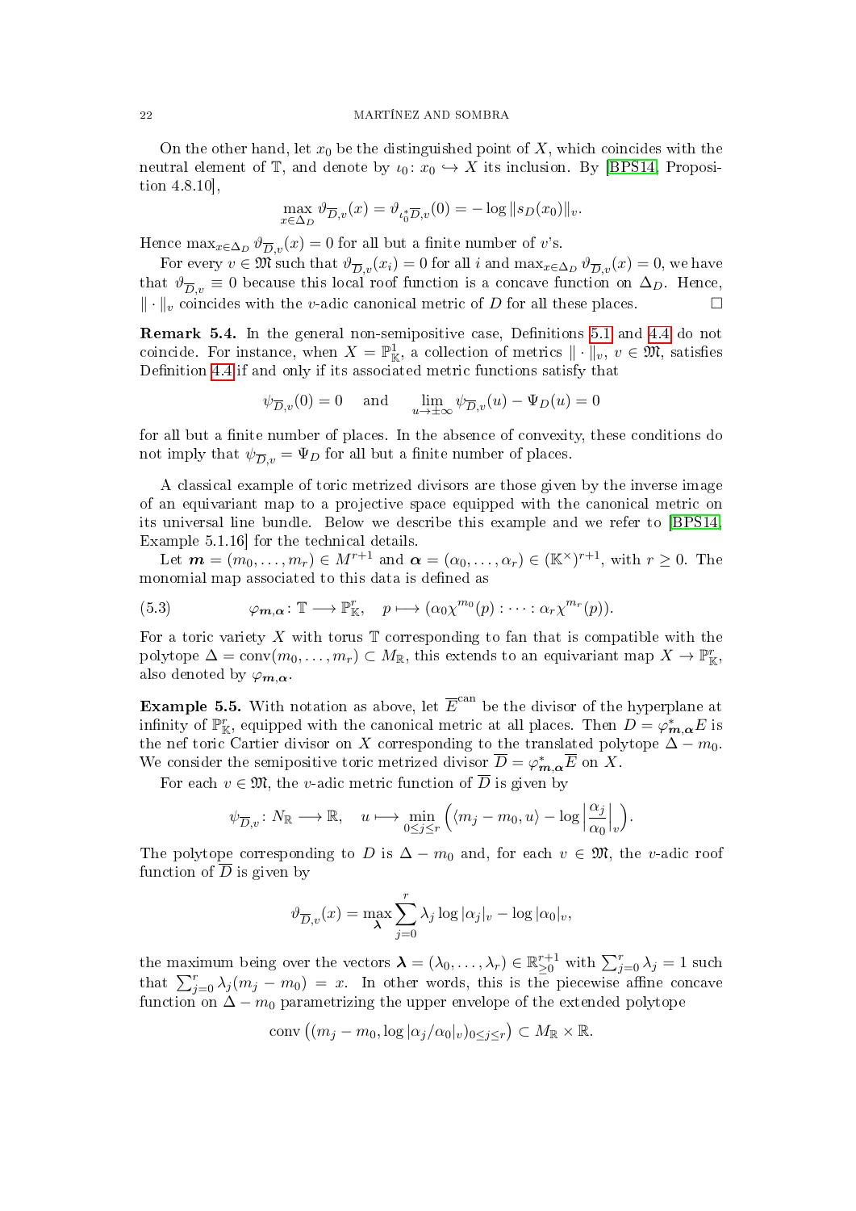On the other hand, let $x_0$ be the distinguished point of $X$, which coincides with the neutral element of $\mathbb{T}$, and denote by $\iota_0 \colon x_0 \hookrightarrow X$ its inclusion. By [BPS14, Proposition 4.8.10],

$$\max_{x\in\Delta_D} \vartheta_{\overline{D},v}(x) = \vartheta_{\iota_0^*\overline{D},v}(0) = -\log \|s_D(x_0)\|_v.$$

Hence $\max_{x\in\Delta_D} \vartheta_{\overline{D},v}(x) = 0$ for all but a finite number of $v$'s.

For every $v \in \mathfrak{M}$ such that $\vartheta_{\overline{D},v}(x_i) = 0$ for all $i$ and $\max_{x\in\Delta_D} \vartheta_{\overline{D},v}(x) = 0$, we have that $\vartheta_{\overline{D},v} \equiv 0$ because this local roof function is a concave function on $\Delta_D$. Hence, $\|\cdot\|_v$ coincides with the $v$-adic canonical metric of $D$ for all these places. □

**Remark 5.4.** In the general non-semipositive case, Definitions 5.1 and 4.4 do not coincide. For instance, when $X = \mathbb{P}^1_{\mathbb{K}}$, a collection of metrics $\|\cdot\|_v$, $v \in \mathfrak{M}$, satisfies Definition 4.4 if and only if its associated metric functions satisfy that

$$\psi_{\overline{D},v}(0) = 0 \quad \text{and} \quad \lim_{u\to\pm\infty} \psi_{\overline{D},v}(u) - \Psi_D(u) = 0$$

for all but a finite number of places. In the absence of convexity, these conditions do not imply that $\psi_{\overline{D},v} = \Psi_D$ for all but a finite number of places.

A classical example of toric metrized divisors are those given by the inverse image of an equivariant map to a projective space equipped with the canonical metric on its universal line bundle. Below we describe this example and we refer to [BPS14, Example 5.1.16] for the technical details.

Let $\boldsymbol{m} = (m_0, \dots, m_r) \in M^{r+1}$ and $\boldsymbol{\alpha} = (\alpha_0, \dots, \alpha_r) \in (\mathbb{K}^\times)^{r+1}$, with $r \geq 0$. The monomial map associated to this data is defined as

$$\varphi_{\boldsymbol{m},\boldsymbol{\alpha}} \colon \mathbb{T} \longrightarrow \mathbb{P}^r_{\mathbb{K}}, \quad p \longmapsto (\alpha_0\chi^{m_0}(p) : \dots : \alpha_r\chi^{m_r}(p)). \tag{5.3}$$

For a toric variety $X$ with torus $\mathbb{T}$ corresponding to fan that is compatible with the polytope $\Delta = \operatorname{conv}(m_0, \dots, m_r) \subset M_{\mathbb{R}}$, this extends to an equivariant map $X \to \mathbb{P}^r_{\mathbb{K}}$, also denoted by $\varphi_{\boldsymbol{m},\boldsymbol{\alpha}}$.

**Example 5.5.** With notation as above, let $\overline{E}^{\mathrm{can}}$ be the divisor of the hyperplane at infinity of $\mathbb{P}^r_{\mathbb{K}}$, equipped with the canonical metric at all places. Then $D = \varphi^*_{\boldsymbol{m},\boldsymbol{\alpha}} E$ is the nef toric Cartier divisor on $X$ corresponding to the translated polytope $\Delta - m_0$. We consider the semipositive toric metrized divisor $\overline{D} = \varphi^*_{\boldsymbol{m},\boldsymbol{\alpha}} \overline{E}$ on $X$.

For each $v \in \mathfrak{M}$, the $v$-adic metric function of $\overline{D}$ is given by

$$\psi_{\overline{D},v} \colon N_{\mathbb{R}} \longrightarrow \mathbb{R}, \quad u \longmapsto \min_{0\leq j\leq r} \Big( \langle m_j - m_0, u\rangle - \log \Big|\frac{\alpha_j}{\alpha_0}\Big|_v \Big).$$

The polytope corresponding to $D$ is $\Delta - m_0$ and, for each $v \in \mathfrak{M}$, the $v$-adic roof function of $\overline{D}$ is given by

$$\vartheta_{\overline{D},v}(x) = \max_{\boldsymbol{\lambda}} \sum_{j=0}^{r} \lambda_j \log|\alpha_j|_v - \log|\alpha_0|_v,$$

the maximum being over the vectors $\boldsymbol{\lambda} = (\lambda_0, \dots, \lambda_r) \in \mathbb{R}^{r+1}_{\geq 0}$ with $\sum_{j=0}^r \lambda_j = 1$ such that $\sum_{j=0}^r \lambda_j(m_j - m_0) = x$. In other words, this is the piecewise affine concave function on $\Delta - m_0$ parametrizing the upper envelope of the extended polytope

$$\operatorname{conv}\big((m_j - m_0, \log|\alpha_j/\alpha_0|_v)_{0\leq j\leq r}\big) \subset M_{\mathbb{R}} \times \mathbb{R}.$$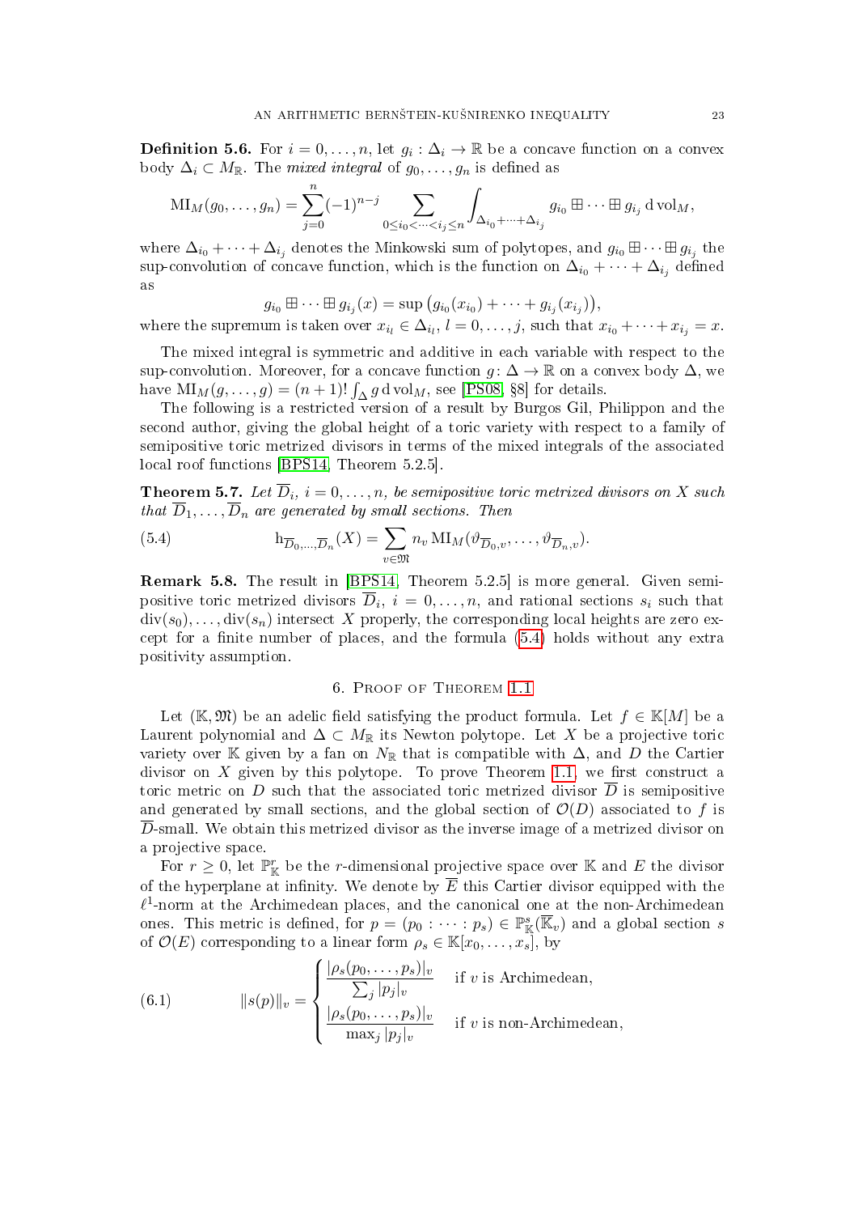**Definition 5.6.** For $i = 0, \dots, n$, let $g_i : \Delta_i \to \mathbb{R}$ be a concave function on a convex body $\Delta_i \subset M_{\mathbb{R}}$. The *mixed integral* of $g_0, \dots, g_n$ is defined as

$$\mathrm{MI}_M(g_0, \dots, g_n) = \sum_{j=0}^{n} (-1)^{n-j} \sum_{0 \le i_0 < \cdots < i_j \le n} \int_{\Delta_{i_0} + \cdots + \Delta_{i_j}} g_{i_0} \boxplus \cdots \boxplus g_{i_j} \, \mathrm{d}\,\mathrm{vol}_M,$$

where $\Delta_{i_0} + \cdots + \Delta_{i_j}$ denotes the Minkowski sum of polytopes, and $g_{i_0} \boxplus \cdots \boxplus g_{i_j}$ the sup-convolution of concave function, which is the function on $\Delta_{i_0} + \cdots + \Delta_{i_j}$ defined as

$$g_{i_0} \boxplus \cdots \boxplus g_{i_j}(x) = \sup \big(g_{i_0}(x_{i_0}) + \cdots + g_{i_j}(x_{i_j})\big),$$

where the supremum is taken over $x_{i_l} \in \Delta_{i_l}$, $l = 0, \dots, j$, such that $x_{i_0} + \cdots + x_{i_j} = x$.

The mixed integral is symmetric and additive in each variable with respect to the sup-convolution. Moreover, for a concave function $g \colon \Delta \to \mathbb{R}$ on a convex body $\Delta$, we have $\mathrm{MI}_M(g, \dots, g) = (n+1)! \int_\Delta g \, \mathrm{d}\,\mathrm{vol}_M$, see [PS08, §8] for details.

The following is a restricted version of a result by Burgos Gil, Philippon and the second author, giving the global height of a toric variety with respect to a family of semipositive toric metrized divisors in terms of the mixed integrals of the associated local roof functions [BPS14, Theorem 5.2.5].

**Theorem 5.7.** *Let $\overline{D}_i$, $i = 0, \dots, n$, be semipositive toric metrized divisors on $X$ such that $\overline{D}_1, \dots, \overline{D}_n$ are generated by small sections. Then*

$$\mathrm{h}_{\overline{D}_0, \dots, \overline{D}_n}(X) = \sum_{v \in \mathfrak{M}} n_v \, \mathrm{MI}_M(\vartheta_{\overline{D}_0, v}, \dots, \vartheta_{\overline{D}_n, v}). \tag{5.4}$$

**Remark 5.8.** The result in [BPS14, Theorem 5.2.5] is more general. Given semipositive toric metrized divisors $\overline{D}_i$, $i = 0, \dots, n$, and rational sections $s_i$ such that $\mathrm{div}(s_0), \dots, \mathrm{div}(s_n)$ intersect $X$ properly, the corresponding local heights are zero except for a finite number of places, and the formula (5.4) holds without any extra positivity assumption.

## 6. Proof of Theorem 1.1

Let $(\mathbb{K}, \mathfrak{M})$ be an adelic field satisfying the product formula. Let $f \in \mathbb{K}[M]$ be a Laurent polynomial and $\Delta \subset M_{\mathbb{R}}$ its Newton polytope. Let $X$ be a projective toric variety over $\mathbb{K}$ given by a fan on $N_{\mathbb{R}}$ that is compatible with $\Delta$, and $D$ the Cartier divisor on $X$ given by this polytope. To prove Theorem 1.1, we first construct a toric metric on $D$ such that the associated toric metrized divisor $\overline{D}$ is semipositive and generated by small sections, and the global section of $\mathcal{O}(D)$ associated to $f$ is $\overline{D}$-small. We obtain this metrized divisor as the inverse image of a metrized divisor on a projective space.

For $r \ge 0$, let $\mathbb{P}^r_{\mathbb{K}}$ be the $r$-dimensional projective space over $\mathbb{K}$ and $E$ the divisor of the hyperplane at infinity. We denote by $\overline{E}$ this Cartier divisor equipped with the $\ell^1$-norm at the Archimedean places, and the canonical one at the non-Archimedean ones. This metric is defined, for $p = (p_0 : \cdots : p_s) \in \mathbb{P}^s_{\mathbb{K}}(\overline{\mathbb{K}}_v)$ and a global section $s$ of $\mathcal{O}(E)$ corresponding to a linear form $\rho_s \in \mathbb{K}[x_0, \dots, x_s]$, by

$$\|s(p)\|_v = \begin{cases} \dfrac{|\rho_s(p_0, \dots, p_s)|_v}{\sum_j |p_j|_v} & \text{if } v \text{ is Archimedean,} \\[2ex] \dfrac{|\rho_s(p_0, \dots, p_s)|_v}{\max_j |p_j|_v} & \text{if } v \text{ is non-Archimedean,} \end{cases} \tag{6.1}$$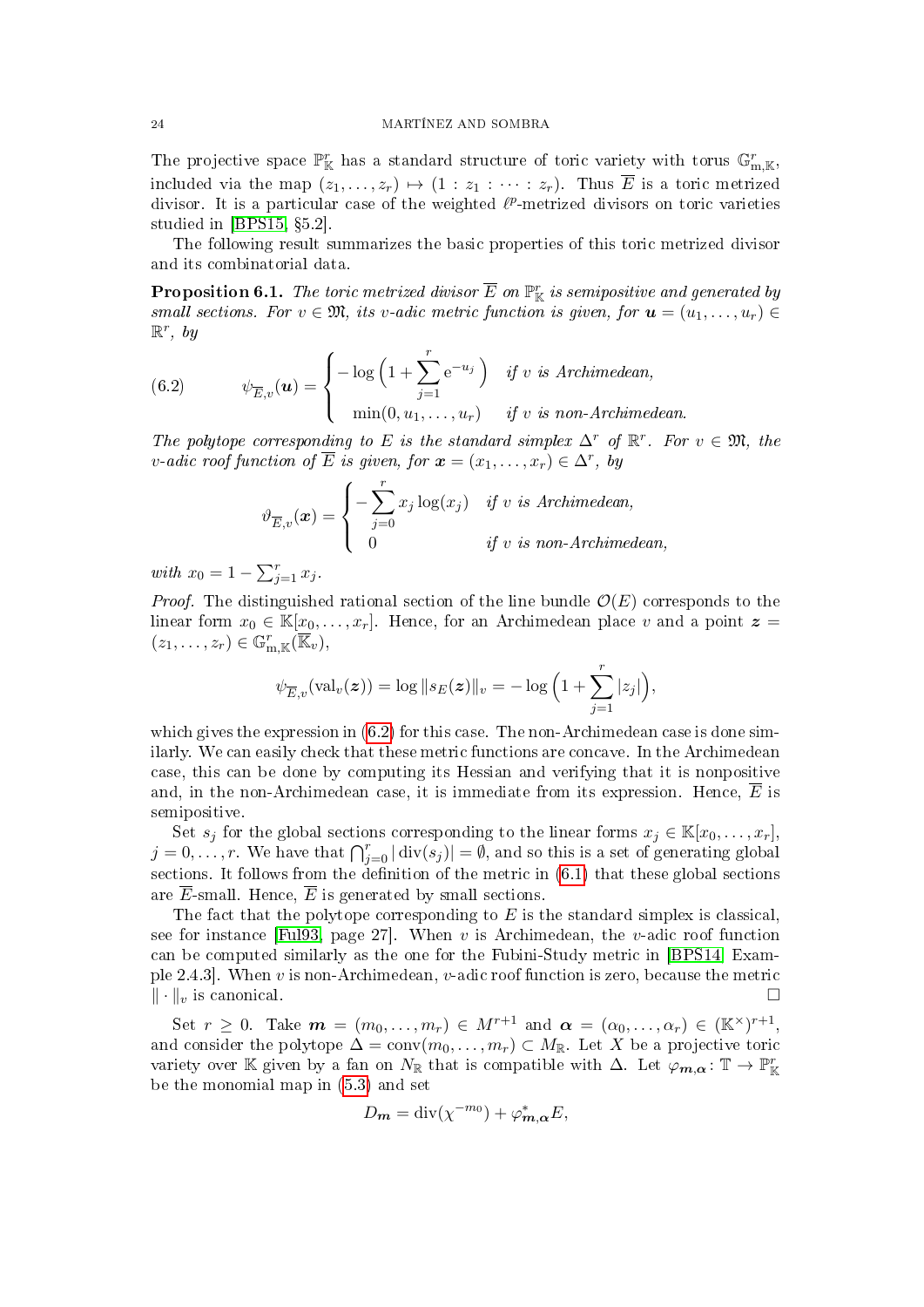The projective space $\mathbb{P}^r_{\mathbb{K}}$ has a standard structure of toric variety with torus $\mathbb{G}^r_{\mathrm{m},\mathbb{K}}$, included via the map $(z_1, \dots, z_r) \mapsto (1 : z_1 : \dots : z_r)$. Thus $\overline{E}$ is a toric metrized divisor. It is a particular case of the weighted $\ell^p$-metrized divisors on toric varieties studied in [BPS15, §5.2].

The following result summarizes the basic properties of this toric metrized divisor and its combinatorial data.

**Proposition 6.1.** *The toric metrized divisor $\overline{E}$ on $\mathbb{P}^r_{\mathbb{K}}$ is semipositive and generated by small sections. For $v \in \mathfrak{M}$, its $v$-adic metric function is given, for $\boldsymbol{u} = (u_1, \dots, u_r) \in \mathbb{R}^r$, by*

$$\psi_{\overline{E},v}(\boldsymbol{u}) = \begin{cases} -\log\Big(1 + \sum_{j=1}^{r} \mathrm{e}^{-u_j}\Big) & \text{if } v \text{ is Archimedean,} \\ \min(0, u_1, \dots, u_r) & \text{if } v \text{ is non-Archimedean.} \end{cases} \tag{6.2}$$

*The polytope corresponding to $E$ is the standard simplex $\Delta^r$ of $\mathbb{R}^r$. For $v \in \mathfrak{M}$, the $v$-adic roof function of $\overline{E}$ is given, for $\boldsymbol{x} = (x_1, \dots, x_r) \in \Delta^r$, by*

$$\vartheta_{\overline{E},v}(\boldsymbol{x}) = \begin{cases} -\sum_{j=0}^{r} x_j \log(x_j) & \text{if } v \text{ is Archimedean,} \\ 0 & \text{if } v \text{ is non-Archimedean,} \end{cases}$$

*with $x_0 = 1 - \sum_{j=1}^{r} x_j$.*

*Proof.* The distinguished rational section of the line bundle $\mathcal{O}(E)$ corresponds to the linear form $x_0 \in \mathbb{K}[x_0, \dots, x_r]$. Hence, for an Archimedean place $v$ and a point $\boldsymbol{z} = (z_1, \dots, z_r) \in \mathbb{G}^r_{\mathrm{m},\mathbb{K}}(\overline{\mathbb{K}}_v)$,

$$\psi_{\overline{E},v}(\mathrm{val}_v(\boldsymbol{z})) = \log \|s_E(\boldsymbol{z})\|_v = -\log\Big(1 + \sum_{j=1}^{r} |z_j|\Big),$$

which gives the expression in (6.2) for this case. The non-Archimedean case is done similarly. We can easily check that these metric functions are concave. In the Archimedean case, this can be done by computing its Hessian and verifying that it is nonpositive and, in the non-Archimedean case, it is immediate from its expression. Hence, $\overline{E}$ is semipositive.

Set $s_j$ for the global sections corresponding to the linear forms $x_j \in \mathbb{K}[x_0, \dots, x_r]$, $j = 0, \dots, r$. We have that $\bigcap_{j=0}^{r} |\operatorname{div}(s_j)| = \emptyset$, and so this is a set of generating global sections. It follows from the definition of the metric in (6.1) that these global sections are $\overline{E}$-small. Hence, $\overline{E}$ is generated by small sections.

The fact that the polytope corresponding to $E$ is the standard simplex is classical, see for instance [Ful93, page 27]. When $v$ is Archimedean, the $v$-adic roof function can be computed similarly as the one for the Fubini-Study metric in [BPS14, Example 2.4.3]. When $v$ is non-Archimedean, $v$-adic roof function is zero, because the metric $\|\cdot\|_v$ is canonical. □

Set $r \geq 0$. Take $\boldsymbol{m} = (m_0, \dots, m_r) \in M^{r+1}$ and $\boldsymbol{\alpha} = (\alpha_0, \dots, \alpha_r) \in (\mathbb{K}^\times)^{r+1}$, and consider the polytope $\Delta = \mathrm{conv}(m_0, \dots, m_r) \subset M_{\mathbb{R}}$. Let $X$ be a projective toric variety over $\mathbb{K}$ given by a fan on $N_{\mathbb{R}}$ that is compatible with $\Delta$. Let $\varphi_{\boldsymbol{m},\boldsymbol{\alpha}} \colon \mathbb{T} \to \mathbb{P}^r_{\mathbb{K}}$ be the monomial map in (5.3) and set

$$D_{\boldsymbol{m}} = \operatorname{div}(\chi^{-m_0}) + \varphi^*_{\boldsymbol{m},\boldsymbol{\alpha}} E,$$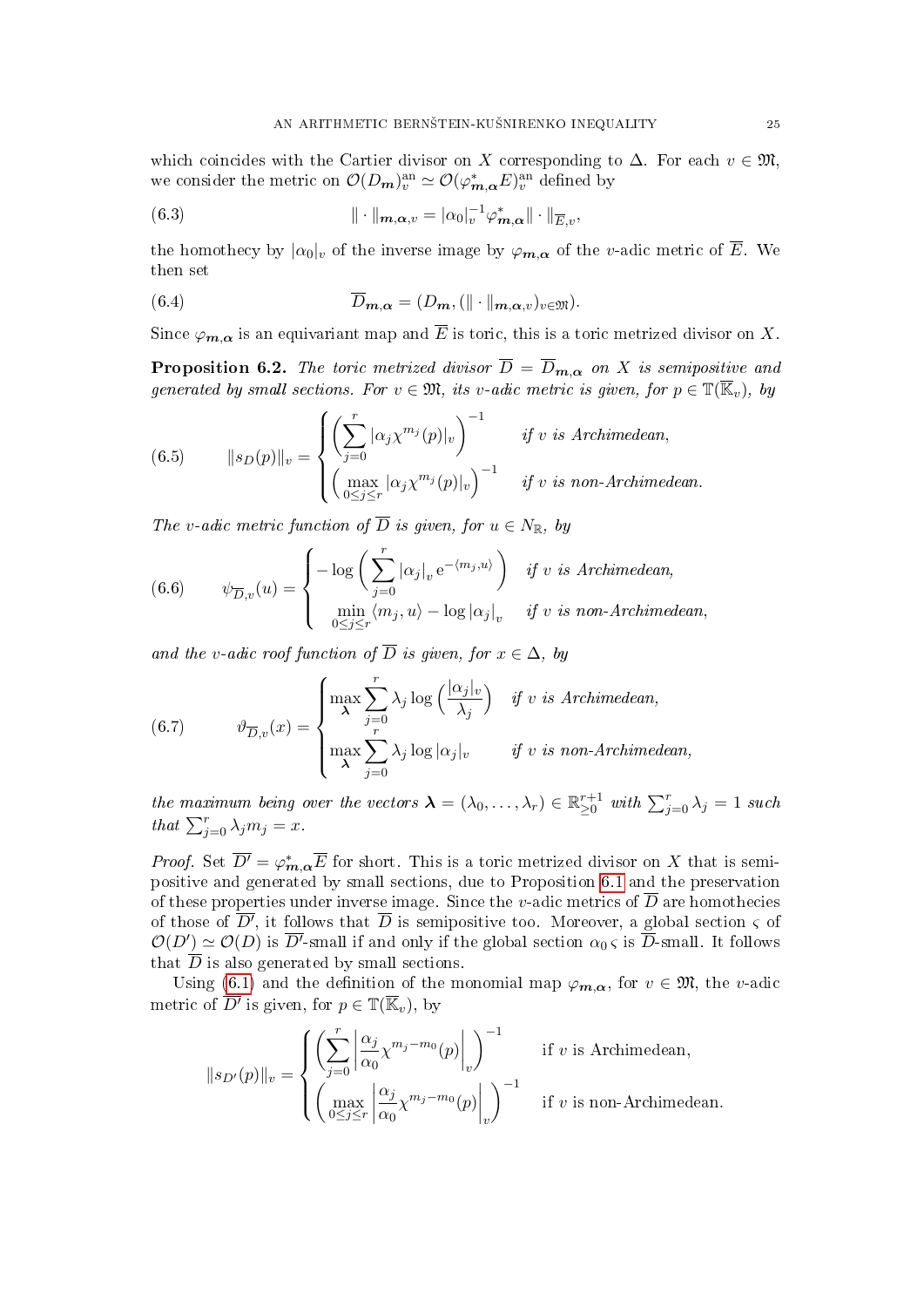which coincides with the Cartier divisor on $X$ corresponding to $\Delta$. For each $v \in \mathfrak{M}$, we consider the metric on $\mathcal{O}(D_{\boldsymbol{m}})_v^{\mathrm{an}} \simeq \mathcal{O}(\varphi_{\boldsymbol{m},\boldsymbol{\alpha}}^* E)_v^{\mathrm{an}}$ defined by

$$\|\cdot\|_{\boldsymbol{m},\boldsymbol{\alpha},v} = |\alpha_0|_v^{-1} \varphi_{\boldsymbol{m},\boldsymbol{\alpha}}^* \|\cdot\|_{\overline{E},v}, \tag{6.3}$$

the homothecy by $|\alpha_0|_v$ of the inverse image by $\varphi_{\boldsymbol{m},\boldsymbol{\alpha}}$ of the $v$-adic metric of $\overline{E}$. We then set

$$\overline{D}_{\boldsymbol{m},\boldsymbol{\alpha}} = (D_{\boldsymbol{m}}, (\|\cdot\|_{\boldsymbol{m},\boldsymbol{\alpha},v})_{v\in\mathfrak{M}}). \tag{6.4}$$

Since $\varphi_{\boldsymbol{m},\boldsymbol{\alpha}}$ is an equivariant map and $\overline{E}$ is toric, this is a toric metrized divisor on $X$.

**Proposition 6.2.** *The toric metrized divisor $\overline{D} = \overline{D}_{\boldsymbol{m},\boldsymbol{\alpha}}$ on $X$ is semipositive and generated by small sections. For $v \in \mathfrak{M}$, its $v$-adic metric is given, for $p \in \mathbb{T}(\overline{\mathbb{K}}_v)$, by*

$$\|s_D(p)\|_v = \begin{cases} \Big(\sum_{j=0}^r |\alpha_j \chi^{m_j}(p)|_v\Big)^{-1} & \text{if } v \text{ is Archimedean,} \\ \Big(\max_{0\le j\le r} |\alpha_j \chi^{m_j}(p)|_v\Big)^{-1} & \text{if } v \text{ is non-Archimedean.} \end{cases} \tag{6.5}$$

*The $v$-adic metric function of $\overline{D}$ is given, for $u \in N_{\mathbb{R}}$, by*

$$\psi_{\overline{D},v}(u) = \begin{cases} -\log\Big(\sum_{j=0}^r |\alpha_j|_v \,\mathrm{e}^{-\langle m_j,u\rangle}\Big) & \text{if } v \text{ is Archimedean,} \\ \min_{0\le j\le r} \langle m_j,u\rangle - \log|\alpha_j|_v & \text{if } v \text{ is non-Archimedean,} \end{cases} \tag{6.6}$$

*and the $v$-adic roof function of $\overline{D}$ is given, for $x \in \Delta$, by*

$$\vartheta_{\overline{D},v}(x) = \begin{cases} \max_{\boldsymbol{\lambda}} \sum_{j=0}^r \lambda_j \log\Big(\frac{|\alpha_j|_v}{\lambda_j}\Big) & \text{if } v \text{ is Archimedean,} \\ \max_{\boldsymbol{\lambda}} \sum_{j=0}^r \lambda_j \log|\alpha_j|_v & \text{if } v \text{ is non-Archimedean,} \end{cases} \tag{6.7}$$

*the maximum being over the vectors $\boldsymbol{\lambda} = (\lambda_0,\dots,\lambda_r) \in \mathbb{R}_{\ge 0}^{r+1}$ with $\sum_{j=0}^r \lambda_j = 1$ such that $\sum_{j=0}^r \lambda_j m_j = x$.*

*Proof.* Set $\overline{D'} = \varphi_{\boldsymbol{m},\boldsymbol{\alpha}}^* \overline{E}$ for short. This is a toric metrized divisor on $X$ that is semipositive and generated by small sections, due to Proposition 6.1 and the preservation of these properties under inverse image. Since the $v$-adic metrics of $\overline{D}$ are homothecies of those of $\overline{D'}$, it follows that $\overline{D}$ is semipositive too. Moreover, a global section $\varsigma$ of $\mathcal{O}(D') \simeq \mathcal{O}(D)$ is $\overline{D'}$-small if and only if the global section $\alpha_0\,\varsigma$ is $\overline{D}$-small. It follows that $\overline{D}$ is also generated by small sections.

Using (6.1) and the definition of the monomial map $\varphi_{\boldsymbol{m},\boldsymbol{\alpha}}$, for $v \in \mathfrak{M}$, the $v$-adic metric of $\overline{D'}$ is given, for $p \in \mathbb{T}(\overline{\mathbb{K}}_v)$, by

$$\|s_{D'}(p)\|_v = \begin{cases} \Big(\sum_{j=0}^r \Big|\frac{\alpha_j}{\alpha_0}\chi^{m_j-m_0}(p)\Big|_v\Big)^{-1} & \text{if } v \text{ is Archimedean,} \\ \Big(\max_{0\le j\le r} \Big|\frac{\alpha_j}{\alpha_0}\chi^{m_j-m_0}(p)\Big|_v\Big)^{-1} & \text{if } v \text{ is non-Archimedean.} \end{cases}$$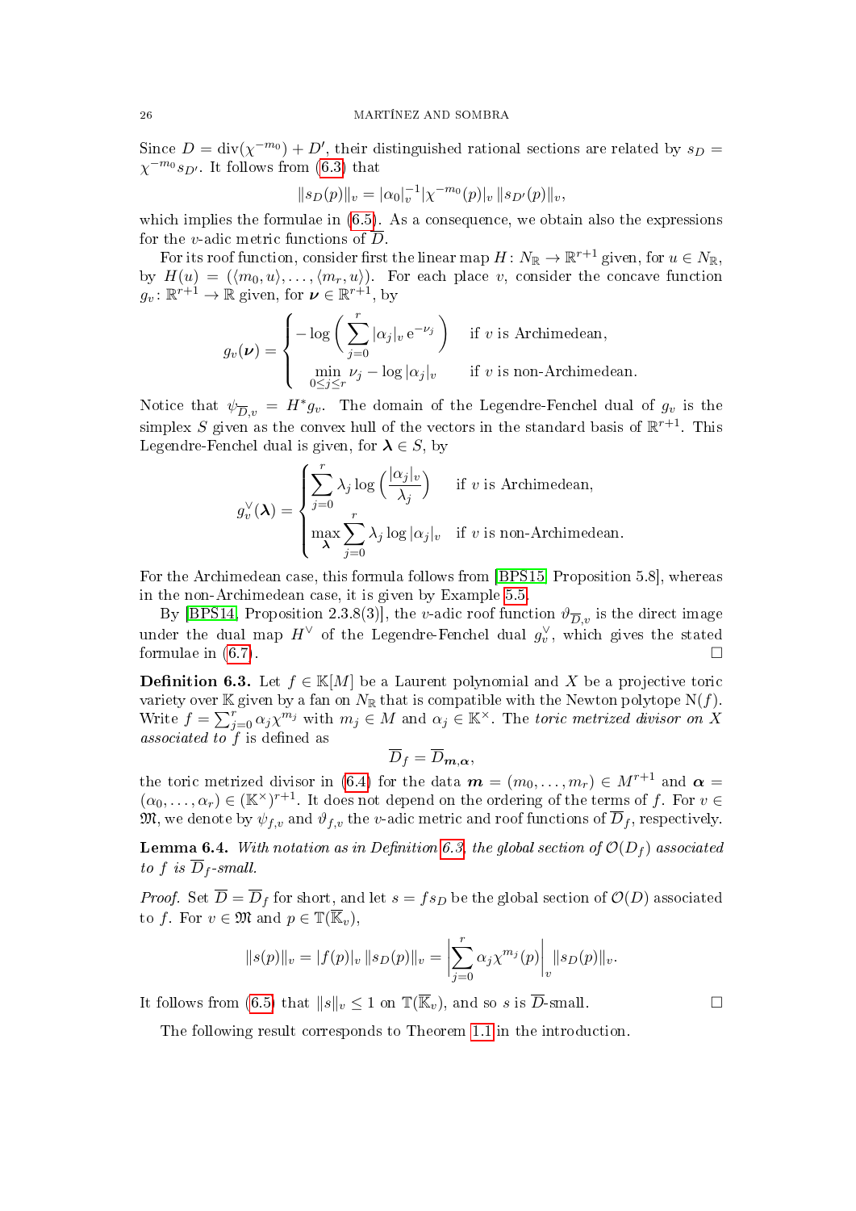Since $D = \mathrm{div}(\chi^{-m_0}) + D'$, their distinguished rational sections are related by $s_D = \chi^{-m_0} s_{D'}$. It follows from (6.3) that

$$\|s_D(p)\|_v = |\alpha_0|_v^{-1} |\chi^{-m_0}(p)|_v \, \|s_{D'}(p)\|_v,$$

which implies the formulae in (6.5). As a consequence, we obtain also the expressions for the $v$-adic metric functions of $\overline{D}$.

For its roof function, consider first the linear map $H\colon N_{\mathbb{R}} \to \mathbb{R}^{r+1}$ given, for $u \in N_{\mathbb{R}}$, by $H(u) = (\langle m_0, u\rangle, \dots, \langle m_r, u\rangle)$. For each place $v$, consider the concave function $g_v \colon \mathbb{R}^{r+1} \to \mathbb{R}$ given, for $\boldsymbol{\nu} \in \mathbb{R}^{r+1}$, by

$$g_v(\boldsymbol{\nu}) = \begin{cases} -\log\Big(\displaystyle\sum_{j=0}^{r} |\alpha_j|_v \, \mathrm{e}^{-\nu_j}\Big) & \text{if } v \text{ is Archimedean,} \\ \displaystyle\min_{0\le j\le r} \nu_j - \log|\alpha_j|_v & \text{if } v \text{ is non-Archimedean.} \end{cases}$$

Notice that $\psi_{\overline{D},v} = H^* g_v$. The domain of the Legendre-Fenchel dual of $g_v$ is the simplex $S$ given as the convex hull of the vectors in the standard basis of $\mathbb{R}^{r+1}$. This Legendre-Fenchel dual is given, for $\boldsymbol{\lambda} \in S$, by

$$g_v^{\vee}(\boldsymbol{\lambda}) = \begin{cases} \displaystyle\sum_{j=0}^{r} \lambda_j \log\Big(\frac{|\alpha_j|_v}{\lambda_j}\Big) & \text{if } v \text{ is Archimedean,} \\ \displaystyle\max_{\boldsymbol{\lambda}} \sum_{j=0}^{r} \lambda_j \log|\alpha_j|_v & \text{if } v \text{ is non-Archimedean.} \end{cases}$$

For the Archimedean case, this formula follows from [BPS15, Proposition 5.8], whereas in the non-Archimedean case, it is given by Example 5.5.

By [BPS14, Proposition 2.3.8(3)], the $v$-adic roof function $\vartheta_{\overline{D},v}$ is the direct image under the dual map $H^{\vee}$ of the Legendre-Fenchel dual $g_v^{\vee}$, which gives the stated formulae in (6.7). $\square$

**Definition 6.3.** Let $f \in \mathbb{K}[M]$ be a Laurent polynomial and $X$ be a projective toric variety over $\mathbb{K}$ given by a fan on $N_{\mathbb{R}}$ that is compatible with the Newton polytope $\mathrm{N}(f)$. Write $f = \sum_{j=0}^{r} \alpha_j \chi^{m_j}$ with $m_j \in M$ and $\alpha_j \in \mathbb{K}^{\times}$. The *toric metrized divisor on $X$ associated to $f$* is defined as

$$\overline{D}_f = \overline{D}_{\boldsymbol{m},\boldsymbol{\alpha}},$$

the toric metrized divisor in (6.4) for the data $\boldsymbol{m} = (m_0, \dots, m_r) \in M^{r+1}$ and $\boldsymbol{\alpha} = (\alpha_0, \dots, \alpha_r) \in (\mathbb{K}^{\times})^{r+1}$. It does not depend on the ordering of the terms of $f$. For $v \in \mathfrak{M}$, we denote by $\psi_{f,v}$ and $\vartheta_{f,v}$ the $v$-adic metric and roof functions of $\overline{D}_f$, respectively.

**Lemma 6.4.** *With notation as in Definition 6.3, the global section of $\mathcal{O}(D_f)$ associated to $f$ is $\overline{D}_f$-small.*

*Proof.* Set $\overline{D} = \overline{D}_f$ for short, and let $s = f s_D$ be the global section of $\mathcal{O}(D)$ associated to $f$. For $v \in \mathfrak{M}$ and $p \in \mathbb{T}(\overline{\mathbb{K}}_v)$,

$$\|s(p)\|_v = |f(p)|_v \, \|s_D(p)\|_v = \Big|\sum_{j=0}^{r} \alpha_j \chi^{m_j}(p)\Big|_v \|s_D(p)\|_v.$$

It follows from (6.5) that $\|s\|_v \le 1$ on $\mathbb{T}(\overline{\mathbb{K}}_v)$, and so $s$ is $\overline{D}$-small. $\square$

The following result corresponds to Theorem 1.1 in the introduction.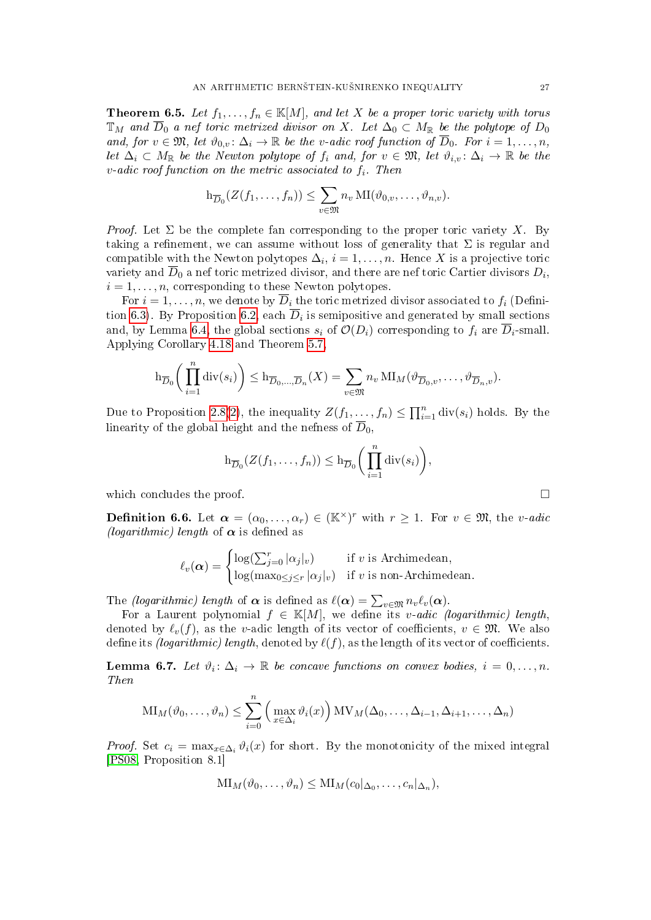**Theorem 6.5.** *Let $f_1, \dots, f_n \in \mathbb{K}[M]$, and let $X$ be a proper toric variety with torus $\mathbb{T}_M$ and $\overline{D}_0$ a nef toric metrized divisor on $X$. Let $\Delta_0 \subset M_{\mathbb{R}}$ be the polytope of $D_0$ and, for $v \in \mathfrak{M}$, let $\vartheta_{0,v} \colon \Delta_i \to \mathbb{R}$ be the $v$-adic roof function of $\overline{D}_0$. For $i = 1, \dots, n$, let $\Delta_i \subset M_{\mathbb{R}}$ be the Newton polytope of $f_i$ and, for $v \in \mathfrak{M}$, let $\vartheta_{i,v} \colon \Delta_i \to \mathbb{R}$ be the $v$-adic roof function on the metric associated to $f_i$. Then*

$$\mathrm{h}_{\overline{D}_0}(Z(f_1, \dots, f_n)) \leq \sum_{v \in \mathfrak{M}} n_v \, \mathrm{MI}(\vartheta_{0,v}, \dots, \vartheta_{n,v}).$$

*Proof.* Let $\Sigma$ be the complete fan corresponding to the proper toric variety $X$. By taking a refinement, we can assume without loss of generality that $\Sigma$ is regular and compatible with the Newton polytopes $\Delta_i$, $i = 1, \dots, n$. Hence $X$ is a projective toric variety and $\overline{D}_0$ a nef toric metrized divisor, and there are nef toric Cartier divisors $D_i$, $i = 1, \dots, n$, corresponding to these Newton polytopes.

For $i = 1, \dots, n$, we denote by $\overline{D}_i$ the toric metrized divisor associated to $f_i$ (Definition 6.3). By Proposition 6.2, each $\overline{D}_i$ is semipositive and generated by small sections and, by Lemma 6.4, the global sections $s_i$ of $\mathcal{O}(D_i)$ corresponding to $f_i$ are $\overline{D}_i$-small. Applying Corollary 4.18 and Theorem 5.7,

$$\mathrm{h}_{\overline{D}_0}\Big( \prod_{i=1}^{n} \mathrm{div}(s_i) \Big) \leq \mathrm{h}_{\overline{D}_0, \dots, \overline{D}_n}(X) = \sum_{v \in \mathfrak{M}} n_v \, \mathrm{MI}_M(\vartheta_{\overline{D}_0, v}, \dots, \vartheta_{\overline{D}_n, v}).$$

Due to Proposition 2.8(2), the inequality $Z(f_1, \dots, f_n) \leq \prod_{i=1}^{n} \mathrm{div}(s_i)$ holds. By the linearity of the global height and the nefness of $\overline{D}_0$,

$$\mathrm{h}_{\overline{D}_0}(Z(f_1, \dots, f_n)) \leq \mathrm{h}_{\overline{D}_0}\Big( \prod_{i=1}^{n} \mathrm{div}(s_i) \Big),$$

which concludes the proof. $\square$

**Definition 6.6.** Let $\boldsymbol{\alpha} = (\alpha_0, \dots, \alpha_r) \in (\mathbb{K}^\times)^r$ with $r \geq 1$. For $v \in \mathfrak{M}$, the *$v$-adic (logarithmic) length* of $\boldsymbol{\alpha}$ is defined as

$$\ell_v(\boldsymbol{\alpha}) = \begin{cases} \log(\sum_{j=0}^{r} |\alpha_j|_v) & \text{if } v \text{ is Archimedean,} \\ \log(\max_{0 \leq j \leq r} |\alpha_j|_v) & \text{if } v \text{ is non-Archimedean.} \end{cases}$$

The *(logarithmic) length* of $\boldsymbol{\alpha}$ is defined as $\ell(\boldsymbol{\alpha}) = \sum_{v \in \mathfrak{M}} n_v \ell_v(\boldsymbol{\alpha})$.

For a Laurent polynomial $f \in \mathbb{K}[M]$, we define its *$v$-adic (logarithmic) length*, denoted by $\ell_v(f)$, as the $v$-adic length of its vector of coefficients, $v \in \mathfrak{M}$. We also define its *(logarithmic) length*, denoted by $\ell(f)$, as the length of its vector of coefficients.

**Lemma 6.7.** *Let $\vartheta_i \colon \Delta_i \to \mathbb{R}$ be concave functions on convex bodies, $i = 0, \dots, n$. Then*

$$\mathrm{MI}_M(\vartheta_0, \dots, \vartheta_n) \leq \sum_{i=0}^{n} \Big( \max_{x \in \Delta_i} \vartheta_i(x) \Big) \mathrm{MV}_M(\Delta_0, \dots, \Delta_{i-1}, \Delta_{i+1}, \dots, \Delta_n)$$

*Proof.* Set $c_i = \max_{x \in \Delta_i} \vartheta_i(x)$ for short. By the monotonicity of the mixed integral [PS08, Proposition 8.1]

$$\mathrm{MI}_M(\vartheta_0, \dots, \vartheta_n) \leq \mathrm{MI}_M(c_0|_{\Delta_0}, \dots, c_n|_{\Delta_n}),$$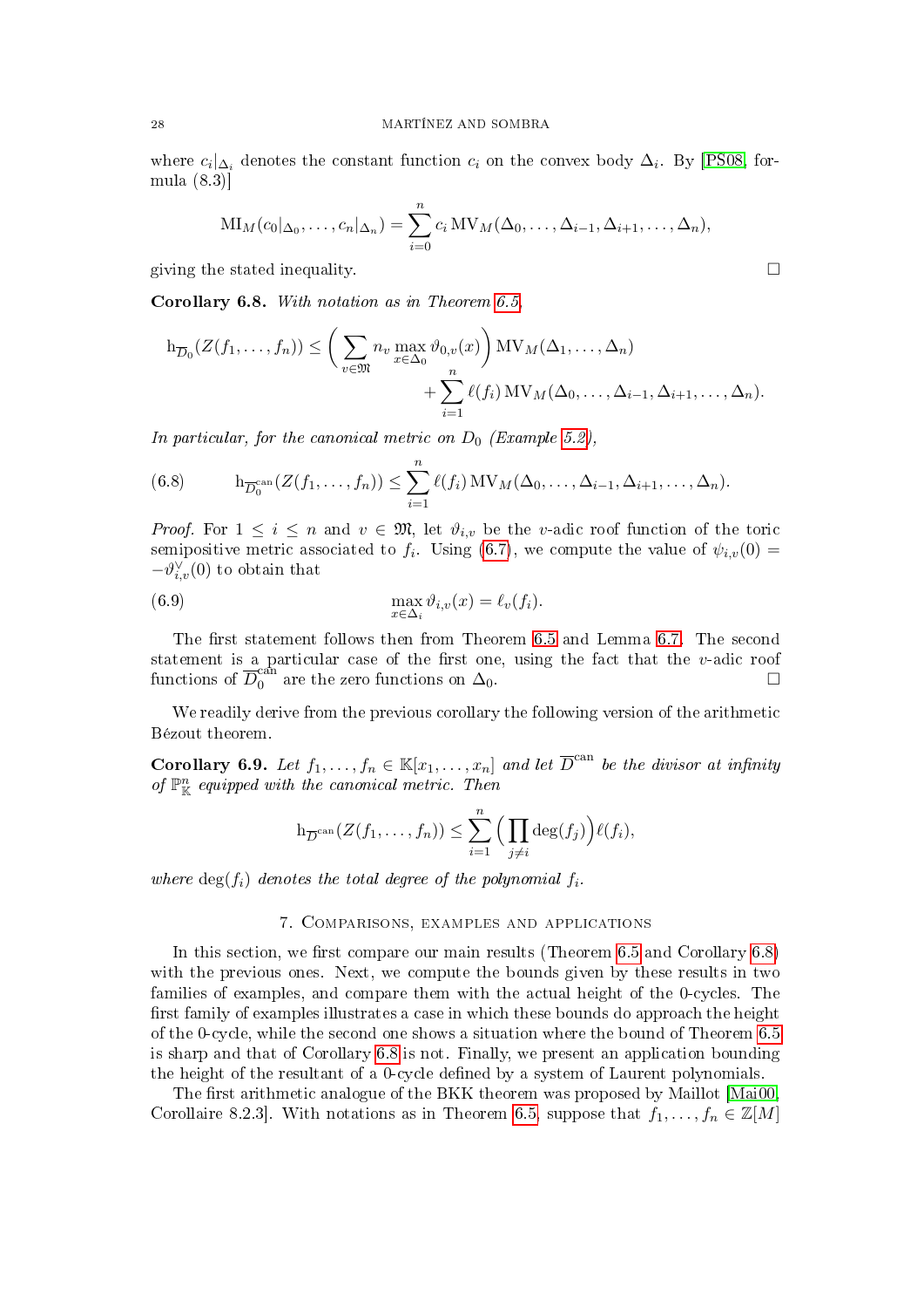where $c_i|_{\Delta_i}$ denotes the constant function $c_i$ on the convex body $\Delta_i$. By [PS08, formula (8.3)]

$$\mathrm{MI}_M(c_0|_{\Delta_0}, \dots, c_n|_{\Delta_n}) = \sum_{i=0}^{n} c_i \,\mathrm{MV}_M(\Delta_0, \dots, \Delta_{i-1}, \Delta_{i+1}, \dots, \Delta_n),$$

giving the stated inequality. □

**Corollary 6.8.** *With notation as in Theorem 6.5,*

$$\mathrm{h}_{\overline{D}_0}(Z(f_1, \dots, f_n)) \le \Big( \sum_{v \in \mathfrak{M}} n_v \max_{x \in \Delta_0} \vartheta_{0,v}(x) \Big) \mathrm{MV}_M(\Delta_1, \dots, \Delta_n) + \sum_{i=1}^{n} \ell(f_i) \,\mathrm{MV}_M(\Delta_0, \dots, \Delta_{i-1}, \Delta_{i+1}, \dots, \Delta_n).$$

*In particular, for the canonical metric on $D_0$ (Example 5.2),*

$$\mathrm{h}_{\overline{D}_0^{\mathrm{can}}}(Z(f_1, \dots, f_n)) \le \sum_{i=1}^{n} \ell(f_i) \,\mathrm{MV}_M(\Delta_0, \dots, \Delta_{i-1}, \Delta_{i+1}, \dots, \Delta_n). \tag{6.8}$$

*Proof.* For $1 \le i \le n$ and $v \in \mathfrak{M}$, let $\vartheta_{i,v}$ be the $v$-adic roof function of the toric semipositive metric associated to $f_i$. Using (6.7), we compute the value of $\psi_{i,v}(0) = -\vartheta_{i,v}^{\vee}(0)$ to obtain that

$$\max_{x \in \Delta_i} \vartheta_{i,v}(x) = \ell_v(f_i). \tag{6.9}$$

The first statement follows then from Theorem 6.5 and Lemma 6.7. The second statement is a particular case of the first one, using the fact that the $v$-adic roof functions of $\overline{D}_0^{\mathrm{can}}$ are the zero functions on $\Delta_0$. □

We readily derive from the previous corollary the following version of the arithmetic Bézout theorem.

**Corollary 6.9.** *Let $f_1, \dots, f_n \in \mathbb{K}[x_1, \dots, x_n]$ and let $\overline{D}^{\mathrm{can}}$ be the divisor at infinity of $\mathbb{P}^n_{\mathbb{K}}$ equipped with the canonical metric. Then*

$$\mathrm{h}_{\overline{D}^{\mathrm{can}}}(Z(f_1, \dots, f_n)) \le \sum_{i=1}^{n} \Big( \prod_{j \ne i} \deg(f_j) \Big) \ell(f_i),$$

*where $\deg(f_i)$ denotes the total degree of the polynomial $f_i$.*

## 7. Comparisons, examples and applications

In this section, we first compare our main results (Theorem 6.5 and Corollary 6.8) with the previous ones. Next, we compute the bounds given by these results in two families of examples, and compare them with the actual height of the 0-cycles. The first family of examples illustrates a case in which these bounds do approach the height of the 0-cycle, while the second one shows a situation where the bound of Theorem 6.5 is sharp and that of Corollary 6.8 is not. Finally, we present an application bounding the height of the resultant of a 0-cycle defined by a system of Laurent polynomials.

The first arithmetic analogue of the BKK theorem was proposed by Maillot [Mai00, Corollaire 8.2.3]. With notations as in Theorem 6.5, suppose that $f_1, \dots, f_n \in \mathbb{Z}[M]$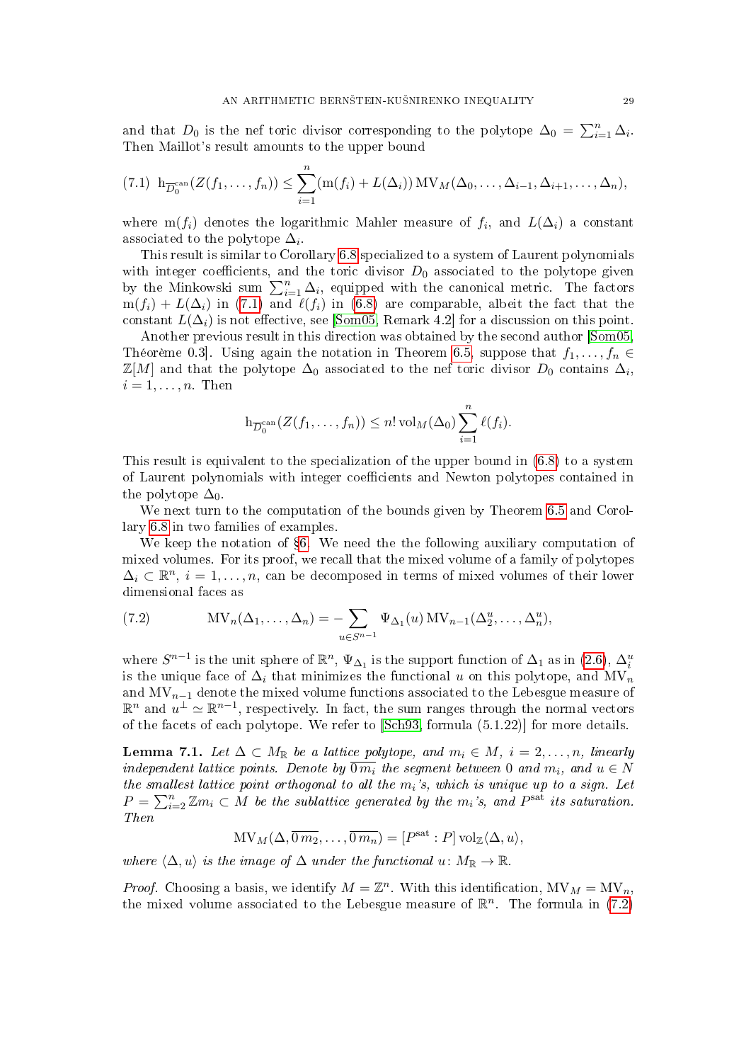and that $D_0$ is the nef toric divisor corresponding to the polytope $\Delta_0 = \sum_{i=1}^n \Delta_i$. Then Maillot's result amounts to the upper bound

$$
\text{(7.1)}\quad \mathrm{h}_{\overline{D}_0^{\mathrm{can}}}(Z(f_1,\dots,f_n)) \le \sum_{i=1}^n (\mathrm{m}(f_i) + L(\Delta_i))\,\mathrm{MV}_M(\Delta_0,\dots,\Delta_{i-1},\Delta_{i+1},\dots,\Delta_n),
$$

where $\mathrm{m}(f_i)$ denotes the logarithmic Mahler measure of $f_i$, and $L(\Delta_i)$ a constant associated to the polytope $\Delta_i$.

This result is similar to Corollary 6.8 specialized to a system of Laurent polynomials with integer coefficients, and the toric divisor $D_0$ associated to the polytope given by the Minkowski sum $\sum_{i=1}^n \Delta_i$, equipped with the canonical metric. The factors $\mathrm{m}(f_i) + L(\Delta_i)$ in (7.1) and $\ell(f_i)$ in (6.8) are comparable, albeit the fact that the constant $L(\Delta_i)$ is not effective, see [Som05, Remark 4.2] for a discussion on this point.

Another previous result in this direction was obtained by the second author [Som05, Théorème 0.3]. Using again the notation in Theorem 6.5, suppose that $f_1,\dots,f_n \in \mathbb{Z}[M]$ and that the polytope $\Delta_0$ associated to the nef toric divisor $D_0$ contains $\Delta_i$, $i=1,\dots,n$. Then

$$
\mathrm{h}_{\overline{D}_0^{\mathrm{can}}}(Z(f_1,\dots,f_n)) \le n!\,\mathrm{vol}_M(\Delta_0)\sum_{i=1}^n \ell(f_i).
$$

This result is equivalent to the specialization of the upper bound in (6.8) to a system of Laurent polynomials with integer coefficients and Newton polytopes contained in the polytope $\Delta_0$.

We next turn to the computation of the bounds given by Theorem 6.5 and Corollary 6.8 in two families of examples.

We keep the notation of §6. We need the the following auxiliary computation of mixed volumes. For its proof, we recall that the mixed volume of a family of polytopes $\Delta_i \subset \mathbb{R}^n$, $i=1,\dots,n$, can be decomposed in terms of mixed volumes of their lower dimensional faces as

$$
\text{(7.2)}\qquad \mathrm{MV}_n(\Delta_1,\dots,\Delta_n) = -\sum_{u\in S^{n-1}} \Psi_{\Delta_1}(u)\,\mathrm{MV}_{n-1}(\Delta_2^u,\dots,\Delta_n^u),
$$

where $S^{n-1}$ is the unit sphere of $\mathbb{R}^n$, $\Psi_{\Delta_1}$ is the support function of $\Delta_1$ as in (2.6), $\Delta_i^u$ is the unique face of $\Delta_i$ that minimizes the functional $u$ on this polytope, and $\mathrm{MV}_n$ and $\mathrm{MV}_{n-1}$ denote the mixed volume functions associated to the Lebesgue measure of $\mathbb{R}^n$ and $u^\perp \simeq \mathbb{R}^{n-1}$, respectively. In fact, the sum ranges through the normal vectors of the facets of each polytope. We refer to [Sch93, formula (5.1.22)] for more details.

**Lemma 7.1.** *Let $\Delta \subset M_\mathbb{R}$ be a lattice polytope, and $m_i \in M$, $i=2,\dots,n$, linearly independent lattice points. Denote by $\overline{0\,m_i}$ the segment between $0$ and $m_i$, and $u\in N$ the smallest lattice point orthogonal to all the $m_i$'s, which is unique up to a sign. Let $P=\sum_{i=2}^n \mathbb{Z}m_i \subset M$ be the sublattice generated by the $m_i$'s, and $P^{\mathrm{sat}}$ its saturation. Then*

$$
\mathrm{MV}_M(\Delta,\overline{0\,m_2},\dots,\overline{0\,m_n}) = [P^{\mathrm{sat}}:P]\,\mathrm{vol}_\mathbb{Z}\langle\Delta,u\rangle,
$$

*where $\langle\Delta,u\rangle$ is the image of $\Delta$ under the functional $u\colon M_\mathbb{R}\to\mathbb{R}$.*

*Proof.* Choosing a basis, we identify $M=\mathbb{Z}^n$. With this identification, $\mathrm{MV}_M = \mathrm{MV}_n$, the mixed volume associated to the Lebesgue measure of $\mathbb{R}^n$. The formula in (7.2)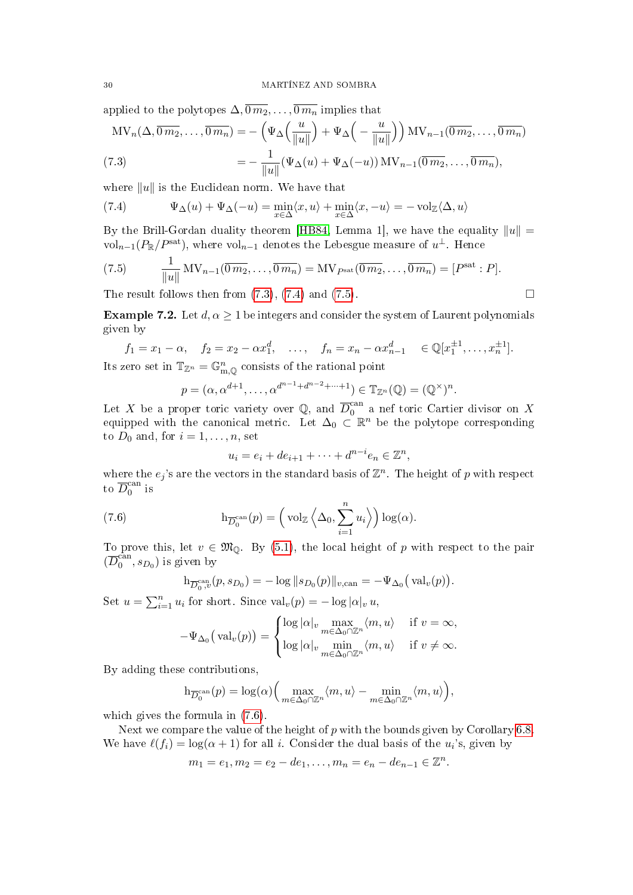applied to the polytopes $\Delta, \overline{0\,m_2}, \dots, \overline{0\,m_n}$ implies that

$$\mathrm{MV}_n(\Delta, \overline{0\,m_2}, \dots, \overline{0\,m_n}) = -\Big(\Psi_\Delta\Big(\frac{u}{\|u\|}\Big) + \Psi_\Delta\Big(-\frac{u}{\|u\|}\Big)\Big)\,\mathrm{MV}_{n-1}(\overline{0\,m_2}, \dots, \overline{0\,m_n})$$

$$= -\frac{1}{\|u\|}(\Psi_\Delta(u) + \Psi_\Delta(-u))\,\mathrm{MV}_{n-1}(\overline{0\,m_2}, \dots, \overline{0\,m_n}), \tag{7.3}$$

where $\|u\|$ is the Euclidean norm. We have that

$$\Psi_\Delta(u) + \Psi_\Delta(-u) = \min_{x\in\Delta}\langle x, u\rangle + \min_{x\in\Delta}\langle x, -u\rangle = -\operatorname{vol}_{\mathbb{Z}}\langle \Delta, u\rangle \tag{7.4}$$

By the Brill-Gordan duality theorem [HB84, Lemma 1], we have the equality $\|u\| = \operatorname{vol}_{n-1}(P_{\mathbb{R}}/P^{\mathrm{sat}})$, where $\operatorname{vol}_{n-1}$ denotes the Lebesgue measure of $u^\perp$. Hence

$$\frac{1}{\|u\|}\mathrm{MV}_{n-1}(\overline{0\,m_2}, \dots, \overline{0\,m_n}) = \mathrm{MV}_{P^{\mathrm{sat}}}(\overline{0\,m_2}, \dots, \overline{0\,m_n}) = [P^{\mathrm{sat}} : P]. \tag{7.5}$$

The result follows then from (7.3), (7.4) and (7.5). □

**Example 7.2.** Let $d, \alpha \geq 1$ be integers and consider the system of Laurent polynomials given by

$$f_1 = x_1 - \alpha, \quad f_2 = x_2 - \alpha x_1^d, \quad \dots, \quad f_n = x_n - \alpha x_{n-1}^d \quad \in \mathbb{Q}[x_1^{\pm 1}, \dots, x_n^{\pm 1}].$$

Its zero set in $\mathbb{T}_{\mathbb{Z}^n} = \mathbb{G}_{\mathrm{m},\mathbb{Q}}^n$ consists of the rational point

$$p = (\alpha, \alpha^{d+1}, \dots, \alpha^{d^{n-1}+d^{n-2}+\dots+1}) \in \mathbb{T}_{\mathbb{Z}^n}(\mathbb{Q}) = (\mathbb{Q}^\times)^n.$$

Let $X$ be a proper toric variety over $\mathbb{Q}$, and $\overline{D}_0^{\mathrm{can}}$ a nef toric Cartier divisor on $X$ equipped with the canonical metric. Let $\Delta_0 \subset \mathbb{R}^n$ be the polytope corresponding to $D_0$ and, for $i = 1, \dots, n$, set

$$u_i = e_i + de_{i+1} + \dots + d^{n-i}e_n \in \mathbb{Z}^n,$$

where the $e_j$'s are the vectors in the standard basis of $\mathbb{Z}^n$. The height of $p$ with respect to $\overline{D}_0^{\mathrm{can}}$ is

$$\mathrm{h}_{\overline{D}_0^{\mathrm{can}}}(p) = \Big(\operatorname{vol}_{\mathbb{Z}}\Big\langle \Delta_0, \sum_{i=1}^n u_i\Big\rangle\Big)\log(\alpha). \tag{7.6}$$

To prove this, let $v \in \mathfrak{M}_{\mathbb{Q}}$. By (5.1), the local height of $p$ with respect to the pair $(\overline{D}_0^{\mathrm{can}}, s_{D_0})$ is given by

$$\mathrm{h}_{\overline{D}_0^{\mathrm{can}},v}(p, s_{D_0}) = -\log\|s_{D_0}(p)\|_{v,\mathrm{can}} = -\Psi_{\Delta_0}\big(\operatorname{val}_v(p)\big).$$

Set $u = \sum_{i=1}^n u_i$ for short. Since $\operatorname{val}_v(p) = -\log|\alpha|_v\, u$,

$$-\Psi_{\Delta_0}\big(\operatorname{val}_v(p)\big) = \begin{cases} \log|\alpha|_v \displaystyle\max_{m\in\Delta_0\cap\mathbb{Z}^n}\langle m, u\rangle & \text{if } v = \infty, \\ \log|\alpha|_v \displaystyle\min_{m\in\Delta_0\cap\mathbb{Z}^n}\langle m, u\rangle & \text{if } v \neq \infty. \end{cases}$$

By adding these contributions,

$$\mathrm{h}_{\overline{D}_0^{\mathrm{can}}}(p) = \log(\alpha)\Big(\max_{m\in\Delta_0\cap\mathbb{Z}^n}\langle m, u\rangle - \min_{m\in\Delta_0\cap\mathbb{Z}^n}\langle m, u\rangle\Big),$$

which gives the formula in (7.6).

Next we compare the value of the height of $p$ with the bounds given by Corollary 6.8. We have $\ell(f_i) = \log(\alpha + 1)$ for all $i$. Consider the dual basis of the $u_i$'s, given by

$$m_1 = e_1, m_2 = e_2 - de_1, \dots, m_n = e_n - de_{n-1} \in \mathbb{Z}^n.$$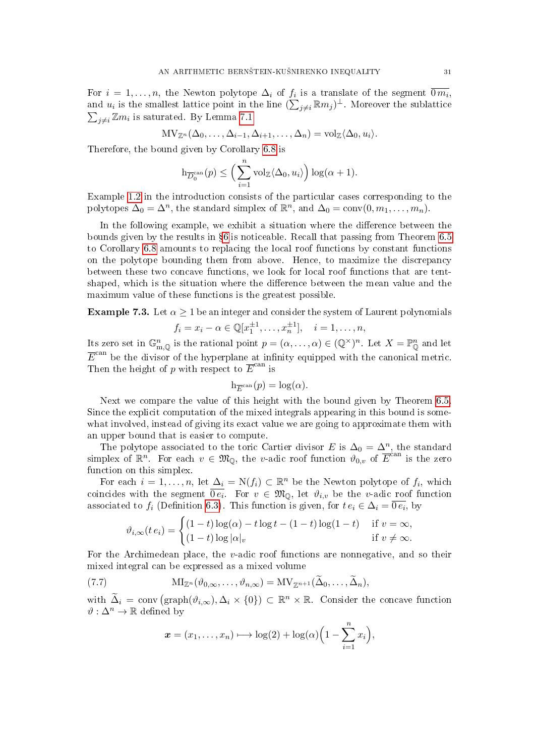For $i = 1, \dots, n$, the Newton polytope $\Delta_i$ of $f_i$ is a translate of the segment $\overline{0\, m_i}$, and $u_i$ is the smallest lattice point in the line $(\sum_{j\neq i} \mathbb{R} m_j)^\perp$. Moreover the sublattice $\sum_{j\neq i} \mathbb{Z} m_i$ is saturated. By Lemma 7.1

$$\mathrm{MV}_{\mathbb{Z}^n}(\Delta_0, \dots, \Delta_{i-1}, \Delta_{i+1}, \dots, \Delta_n) = \mathrm{vol}_{\mathbb{Z}} \langle \Delta_0, u_i \rangle.$$

Therefore, the bound given by Corollary 6.8 is

$$\mathrm{h}_{\overline{D}_0^{\mathrm{can}}}(p) \le \Big( \sum_{i=1}^{n} \mathrm{vol}_{\mathbb{Z}} \langle \Delta_0, u_i \rangle \Big) \log(\alpha + 1).$$

Example 1.2 in the introduction consists of the particular cases corresponding to the polytopes $\Delta_0 = \Delta^n$, the standard simplex of $\mathbb{R}^n$, and $\Delta_0 = \mathrm{conv}(0, m_1, \dots, m_n)$.

In the following example, we exhibit a situation where the difference between the bounds given by the results in §6 is noticeable. Recall that passing from Theorem 6.5 to Corollary 6.8 amounts to replacing the local roof functions by constant functions on the polytope bounding them from above. Hence, to maximize the discrepancy between these two concave functions, we look for local roof functions that are tent-shaped, which is the situation where the difference between the mean value and the maximum value of these functions is the greatest possible.

**Example 7.3.** Let $\alpha \ge 1$ be an integer and consider the system of Laurent polynomials

$$f_i = x_i - \alpha \in \mathbb{Q}[x_1^{\pm 1}, \dots, x_n^{\pm 1}], \quad i = 1, \dots, n,$$

Its zero set in $\mathbb{G}_{\mathrm{m},\mathbb{Q}}^n$ is the rational point $p = (\alpha, \dots, \alpha) \in (\mathbb{Q}^\times)^n$. Let $X = \mathbb{P}^n_{\mathbb{Q}}$ and let $\overline{E}^{\mathrm{can}}$ be the divisor of the hyperplane at infinity equipped with the canonical metric. Then the height of $p$ with respect to $\overline{E}^{\mathrm{can}}$ is

$$\mathrm{h}_{\overline{E}^{\mathrm{can}}}(p) = \log(\alpha).$$

Next we compare the value of this height with the bound given by Theorem 6.5. Since the explicit computation of the mixed integrals appearing in this bound is somewhat involved, instead of giving its exact value we are going to approximate them with an upper bound that is easier to compute.

The polytope associated to the toric Cartier divisor $E$ is $\Delta_0 = \Delta^n$, the standard simplex of $\mathbb{R}^n$. For each $v \in \mathfrak{M}_{\mathbb{Q}}$, the $v$-adic roof function $\vartheta_{0,v}$ of $\overline{E}^{\mathrm{can}}$ is the zero function on this simplex.

For each $i = 1, \dots, n$, let $\Delta_i = \mathrm{N}(f_i) \subset \mathbb{R}^n$ be the Newton polytope of $f_i$, which coincides with the segment $\overline{0\, e_i}$. For $v \in \mathfrak{M}_{\mathbb{Q}}$, let $\vartheta_{i,v}$ be the $v$-adic roof function associated to $f_i$ (Definition 6.3). This function is given, for $t\, e_i \in \Delta_i = \overline{0\, e_i}$, by

$$\vartheta_{i,\infty}(t\, e_i) = \begin{cases} (1-t)\log(\alpha) - t\log t - (1-t)\log(1-t) & \text{if } v = \infty, \\ (1-t)\log|\alpha|_v & \text{if } v \neq \infty. \end{cases}$$

For the Archimedean place, the $v$-adic roof functions are nonnegative, and so their mixed integral can be expressed as a mixed volume

$$\mathrm{MI}_{\mathbb{Z}^n}(\vartheta_{0,\infty}, \dots, \vartheta_{n,\infty}) = \mathrm{MV}_{\mathbb{Z}^{n+1}}(\widetilde{\Delta}_0, \dots, \widetilde{\Delta}_n), \tag{7.7}$$

with $\widetilde{\Delta}_i = \mathrm{conv}\big(\mathrm{graph}(\vartheta_{i,\infty}), \Delta_i \times \{0\}\big) \subset \mathbb{R}^n \times \mathbb{R}$. Consider the concave function $\vartheta \colon \Delta^n \to \mathbb{R}$ defined by

$$\boldsymbol{x} = (x_1, \dots, x_n) \longmapsto \log(2) + \log(\alpha)\Big(1 - \sum_{i=1}^{n} x_i\Big),$$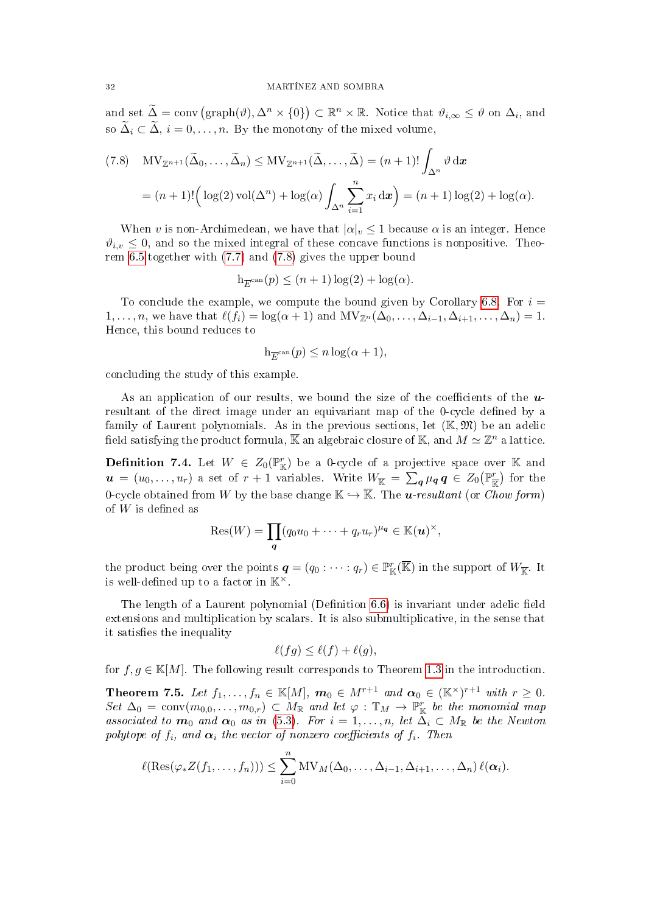and set $\widetilde{\Delta} = \operatorname{conv}\big(\operatorname{graph}(\vartheta), \Delta^n \times \{0\}\big) \subset \mathbb{R}^n \times \mathbb{R}$. Notice that $\vartheta_{i,\infty} \leq \vartheta$ on $\Delta_i$, and so $\widetilde{\Delta}_i \subset \widetilde{\Delta}$, $i = 0, \dots, n$. By the monotony of the mixed volume,

$$
\begin{aligned}
(7.8) \quad \operatorname{MV}_{\mathbb{Z}^{n+1}}(\widetilde{\Delta}_0, \dots, \widetilde{\Delta}_n) &\leq \operatorname{MV}_{\mathbb{Z}^{n+1}}(\widetilde{\Delta}, \dots, \widetilde{\Delta}) = (n+1)! \int_{\Delta^n} \vartheta \, \mathrm{d}\boldsymbol{x} \\
&= (n+1)! \Big( \log(2) \operatorname{vol}(\Delta^n) + \log(\alpha) \int_{\Delta^n} \sum_{i=1}^n x_i \, \mathrm{d}\boldsymbol{x} \Big) = (n+1)\log(2) + \log(\alpha).
\end{aligned}
$$

When $v$ is non-Archimedean, we have that $|\alpha|_v \leq 1$ because $\alpha$ is an integer. Hence $\vartheta_{i,v} \leq 0$, and so the mixed integral of these concave functions is nonpositive. Theorem 6.5 together with (7.7) and (7.8) gives the upper bound

$$
\mathrm{h}_{\overline{E}^{\mathrm{can}}}(p) \leq (n+1)\log(2) + \log(\alpha).
$$

To conclude the example, we compute the bound given by Corollary 6.8. For $i = 1, \dots, n$, we have that $\ell(f_i) = \log(\alpha + 1)$ and $\operatorname{MV}_{\mathbb{Z}^n}(\Delta_0, \dots, \Delta_{i-1}, \Delta_{i+1}, \dots, \Delta_n) = 1$. Hence, this bound reduces to

$$
\mathrm{h}_{\overline{E}^{\mathrm{can}}}(p) \leq n \log(\alpha + 1),
$$

concluding the study of this example.

As an application of our results, we bound the size of the coefficients of the $\boldsymbol{u}$-resultant of the direct image under an equivariant map of the 0-cycle defined by a family of Laurent polynomials. As in the previous sections, let $(\mathbb{K}, \mathfrak{M})$ be an adelic field satisfying the product formula, $\overline{\mathbb{K}}$ an algebraic closure of $\mathbb{K}$, and $M \simeq \mathbb{Z}^n$ a lattice.

**Definition 7.4.** Let $W \in Z_0(\mathbb{P}^r_{\mathbb{K}})$ be a 0-cycle of a projective space over $\mathbb{K}$ and $\boldsymbol{u} = (u_0, \dots, u_r)$ a set of $r+1$ variables. Write $W_{\overline{\mathbb{K}}} = \sum_{\boldsymbol{q}} \mu_{\boldsymbol{q}} \, \boldsymbol{q} \in Z_0\big(\mathbb{P}^r_{\overline{\mathbb{K}}}\big)$ for the 0-cycle obtained from $W$ by the base change $\mathbb{K} \hookrightarrow \overline{\mathbb{K}}$. The *$\boldsymbol{u}$-resultant* (or *Chow form*) of $W$ is defined as

$$
\operatorname{Res}(W) = \prod_{\boldsymbol{q}} (q_0 u_0 + \cdots + q_r u_r)^{\mu_{\boldsymbol{q}}} \in \mathbb{K}(\boldsymbol{u})^{\times},
$$

the product being over the points $\boldsymbol{q} = (q_0 : \cdots : q_r) \in \mathbb{P}^r_{\mathbb{K}}(\overline{\mathbb{K}})$ in the support of $W_{\overline{\mathbb{K}}}$. It is well-defined up to a factor in $\mathbb{K}^{\times}$.

The length of a Laurent polynomial (Definition 6.6) is invariant under adelic field extensions and multiplication by scalars. It is also submultiplicative, in the sense that it satisfies the inequality

$$
\ell(fg) \leq \ell(f) + \ell(g),
$$

for $f, g \in \mathbb{K}[M]$. The following result corresponds to Theorem 1.3 in the introduction.

**Theorem 7.5.** *Let $f_1, \dots, f_n \in \mathbb{K}[M]$, $\boldsymbol{m}_0 \in M^{r+1}$ and $\boldsymbol{\alpha}_0 \in (\mathbb{K}^{\times})^{r+1}$ with $r \geq 0$. Set $\Delta_0 = \operatorname{conv}(m_{0,0}, \dots, m_{0,r}) \subset M_{\mathbb{R}}$ and let $\varphi \colon \mathbb{T}_M \to \mathbb{P}^r_{\mathbb{K}}$ be the monomial map associated to $\boldsymbol{m}_0$ and $\boldsymbol{\alpha}_0$ as in (5.3). For $i = 1, \dots, n$, let $\Delta_i \subset M_{\mathbb{R}}$ be the Newton polytope of $f_i$, and $\boldsymbol{\alpha}_i$ the vector of nonzero coefficients of $f_i$. Then*

$$
\ell(\operatorname{Res}(\varphi_* Z(f_1, \dots, f_n))) \leq \sum_{i=0}^n \operatorname{MV}_M(\Delta_0, \dots, \Delta_{i-1}, \Delta_{i+1}, \dots, \Delta_n) \, \ell(\boldsymbol{\alpha}_i).
$$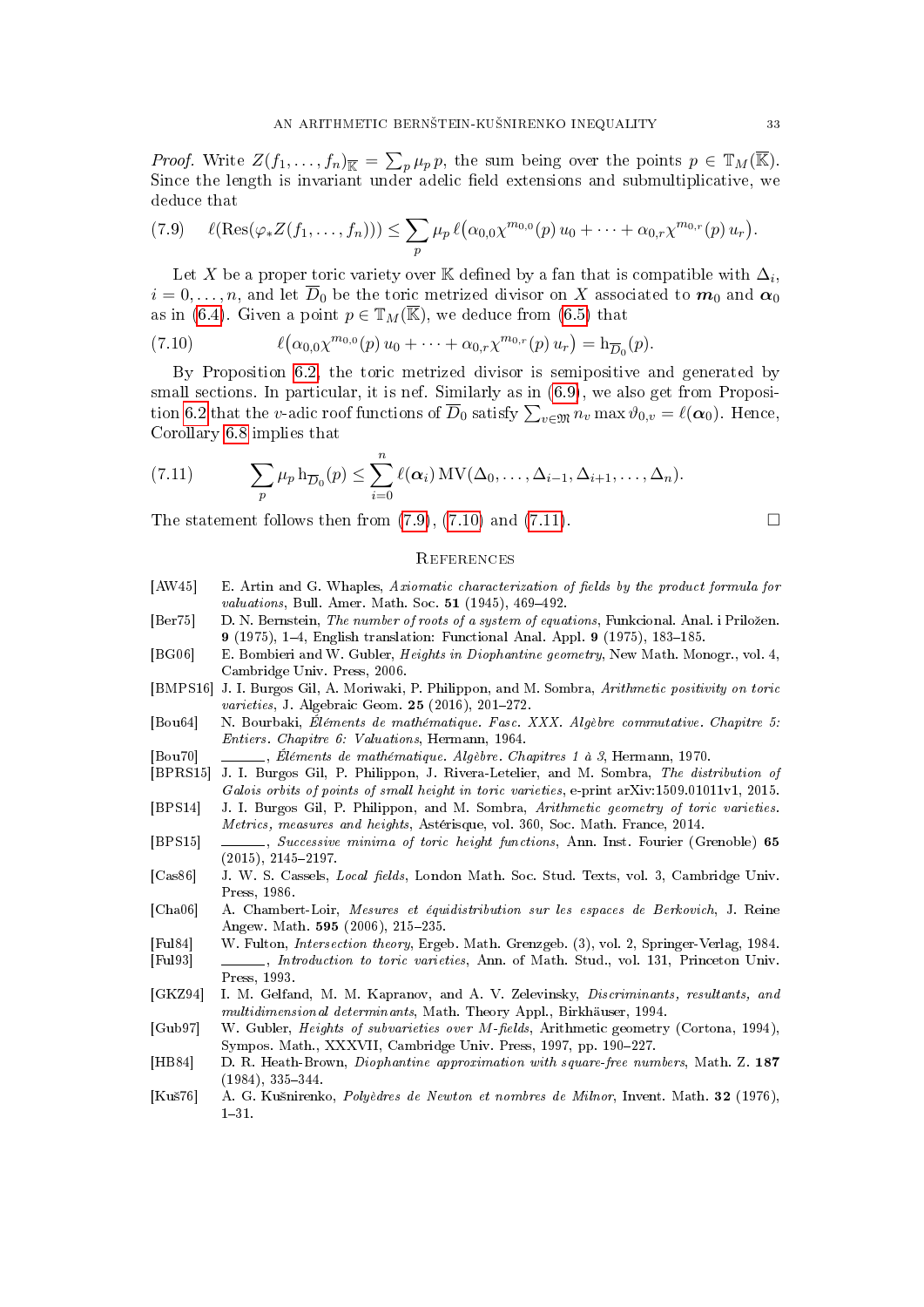*Proof.* Write $Z(f_1,\dots,f_n)_{\mathbb{K}} = \sum_p \mu_p\, p$, the sum being over the points $p \in \mathbb{T}_M(\overline{\mathbb{K}})$. Since the length is invariant under adelic field extensions and submultiplicative, we deduce that

$$\ell(\mathrm{Res}(\varphi_* Z(f_1,\dots,f_n))) \le \sum_p \mu_p\, \ell\big(\alpha_{0,0}\chi^{m_{0,0}}(p)\, u_0 + \dots + \alpha_{0,r}\chi^{m_{0,r}}(p)\, u_r\big). \tag{7.9}$$

Let $X$ be a proper toric variety over $\mathbb{K}$ defined by a fan that is compatible with $\Delta_i$, $i = 0,\dots,n$, and let $\overline{D}_0$ be the toric metrized divisor on $X$ associated to $\boldsymbol{m}_0$ and $\boldsymbol{\alpha}_0$ as in (6.4). Given a point $p \in \mathbb{T}_M(\overline{\mathbb{K}})$, we deduce from (6.5) that

$$\ell\big(\alpha_{0,0}\chi^{m_{0,0}}(p)\, u_0 + \dots + \alpha_{0,r}\chi^{m_{0,r}}(p)\, u_r\big) = \mathrm{h}_{\overline{D}_0}(p). \tag{7.10}$$

By Proposition 6.2, the toric metrized divisor is semipositive and generated by small sections. In particular, it is nef. Similarly as in (6.9), we also get from Proposition 6.2 that the $v$-adic roof functions of $\overline{D}_0$ satisfy $\sum_{v\in\mathfrak{M}} n_v \max \vartheta_{0,v} = \ell(\boldsymbol{\alpha}_0)$. Hence, Corollary 6.8 implies that

$$\sum_p \mu_p\, \mathrm{h}_{\overline{D}_0}(p) \le \sum_{i=0}^n \ell(\boldsymbol{\alpha}_i)\, \mathrm{MV}(\Delta_0,\dots,\Delta_{i-1},\Delta_{i+1},\dots,\Delta_n). \tag{7.11}$$

The statement follows then from (7.9), (7.10) and (7.11). $\square$

## References

[AW45] E. Artin and G. Whaples, *Axiomatic characterization of fields by the product formula for valuations*, Bull. Amer. Math. Soc. **51** (1945), 469–492.

[Ber75] D. N. Bernstein, *The number of roots of a system of equations*, Funkcional. Anal. i Priložen. **9** (1975), 1–4, English translation: Functional Anal. Appl. **9** (1975), 183–185.

[BG06] E. Bombieri and W. Gubler, *Heights in Diophantine geometry*, New Math. Monogr., vol. 4, Cambridge Univ. Press, 2006.

[BMPS16] J. I. Burgos Gil, A. Moriwaki, P. Philippon, and M. Sombra, *Arithmetic positivity on toric varieties*, J. Algebraic Geom. **25** (2016), 201–272.

[Bou64] N. Bourbaki, *Éléments de mathématique. Fasc. XXX. Algèbre commutative. Chapitre 5: Entiers. Chapitre 6: Valuations*, Hermann, 1964.

[Bou70] ______, *Éléments de mathématique. Algèbre. Chapitres 1 à 3*, Hermann, 1970.

[BPRS15] J. I. Burgos Gil, P. Philippon, J. Rivera-Letelier, and M. Sombra, *The distribution of Galois orbits of points of small height in toric varieties*, e-print arXiv:1509.01011v1, 2015.

[BPS14] J. I. Burgos Gil, P. Philippon, and M. Sombra, *Arithmetic geometry of toric varieties. Metrics, measures and heights*, Astérisque, vol. 360, Soc. Math. France, 2014.

[BPS15] ______, *Successive minima of toric height functions*, Ann. Inst. Fourier (Grenoble) **65** (2015), 2145–2197.

[Cas86] J. W. S. Cassels, *Local fields*, London Math. Soc. Stud. Texts, vol. 3, Cambridge Univ. Press, 1986.

[Cha06] A. Chambert-Loir, *Mesures et équidistribution sur les espaces de Berkovich*, J. Reine Angew. Math. **595** (2006), 215–235.

[Ful84] W. Fulton, *Intersection theory*, Ergeb. Math. Grenzgeb. (3), vol. 2, Springer-Verlag, 1984.

[Ful93] ______, *Introduction to toric varieties*, Ann. of Math. Stud., vol. 131, Princeton Univ. Press, 1993.

[GKZ94] I. M. Gelfand, M. M. Kapranov, and A. V. Zelevinsky, *Discriminants, resultants, and multidimensional determinants*, Math. Theory Appl., Birkhäuser, 1994.

[Gub97] W. Gubler, *Heights of subvarieties over M-fields*, Arithmetic geometry (Cortona, 1994), Sympos. Math., XXXVII, Cambridge Univ. Press, 1997, pp. 190–227.

[HB84] D. R. Heath-Brown, *Diophantine approximation with square-free numbers*, Math. Z. **187** (1984), 335–344.

[Kuš76] A. G. Kušnirenko, *Polyèdres de Newton et nombres de Milnor*, Invent. Math. **32** (1976), 1–31.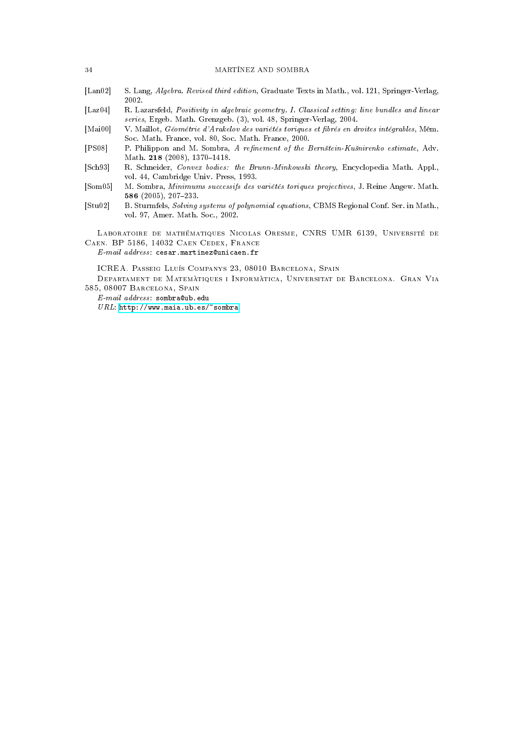- [Lan02] S. Lang, *Algebra. Revised third edition*, Graduate Texts in Math., vol. 121, Springer-Verlag, 2002.
- [Laz04] R. Lazarsfeld, *Positivity in algebraic geometry. I. Classical setting: line bundles and linear series*, Ergeb. Math. Grenzgeb. (3), vol. 48, Springer-Verlag, 2004.
- [Mai00] V. Maillot, *Géométrie d'Arakelov des variétés toriques et fibrés en droites intégrables*, Mém. Soc. Math. France, vol. 80, Soc. Math. France, 2000.
- [PS08] P. Philippon and M. Sombra, *A refinement of the Bernštein-Kušnirenko estimate*, Adv. Math. **218** (2008), 1370–1418.
- [Sch93] R. Schneider, *Convex bodies: the Brunn-Minkowski theory*, Encyclopedia Math. Appl., vol. 44, Cambridge Univ. Press, 1993.
- [Som05] M. Sombra, *Minimums successifs des variétés toriques projectives*, J. Reine Angew. Math. **586** (2005), 207–233.
- [Stu02] B. Sturmfels, *Solving systems of polynomial equations*, CBMS Regional Conf. Ser. in Math., vol. 97, Amer. Math. Soc., 2002.

Laboratoire de mathématiques Nicolas Oresme, CNRS UMR 6139, Université de Caen. BP 5186, 14032 Caen Cedex, France

*E-mail address*: cesar.martinez@unicaen.fr

ICREA. Passeig Lluís Companys 23, 08010 Barcelona, Spain

Departament de Matemàtiques i Informàtica, Universitat de Barcelona. Gran Via 585, 08007 Barcelona, Spain

*E-mail address*: sombra@ub.edu

*URL*: http://www.maia.ub.es/~sombra